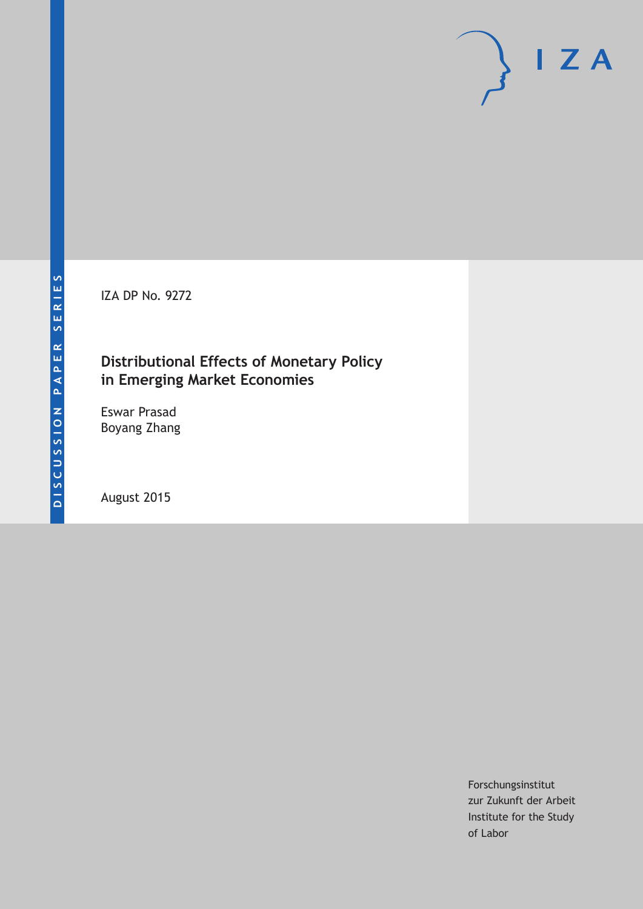DISCUSSION PAPER SERIES

IZA

IZA DP No. 9272

# Distributional Effects of Monetary Policy in Emerging Market Economies

Eswar Prasad
Boyang Zhang

August 2015

Forschungsinstitut
zur Zukunft der Arbeit
Institute for the Study
of Labor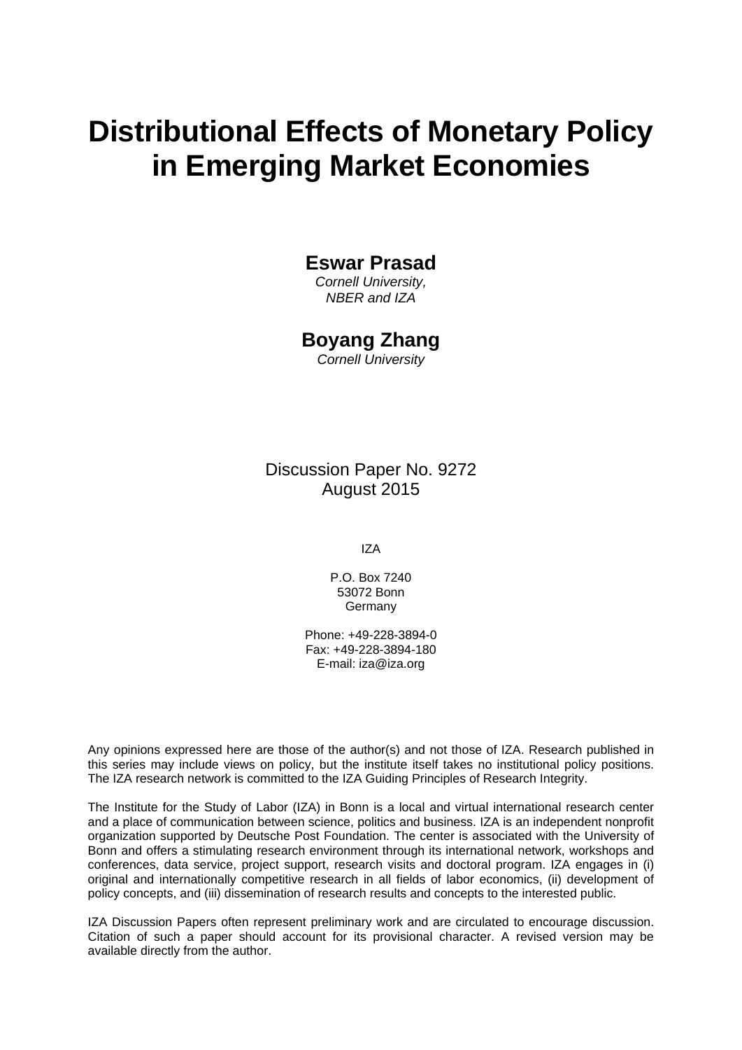# Distributional Effects of Monetary Policy in Emerging Market Economies

**Eswar Prasad**
*Cornell University, NBER and IZA*

**Boyang Zhang**
*Cornell University*

Discussion Paper No. 9272
August 2015

IZA

P.O. Box 7240
53072 Bonn
Germany

Phone: +49-228-3894-0
Fax: +49-228-3894-180
E-mail: iza@iza.org

Any opinions expressed here are those of the author(s) and not those of IZA. Research published in this series may include views on policy, but the institute itself takes no institutional policy positions. The IZA research network is committed to the IZA Guiding Principles of Research Integrity.

The Institute for the Study of Labor (IZA) in Bonn is a local and virtual international research center and a place of communication between science, politics and business. IZA is an independent nonprofit organization supported by Deutsche Post Foundation. The center is associated with the University of Bonn and offers a stimulating research environment through its international network, workshops and conferences, data service, project support, research visits and doctoral program. IZA engages in (i) original and internationally competitive research in all fields of labor economics, (ii) development of policy concepts, and (iii) dissemination of research results and concepts to the interested public.

IZA Discussion Papers often represent preliminary work and are circulated to encourage discussion. Citation of such a paper should account for its provisional character. A revised version may be available directly from the author.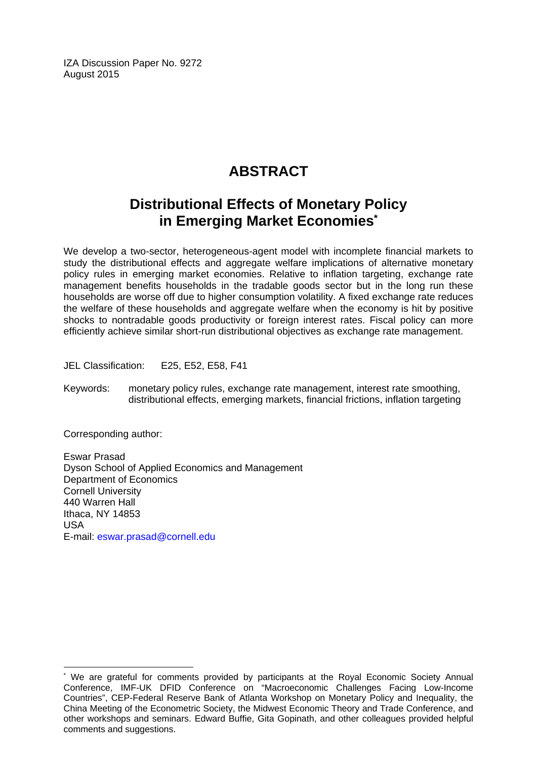IZA Discussion Paper No. 9272
August 2015

# ABSTRACT

## Distributional Effects of Monetary Policy in Emerging Market Economies[*]

We develop a two-sector, heterogeneous-agent model with incomplete financial markets to study the distributional effects and aggregate welfare implications of alternative monetary policy rules in emerging market economies. Relative to inflation targeting, exchange rate management benefits households in the tradable goods sector but in the long run these households are worse off due to higher consumption volatility. A fixed exchange rate reduces the welfare of these households and aggregate welfare when the economy is hit by positive shocks to nontradable goods productivity or foreign interest rates. Fiscal policy can more efficiently achieve similar short-run distributional objectives as exchange rate management.

JEL Classification: E25, E52, E58, F41

Keywords: monetary policy rules, exchange rate management, interest rate smoothing, distributional effects, emerging markets, financial frictions, inflation targeting

Corresponding author:

Eswar Prasad
Dyson School of Applied Economics and Management
Department of Economics
Cornell University
440 Warren Hall
Ithaca, NY 14853
USA
E-mail: eswar.prasad@cornell.edu

[*] We are grateful for comments provided by participants at the Royal Economic Society Annual Conference, IMF-UK DFID Conference on "Macroeconomic Challenges Facing Low-Income Countries", CEP-Federal Reserve Bank of Atlanta Workshop on Monetary Policy and Inequality, the China Meeting of the Econometric Society, the Midwest Economic Theory and Trade Conference, and other workshops and seminars. Edward Buffie, Gita Gopinath, and other colleagues provided helpful comments and suggestions.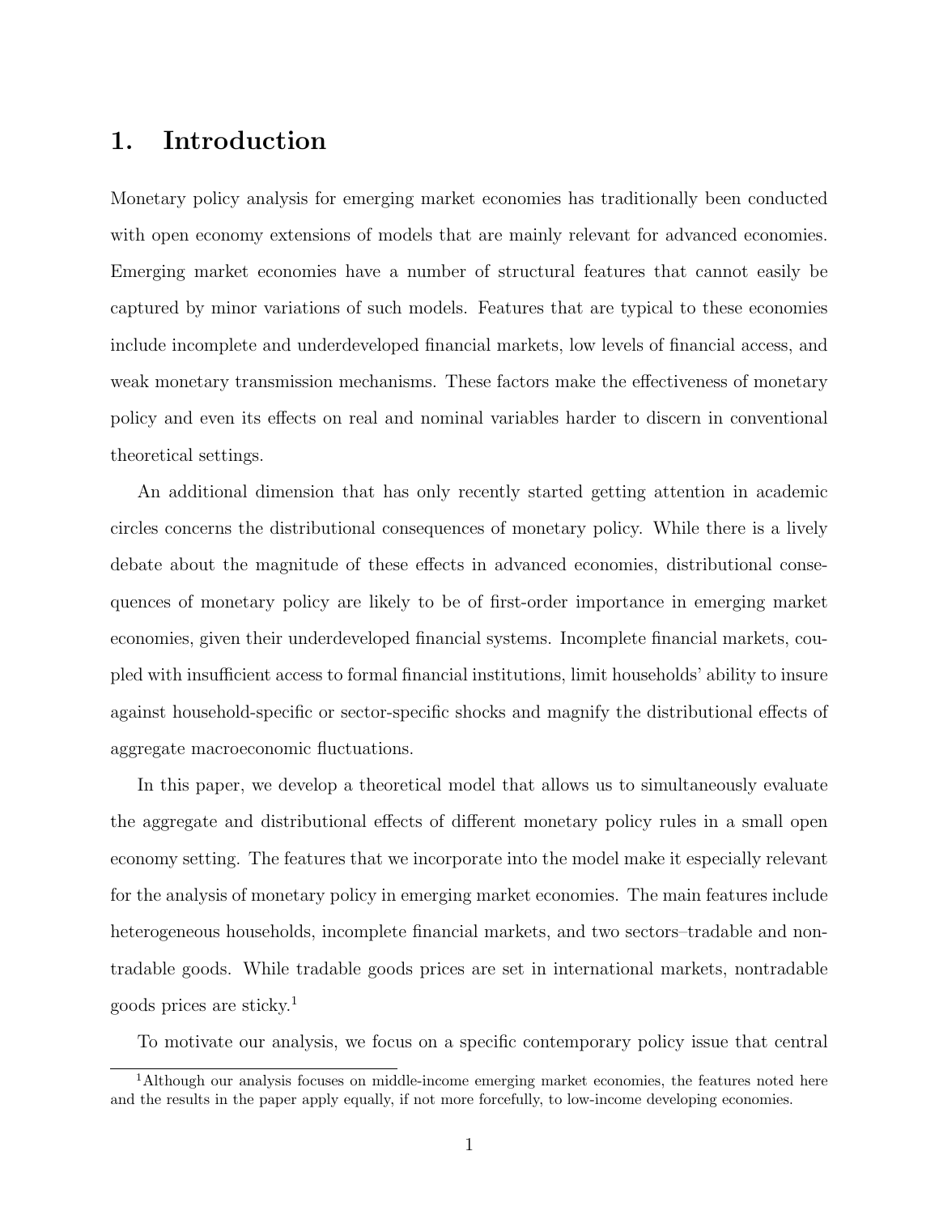# 1. Introduction

Monetary policy analysis for emerging market economies has traditionally been conducted with open economy extensions of models that are mainly relevant for advanced economies. Emerging market economies have a number of structural features that cannot easily be captured by minor variations of such models. Features that are typical to these economies include incomplete and underdeveloped financial markets, low levels of financial access, and weak monetary transmission mechanisms. These factors make the effectiveness of monetary policy and even its effects on real and nominal variables harder to discern in conventional theoretical settings.

An additional dimension that has only recently started getting attention in academic circles concerns the distributional consequences of monetary policy. While there is a lively debate about the magnitude of these effects in advanced economies, distributional consequences of monetary policy are likely to be of first-order importance in emerging market economies, given their underdeveloped financial systems. Incomplete financial markets, coupled with insufficient access to formal financial institutions, limit households' ability to insure against household-specific or sector-specific shocks and magnify the distributional effects of aggregate macroeconomic fluctuations.

In this paper, we develop a theoretical model that allows us to simultaneously evaluate the aggregate and distributional effects of different monetary policy rules in a small open economy setting. The features that we incorporate into the model make it especially relevant for the analysis of monetary policy in emerging market economies. The main features include heterogeneous households, incomplete financial markets, and two sectors–tradable and nontradable goods. While tradable goods prices are set in international markets, nontradable goods prices are sticky.[1]

To motivate our analysis, we focus on a specific contemporary policy issue that central

[1] Although our analysis focuses on middle-income emerging market economies, the features noted here and the results in the paper apply equally, if not more forcefully, to low-income developing economies.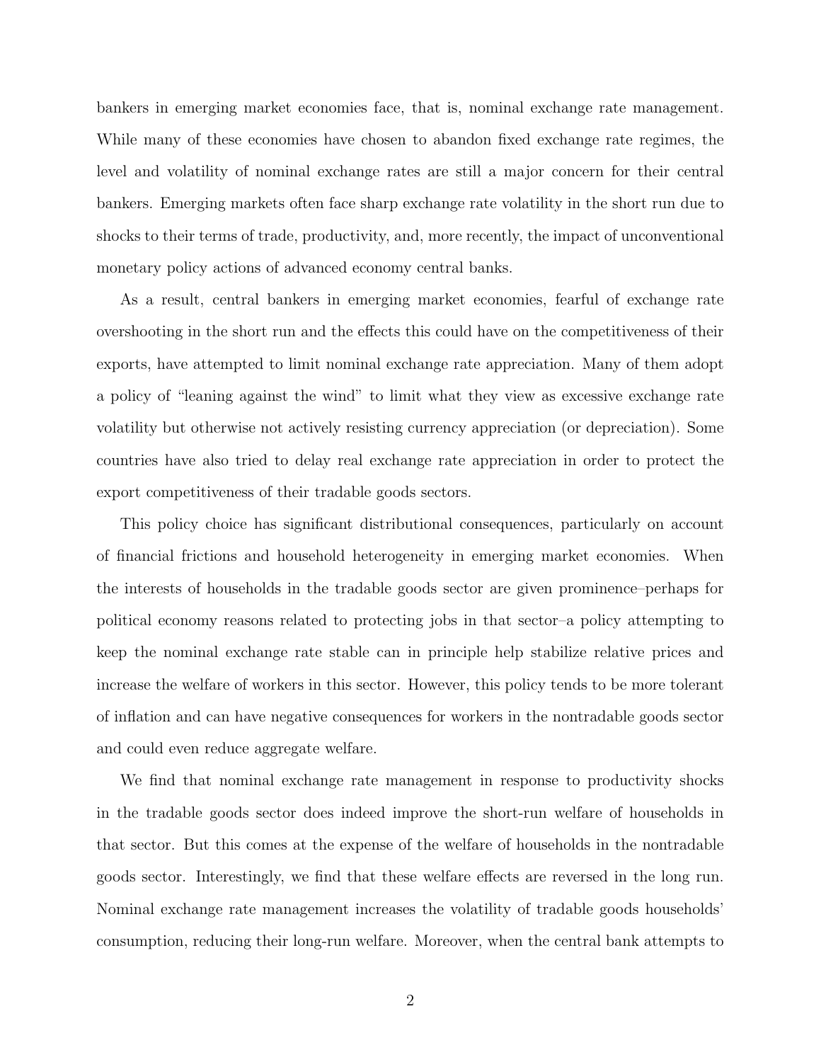bankers in emerging market economies face, that is, nominal exchange rate management. While many of these economies have chosen to abandon fixed exchange rate regimes, the level and volatility of nominal exchange rates are still a major concern for their central bankers. Emerging markets often face sharp exchange rate volatility in the short run due to shocks to their terms of trade, productivity, and, more recently, the impact of unconventional monetary policy actions of advanced economy central banks.

As a result, central bankers in emerging market economies, fearful of exchange rate overshooting in the short run and the effects this could have on the competitiveness of their exports, have attempted to limit nominal exchange rate appreciation. Many of them adopt a policy of "leaning against the wind" to limit what they view as excessive exchange rate volatility but otherwise not actively resisting currency appreciation (or depreciation). Some countries have also tried to delay real exchange rate appreciation in order to protect the export competitiveness of their tradable goods sectors.

This policy choice has significant distributional consequences, particularly on account of financial frictions and household heterogeneity in emerging market economies. When the interests of households in the tradable goods sector are given prominence–perhaps for political economy reasons related to protecting jobs in that sector–a policy attempting to keep the nominal exchange rate stable can in principle help stabilize relative prices and increase the welfare of workers in this sector. However, this policy tends to be more tolerant of inflation and can have negative consequences for workers in the nontradable goods sector and could even reduce aggregate welfare.

We find that nominal exchange rate management in response to productivity shocks in the tradable goods sector does indeed improve the short-run welfare of households in that sector. But this comes at the expense of the welfare of households in the nontradable goods sector. Interestingly, we find that these welfare effects are reversed in the long run. Nominal exchange rate management increases the volatility of tradable goods households' consumption, reducing their long-run welfare. Moreover, when the central bank attempts to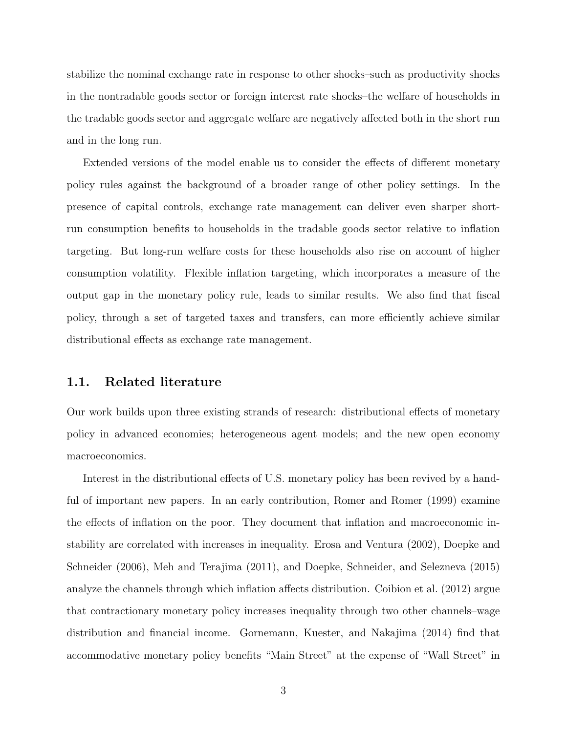stabilize the nominal exchange rate in response to other shocks–such as productivity shocks in the nontradable goods sector or foreign interest rate shocks–the welfare of households in the tradable goods sector and aggregate welfare are negatively affected both in the short run and in the long run.

Extended versions of the model enable us to consider the effects of different monetary policy rules against the background of a broader range of other policy settings. In the presence of capital controls, exchange rate management can deliver even sharper short-run consumption benefits to households in the tradable goods sector relative to inflation targeting. But long-run welfare costs for these households also rise on account of higher consumption volatility. Flexible inflation targeting, which incorporates a measure of the output gap in the monetary policy rule, leads to similar results. We also find that fiscal policy, through a set of targeted taxes and transfers, can more efficiently achieve similar distributional effects as exchange rate management.

## 1.1. Related literature

Our work builds upon three existing strands of research: distributional effects of monetary policy in advanced economies; heterogeneous agent models; and the new open economy macroeconomics.

Interest in the distributional effects of U.S. monetary policy has been revived by a handful of important new papers. In an early contribution, Romer and Romer (1999) examine the effects of inflation on the poor. They document that inflation and macroeconomic instability are correlated with increases in inequality. Erosa and Ventura (2002), Doepke and Schneider (2006), Meh and Terajima (2011), and Doepke, Schneider, and Selezneva (2015) analyze the channels through which inflation affects distribution. Coibion et al. (2012) argue that contractionary monetary policy increases inequality through two other channels–wage distribution and financial income. Gornemann, Kuester, and Nakajima (2014) find that accommodative monetary policy benefits "Main Street" at the expense of "Wall Street" in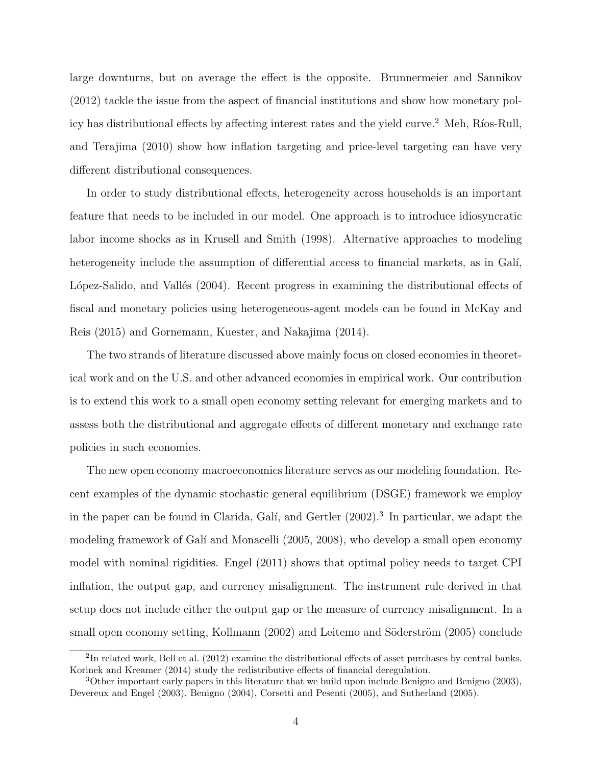large downturns, but on average the effect is the opposite. Brunnermeier and Sannikov (2012) tackle the issue from the aspect of financial institutions and show how monetary policy has distributional effects by affecting interest rates and the yield curve.[2] Meh, Ríos-Rull, and Terajima (2010) show how inflation targeting and price-level targeting can have very different distributional consequences.

In order to study distributional effects, heterogeneity across households is an important feature that needs to be included in our model. One approach is to introduce idiosyncratic labor income shocks as in Krusell and Smith (1998). Alternative approaches to modeling heterogeneity include the assumption of differential access to financial markets, as in Galí, López-Salido, and Vallés (2004). Recent progress in examining the distributional effects of fiscal and monetary policies using heterogeneous-agent models can be found in McKay and Reis (2015) and Gornemann, Kuester, and Nakajima (2014).

The two strands of literature discussed above mainly focus on closed economies in theoretical work and on the U.S. and other advanced economies in empirical work. Our contribution is to extend this work to a small open economy setting relevant for emerging markets and to assess both the distributional and aggregate effects of different monetary and exchange rate policies in such economies.

The new open economy macroeconomics literature serves as our modeling foundation. Recent examples of the dynamic stochastic general equilibrium (DSGE) framework we employ in the paper can be found in Clarida, Galí, and Gertler (2002).[3] In particular, we adapt the modeling framework of Galí and Monacelli (2005, 2008), who develop a small open economy model with nominal rigidities. Engel (2011) shows that optimal policy needs to target CPI inflation, the output gap, and currency misalignment. The instrument rule derived in that setup does not include either the output gap or the measure of currency misalignment. In a small open economy setting, Kollmann (2002) and Leitemo and Söderström (2005) conclude

[2]In related work, Bell et al. (2012) examine the distributional effects of asset purchases by central banks. Korinek and Kreamer (2014) study the redistributive effects of financial deregulation.

[3]Other important early papers in this literature that we build upon include Benigno and Benigno (2003), Devereux and Engel (2003), Benigno (2004), Corsetti and Pesenti (2005), and Sutherland (2005).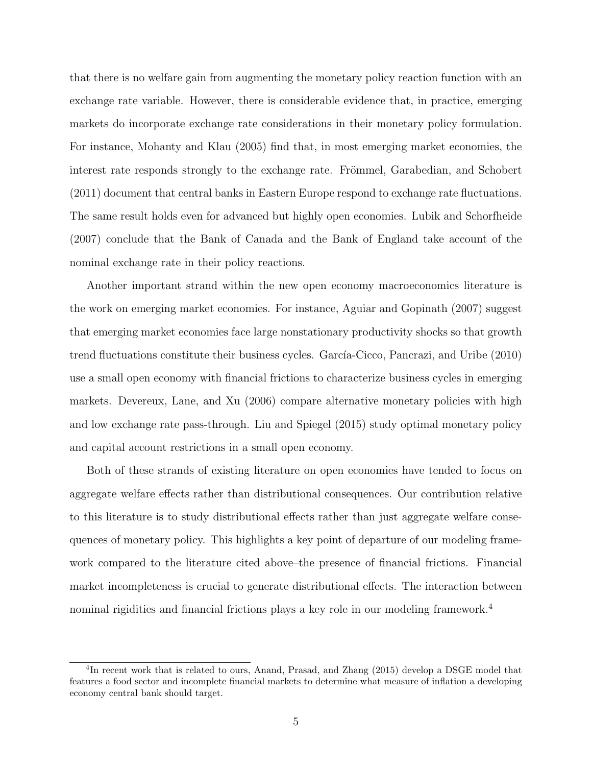that there is no welfare gain from augmenting the monetary policy reaction function with an exchange rate variable. However, there is considerable evidence that, in practice, emerging markets do incorporate exchange rate considerations in their monetary policy formulation. For instance, Mohanty and Klau (2005) find that, in most emerging market economies, the interest rate responds strongly to the exchange rate. Frömmel, Garabedian, and Schobert (2011) document that central banks in Eastern Europe respond to exchange rate fluctuations. The same result holds even for advanced but highly open economies. Lubik and Schorfheide (2007) conclude that the Bank of Canada and the Bank of England take account of the nominal exchange rate in their policy reactions.

Another important strand within the new open economy macroeconomics literature is the work on emerging market economies. For instance, Aguiar and Gopinath (2007) suggest that emerging market economies face large nonstationary productivity shocks so that growth trend fluctuations constitute their business cycles. García-Cicco, Pancrazi, and Uribe (2010) use a small open economy with financial frictions to characterize business cycles in emerging markets. Devereux, Lane, and Xu (2006) compare alternative monetary policies with high and low exchange rate pass-through. Liu and Spiegel (2015) study optimal monetary policy and capital account restrictions in a small open economy.

Both of these strands of existing literature on open economies have tended to focus on aggregate welfare effects rather than distributional consequences. Our contribution relative to this literature is to study distributional effects rather than just aggregate welfare consequences of monetary policy. This highlights a key point of departure of our modeling framework compared to the literature cited above–the presence of financial frictions. Financial market incompleteness is crucial to generate distributional effects. The interaction between nominal rigidities and financial frictions plays a key role in our modeling framework.[4]

[4] In recent work that is related to ours, Anand, Prasad, and Zhang (2015) develop a DSGE model that features a food sector and incomplete financial markets to determine what measure of inflation a developing economy central bank should target.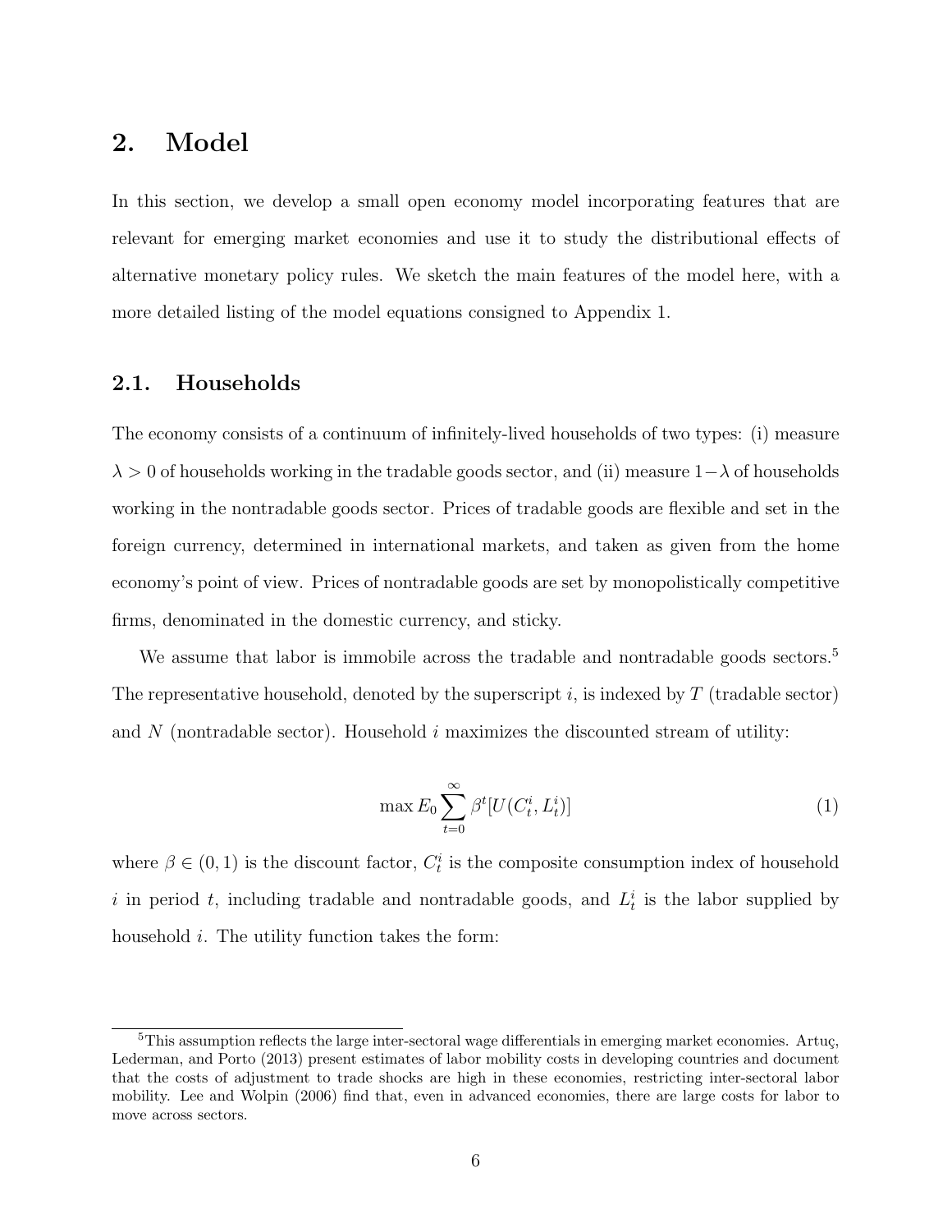# 2. Model

In this section, we develop a small open economy model incorporating features that are relevant for emerging market economies and use it to study the distributional effects of alternative monetary policy rules. We sketch the main features of the model here, with a more detailed listing of the model equations consigned to Appendix 1.

## 2.1. Households

The economy consists of a continuum of infinitely-lived households of two types: (i) measure $\lambda > 0$ of households working in the tradable goods sector, and (ii) measure $1-\lambda$ of households working in the nontradable goods sector. Prices of tradable goods are flexible and set in the foreign currency, determined in international markets, and taken as given from the home economy's point of view. Prices of nontradable goods are set by monopolistically competitive firms, denominated in the domestic currency, and sticky.

We assume that labor is immobile across the tradable and nontradable goods sectors.[5] The representative household, denoted by the superscript $i$, is indexed by $T$ (tradable sector) and $N$ (nontradable sector). Household $i$ maximizes the discounted stream of utility:

$$\max E_0 \sum_{t=0}^{\infty} \beta^t [U(C_t^i, L_t^i)] \tag{1}$$

where $\beta \in (0,1)$ is the discount factor, $C_t^i$ is the composite consumption index of household $i$ in period $t$, including tradable and nontradable goods, and $L_t^i$ is the labor supplied by household $i$. The utility function takes the form:

[5] This assumption reflects the large inter-sectoral wage differentials in emerging market economies. Artuç, Lederman, and Porto (2013) present estimates of labor mobility costs in developing countries and document that the costs of adjustment to trade shocks are high in these economies, restricting inter-sectoral labor mobility. Lee and Wolpin (2006) find that, even in advanced economies, there are large costs for labor to move across sectors.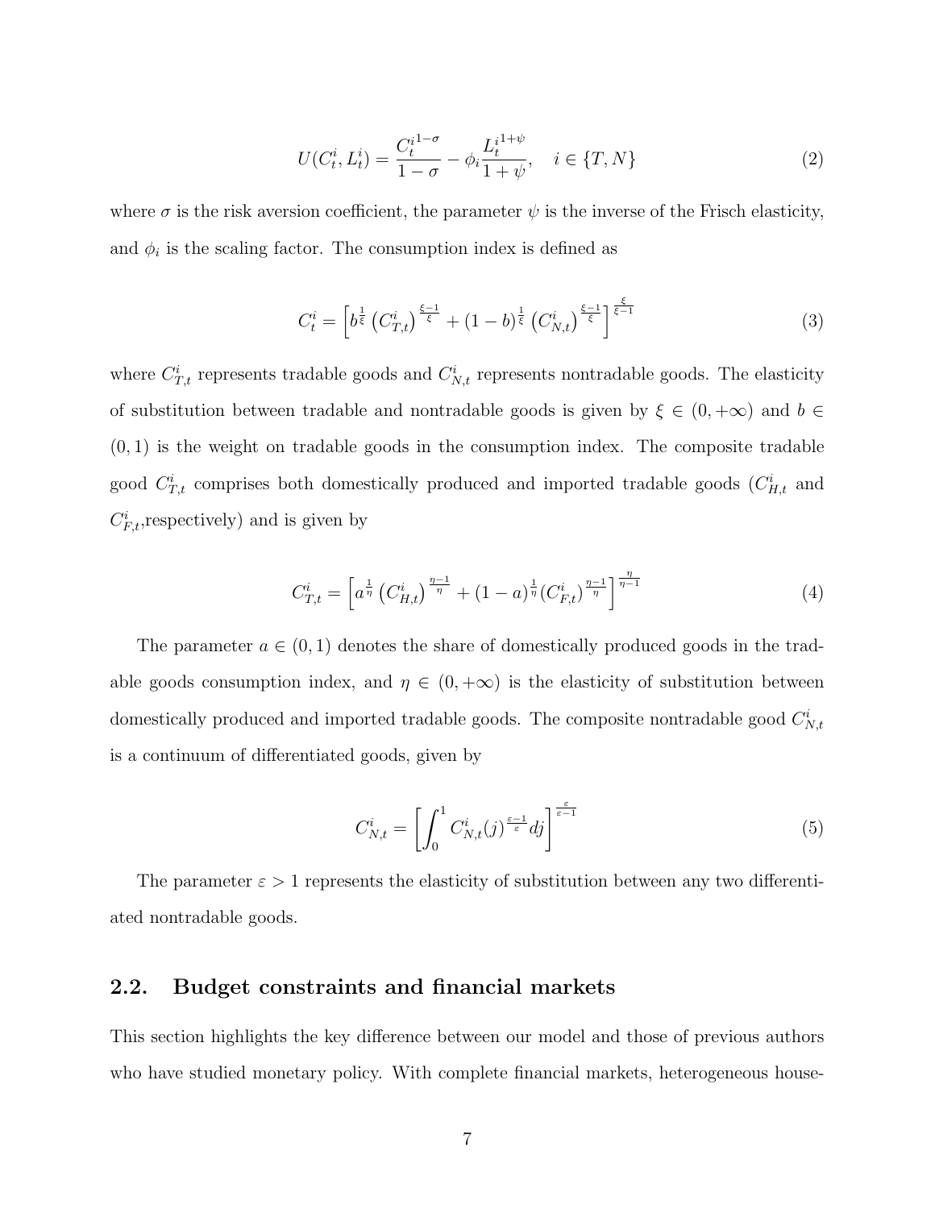$$U(C_t^i, L_t^i) = \frac{C_t^{i\,1-\sigma}}{1-\sigma} - \phi_i \frac{L_t^{i\,1+\psi}}{1+\psi}, \quad i \in \{T, N\} \tag{2}$$

where $\sigma$ is the risk aversion coefficient, the parameter $\psi$ is the inverse of the Frisch elasticity, and $\phi_i$ is the scaling factor. The consumption index is defined as

$$C_t^i = \left[ b^{\frac{1}{\xi}} \left( C_{T,t}^i \right)^{\frac{\xi-1}{\xi}} + (1-b)^{\frac{1}{\xi}} \left( C_{N,t}^i \right)^{\frac{\xi-1}{\xi}} \right]^{\frac{\xi}{\xi-1}} \tag{3}$$

where $C_{T,t}^i$ represents tradable goods and $C_{N,t}^i$ represents nontradable goods. The elasticity of substitution between tradable and nontradable goods is given by $\xi \in (0, +\infty)$ and $b \in (0,1)$ is the weight on tradable goods in the consumption index. The composite tradable good $C_{T,t}^i$ comprises both domestically produced and imported tradable goods ($C_{H,t}^i$ and $C_{F,t}^i$,respectively) and is given by

$$C_{T,t}^i = \left[ a^{\frac{1}{\eta}} \left( C_{H,t}^i \right)^{\frac{\eta-1}{\eta}} + (1-a)^{\frac{1}{\eta}} (C_{F,t}^i)^{\frac{\eta-1}{\eta}} \right]^{\frac{\eta}{\eta-1}} \tag{4}$$

The parameter $a \in (0,1)$ denotes the share of domestically produced goods in the tradable goods consumption index, and $\eta \in (0, +\infty)$ is the elasticity of substitution between domestically produced and imported tradable goods. The composite nontradable good $C_{N,t}^i$ is a continuum of differentiated goods, given by

$$C_{N,t}^i = \left[ \int_0^1 C_{N,t}^i(j)^{\frac{\varepsilon-1}{\varepsilon}} dj \right]^{\frac{\varepsilon}{\varepsilon-1}} \tag{5}$$

The parameter $\varepsilon > 1$ represents the elasticity of substitution between any two differentiated nontradable goods.

## 2.2. Budget constraints and financial markets

This section highlights the key difference between our model and those of previous authors who have studied monetary policy. With complete financial markets, heterogeneous house-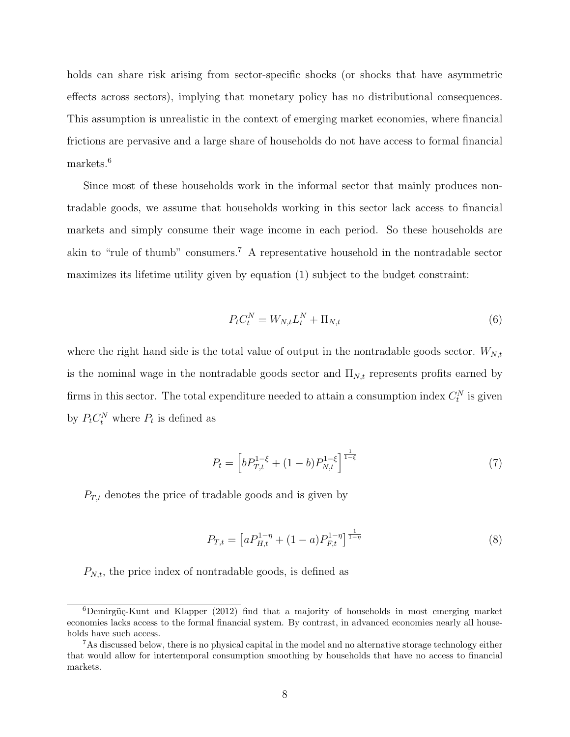holds can share risk arising from sector-specific shocks (or shocks that have asymmetric effects across sectors), implying that monetary policy has no distributional consequences. This assumption is unrealistic in the context of emerging market economies, where financial frictions are pervasive and a large share of households do not have access to formal financial markets.[6]

Since most of these households work in the informal sector that mainly produces nontradable goods, we assume that households working in this sector lack access to financial markets and simply consume their wage income in each period. So these households are akin to "rule of thumb" consumers.[7] A representative household in the nontradable sector maximizes its lifetime utility given by equation (1) subject to the budget constraint:

$$P_t C_t^N = W_{N,t} L_t^N + \Pi_{N,t} \tag{6}$$

where the right hand side is the total value of output in the nontradable goods sector. $W_{N,t}$ is the nominal wage in the nontradable goods sector and $\Pi_{N,t}$ represents profits earned by firms in this sector. The total expenditure needed to attain a consumption index $C_t^N$ is given by $P_t C_t^N$ where $P_t$ is defined as

$$P_t = \left[ b P_{T,t}^{1-\xi} + (1-b) P_{N,t}^{1-\xi} \right]^{\frac{1}{1-\xi}} \tag{7}$$

$P_{T,t}$ denotes the price of tradable goods and is given by

$$P_{T,t} = \left[ a P_{H,t}^{1-\eta} + (1-a) P_{F,t}^{1-\eta} \right]^{\frac{1}{1-\eta}} \tag{8}$$

$P_{N,t}$, the price index of nontradable goods, is defined as

[6] Demirgüç-Kunt and Klapper (2012) find that a majority of households in most emerging market economies lacks access to the formal financial system. By contrast, in advanced economies nearly all households have such access.

[7] As discussed below, there is no physical capital in the model and no alternative storage technology either that would allow for intertemporal consumption smoothing by households that have no access to financial markets.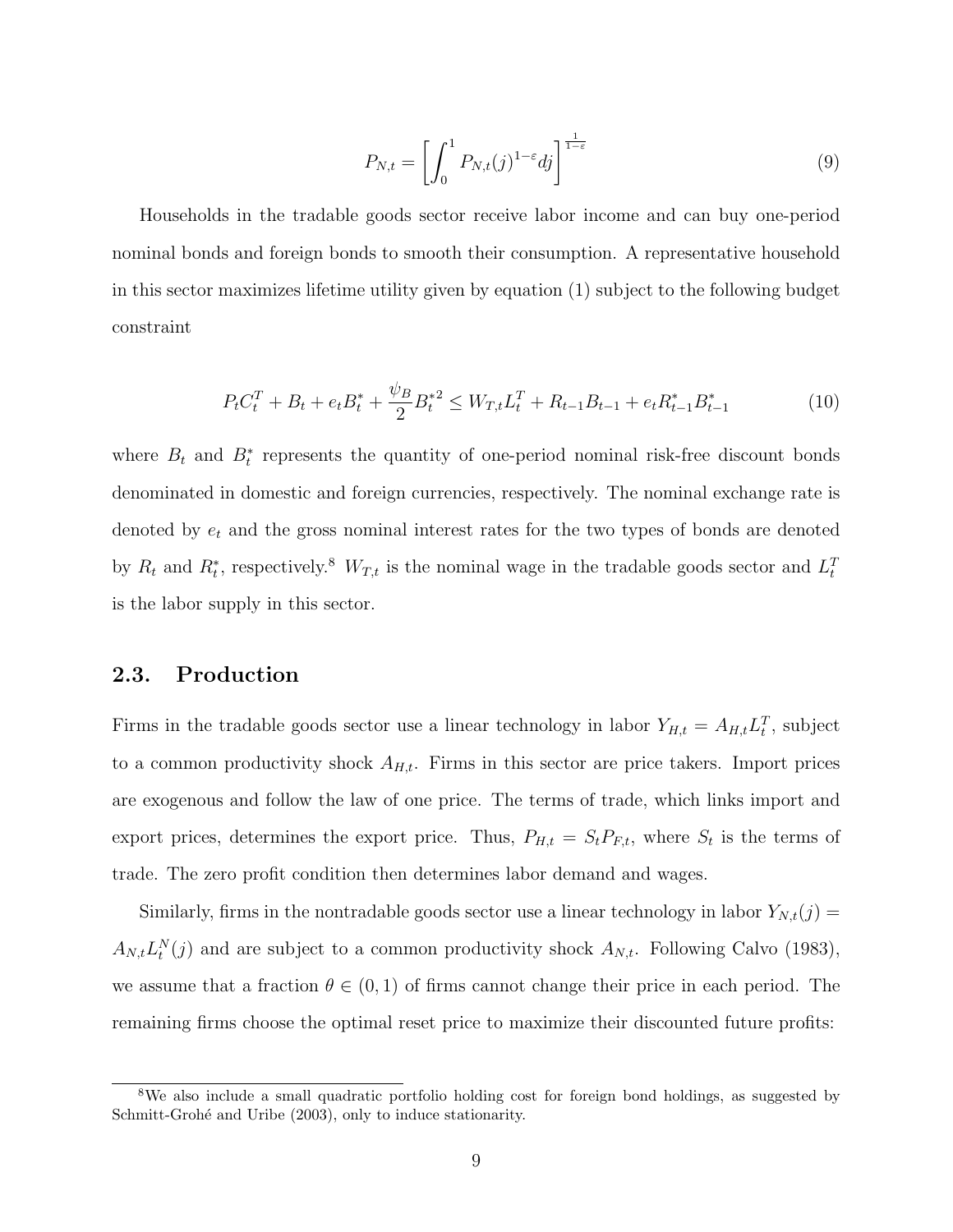$$P_{N,t} = \left[ \int_0^1 P_{N,t}(j)^{1-\varepsilon} dj \right]^{\frac{1}{1-\varepsilon}} \tag{9}$$

Households in the tradable goods sector receive labor income and can buy one-period nominal bonds and foreign bonds to smooth their consumption. A representative household in this sector maximizes lifetime utility given by equation (1) subject to the following budget constraint

$$P_t C_t^T + B_t + e_t B_t^* + \frac{\psi_B}{2} B_t^{*2} \leq W_{T,t} L_t^T + R_{t-1} B_{t-1} + e_t R_{t-1}^* B_{t-1}^* \tag{10}$$

where $B_t$ and $B_t^*$ represents the quantity of one-period nominal risk-free discount bonds denominated in domestic and foreign currencies, respectively. The nominal exchange rate is denoted by $e_t$ and the gross nominal interest rates for the two types of bonds are denoted by $R_t$ and $R_t^*$, respectively.[8] $W_{T,t}$ is the nominal wage in the tradable goods sector and $L_t^T$ is the labor supply in this sector.

## 2.3. Production

Firms in the tradable goods sector use a linear technology in labor $Y_{H,t} = A_{H,t} L_t^T$, subject to a common productivity shock $A_{H,t}$. Firms in this sector are price takers. Import prices are exogenous and follow the law of one price. The terms of trade, which links import and export prices, determines the export price. Thus, $P_{H,t} = S_t P_{F,t}$, where $S_t$ is the terms of trade. The zero profit condition then determines labor demand and wages.

Similarly, firms in the nontradable goods sector use a linear technology in labor $Y_{N,t}(j) = A_{N,t} L_t^N(j)$ and are subject to a common productivity shock $A_{N,t}$. Following Calvo (1983), we assume that a fraction $\theta \in (0,1)$ of firms cannot change their price in each period. The remaining firms choose the optimal reset price to maximize their discounted future profits:

[8] We also include a small quadratic portfolio holding cost for foreign bond holdings, as suggested by Schmitt-Grohé and Uribe (2003), only to induce stationarity.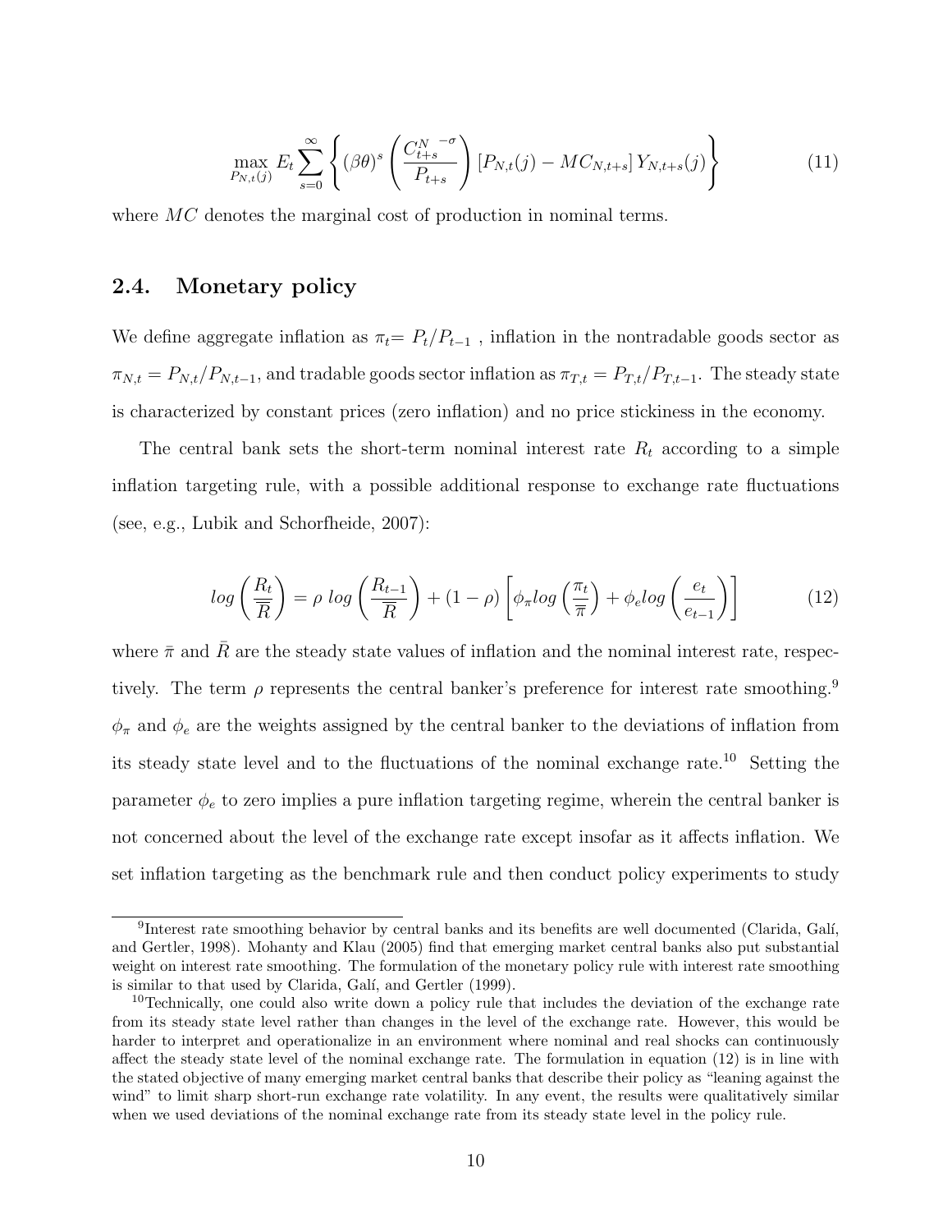$$\max_{P_{N,t}(j)} E_t \sum_{s=0}^{\infty} \left\{ (\beta\theta)^s \left( \frac{C_{t+s}^{N\ -\sigma}}{P_{t+s}} \right) [P_{N,t}(j) - MC_{N,t+s}] \, Y_{N,t+s}(j) \right\} \tag{11}$$

where $MC$ denotes the marginal cost of production in nominal terms.

## 2.4. Monetary policy

We define aggregate inflation as $\pi_t = P_t/P_{t-1}$ , inflation in the nontradable goods sector as $\pi_{N,t} = P_{N,t}/P_{N,t-1}$, and tradable goods sector inflation as $\pi_{T,t} = P_{T,t}/P_{T,t-1}$. The steady state is characterized by constant prices (zero inflation) and no price stickiness in the economy.

The central bank sets the short-term nominal interest rate $R_t$ according to a simple inflation targeting rule, with a possible additional response to exchange rate fluctuations (see, e.g., Lubik and Schorfheide, 2007):

$$log\left(\frac{R_t}{\overline{R}}\right) = \rho \; log\left(\frac{R_{t-1}}{\overline{R}}\right) + (1-\rho)\left[\phi_\pi log\left(\frac{\pi_t}{\overline{\pi}}\right) + \phi_e log\left(\frac{e_t}{e_{t-1}}\right)\right] \tag{12}$$

where $\bar{\pi}$ and $\bar{R}$ are the steady state values of inflation and the nominal interest rate, respectively. The term $\rho$ represents the central banker's preference for interest rate smoothing.[9] $\phi_\pi$ and $\phi_e$ are the weights assigned by the central banker to the deviations of inflation from its steady state level and to the fluctuations of the nominal exchange rate.[10] Setting the parameter $\phi_e$ to zero implies a pure inflation targeting regime, wherein the central banker is not concerned about the level of the exchange rate except insofar as it affects inflation. We set inflation targeting as the benchmark rule and then conduct policy experiments to study

[9]Interest rate smoothing behavior by central banks and its benefits are well documented (Clarida, Galí, and Gertler, 1998). Mohanty and Klau (2005) find that emerging market central banks also put substantial weight on interest rate smoothing. The formulation of the monetary policy rule with interest rate smoothing is similar to that used by Clarida, Galí, and Gertler (1999).

[10]Technically, one could also write down a policy rule that includes the deviation of the exchange rate from its steady state level rather than changes in the level of the exchange rate. However, this would be harder to interpret and operationalize in an environment where nominal and real shocks can continuously affect the steady state level of the nominal exchange rate. The formulation in equation (12) is in line with the stated objective of many emerging market central banks that describe their policy as "leaning against the wind" to limit sharp short-run exchange rate volatility. In any event, the results were qualitatively similar when we used deviations of the nominal exchange rate from its steady state level in the policy rule.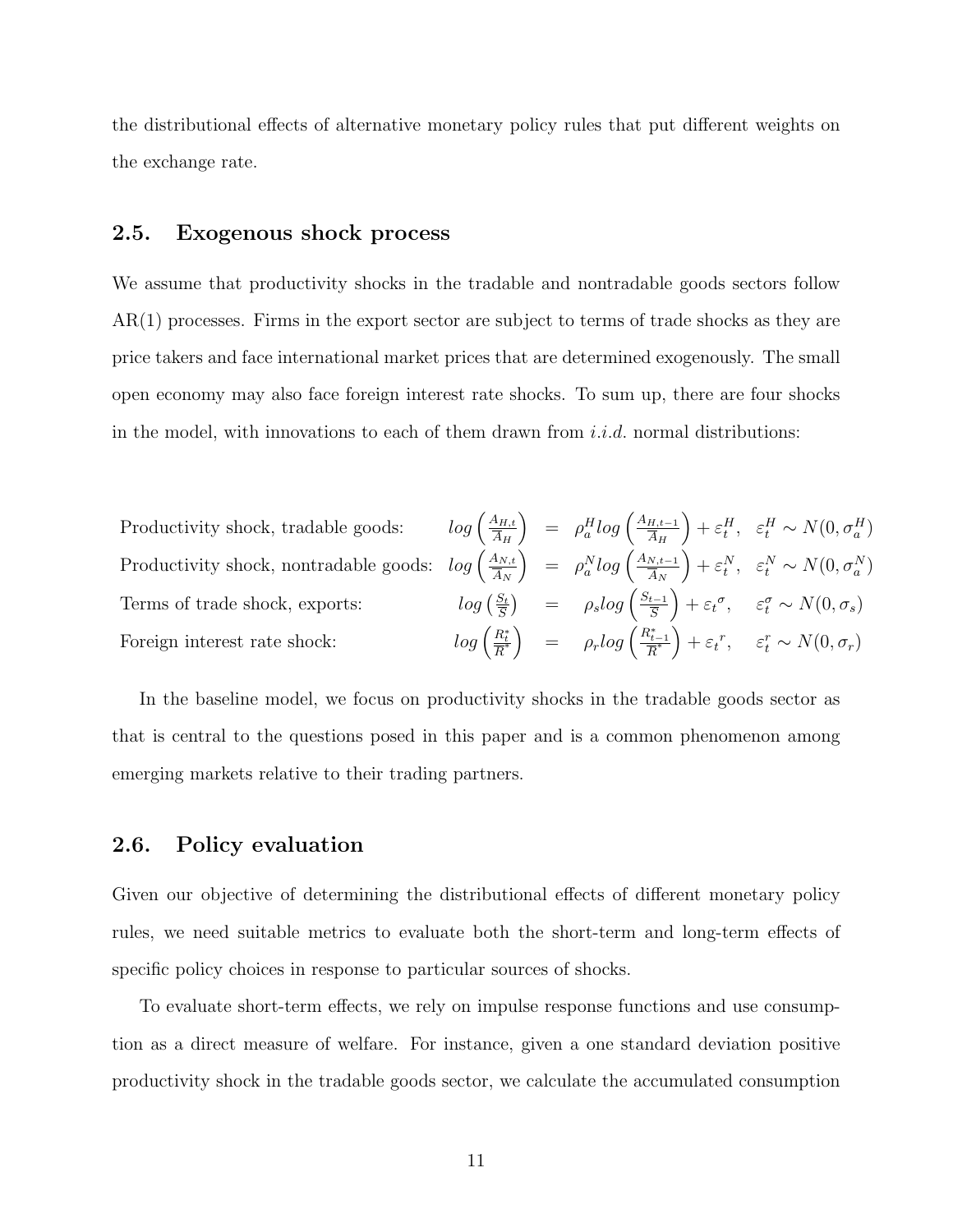the distributional effects of alternative monetary policy rules that put different weights on the exchange rate.

## 2.5. Exogenous shock process

We assume that productivity shocks in the tradable and nontradable goods sectors follow AR(1) processes. Firms in the export sector are subject to terms of trade shocks as they are price takers and face international market prices that are determined exogenously. The small open economy may also face foreign interest rate shocks. To sum up, there are four shocks in the model, with innovations to each of them drawn from *i.i.d.* normal distributions:

$$
\begin{array}{lrcl}
\text{Productivity shock, tradable goods:} & log\left(\frac{A_{H,t}}{\overline{A}_H}\right) & = & \rho_a^H log\left(\frac{A_{H,t-1}}{\overline{A}_H}\right) + \varepsilon_t^H, \quad \varepsilon_t^H \sim N(0, \sigma_a^H) \\
\text{Productivity shock, nontradable goods:} & log\left(\frac{A_{N,t}}{\overline{A}_N}\right) & = & \rho_a^N log\left(\frac{A_{N,t-1}}{\overline{A}_N}\right) + \varepsilon_t^N, \quad \varepsilon_t^N \sim N(0, \sigma_a^N) \\
\text{Terms of trade shock, exports:} & log\left(\frac{S_t}{\overline{S}}\right) & = & \rho_s log\left(\frac{S_{t-1}}{\overline{S}}\right) + \varepsilon_t{}^{\sigma}, \quad \varepsilon_t^{\sigma} \sim N(0, \sigma_s) \\
\text{Foreign interest rate shock:} & log\left(\frac{R_t^*}{\overline{R}^*}\right) & = & \rho_r log\left(\frac{R_{t-1}^*}{\overline{R}^*}\right) + \varepsilon_t{}^{r}, \quad \varepsilon_t^{r} \sim N(0, \sigma_r)
\end{array}
$$

In the baseline model, we focus on productivity shocks in the tradable goods sector as that is central to the questions posed in this paper and is a common phenomenon among emerging markets relative to their trading partners.

## 2.6. Policy evaluation

Given our objective of determining the distributional effects of different monetary policy rules, we need suitable metrics to evaluate both the short-term and long-term effects of specific policy choices in response to particular sources of shocks.

To evaluate short-term effects, we rely on impulse response functions and use consumption as a direct measure of welfare. For instance, given a one standard deviation positive productivity shock in the tradable goods sector, we calculate the accumulated consumption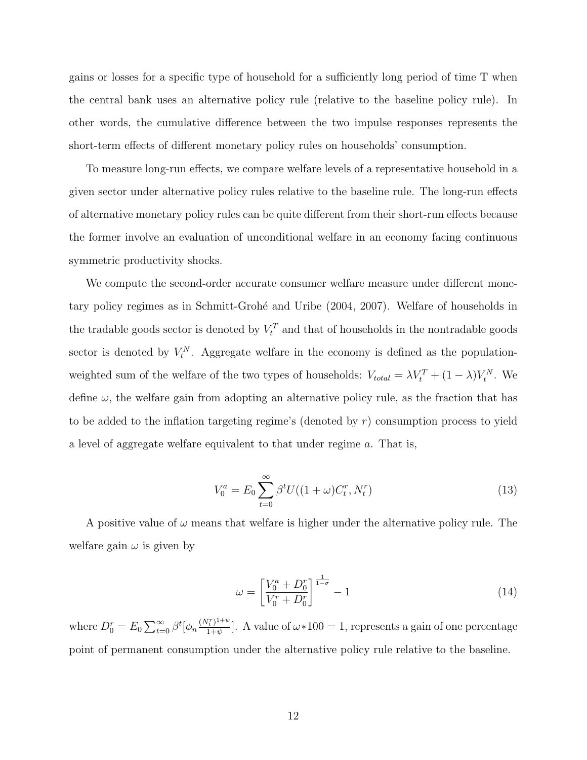gains or losses for a specific type of household for a sufficiently long period of time T when the central bank uses an alternative policy rule (relative to the baseline policy rule). In other words, the cumulative difference between the two impulse responses represents the short-term effects of different monetary policy rules on households' consumption.

To measure long-run effects, we compare welfare levels of a representative household in a given sector under alternative policy rules relative to the baseline rule. The long-run effects of alternative monetary policy rules can be quite different from their short-run effects because the former involve an evaluation of unconditional welfare in an economy facing continuous symmetric productivity shocks.

We compute the second-order accurate consumer welfare measure under different monetary policy regimes as in Schmitt-Grohé and Uribe (2004, 2007). Welfare of households in the tradable goods sector is denoted by $V_t^T$ and that of households in the nontradable goods sector is denoted by $V_t^N$. Aggregate welfare in the economy is defined as the population-weighted sum of the welfare of the two types of households: $V_{total} = \lambda V_t^T + (1-\lambda) V_t^N$. We define $\omega$, the welfare gain from adopting an alternative policy rule, as the fraction that has to be added to the inflation targeting regime's (denoted by $r$) consumption process to yield a level of aggregate welfare equivalent to that under regime $a$. That is,

$$V_0^a = E_0 \sum_{t=0}^{\infty} \beta^t U((1+\omega)C_t^r, N_t^r) \tag{13}$$

A positive value of $\omega$ means that welfare is higher under the alternative policy rule. The welfare gain $\omega$ is given by

$$\omega = \left[ \frac{V_0^a + D_0^r}{V_0^r + D_0^r} \right]^{\frac{1}{1-\sigma}} - 1 \tag{14}$$

where $D_0^r = E_0 \sum_{t=0}^{\infty} \beta^t [\phi_n \frac{(N_t^r)^{1+\psi}}{1+\psi}]$. A value of $\omega * 100 = 1$, represents a gain of one percentage point of permanent consumption under the alternative policy rule relative to the baseline.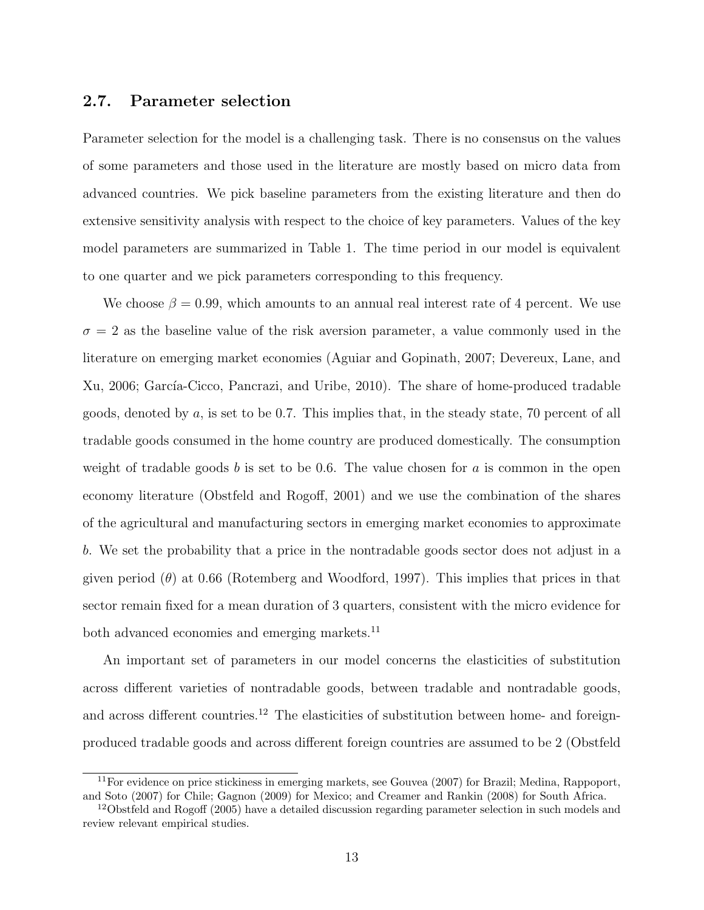## 2.7. Parameter selection

Parameter selection for the model is a challenging task. There is no consensus on the values of some parameters and those used in the literature are mostly based on micro data from advanced countries. We pick baseline parameters from the existing literature and then do extensive sensitivity analysis with respect to the choice of key parameters. Values of the key model parameters are summarized in Table 1. The time period in our model is equivalent to one quarter and we pick parameters corresponding to this frequency.

We choose $\beta = 0.99$, which amounts to an annual real interest rate of 4 percent. We use $\sigma = 2$ as the baseline value of the risk aversion parameter, a value commonly used in the literature on emerging market economies (Aguiar and Gopinath, 2007; Devereux, Lane, and Xu, 2006; García-Cicco, Pancrazi, and Uribe, 2010). The share of home-produced tradable goods, denoted by $a$, is set to be 0.7. This implies that, in the steady state, 70 percent of all tradable goods consumed in the home country are produced domestically. The consumption weight of tradable goods $b$ is set to be 0.6. The value chosen for $a$ is common in the open economy literature (Obstfeld and Rogoff, 2001) and we use the combination of the shares of the agricultural and manufacturing sectors in emerging market economies to approximate $b$. We set the probability that a price in the nontradable goods sector does not adjust in a given period ($\theta$) at 0.66 (Rotemberg and Woodford, 1997). This implies that prices in that sector remain fixed for a mean duration of 3 quarters, consistent with the micro evidence for both advanced economies and emerging markets.[11]

An important set of parameters in our model concerns the elasticities of substitution across different varieties of nontradable goods, between tradable and nontradable goods, and across different countries.[12] The elasticities of substitution between home- and foreign-produced tradable goods and across different foreign countries are assumed to be 2 (Obstfeld

[11] For evidence on price stickiness in emerging markets, see Gouvea (2007) for Brazil; Medina, Rappoport, and Soto (2007) for Chile; Gagnon (2009) for Mexico; and Creamer and Rankin (2008) for South Africa.

[12] Obstfeld and Rogoff (2005) have a detailed discussion regarding parameter selection in such models and review relevant empirical studies.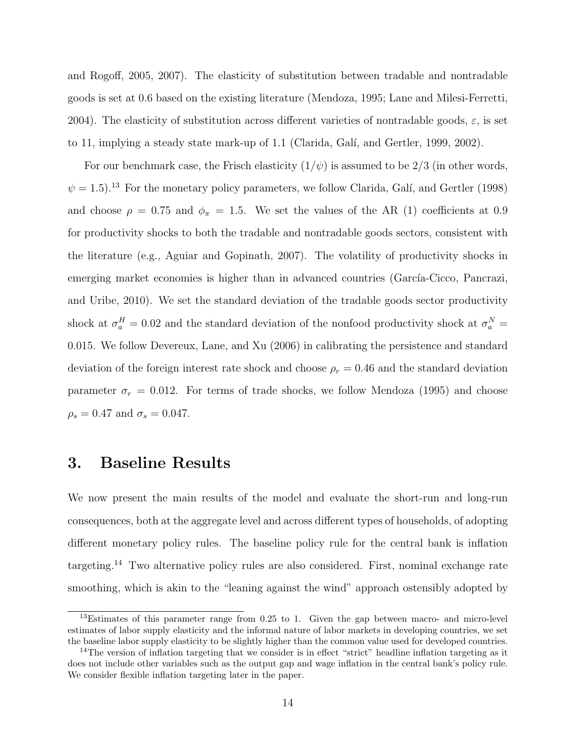and Rogoff, 2005, 2007). The elasticity of substitution between tradable and nontradable goods is set at 0.6 based on the existing literature (Mendoza, 1995; Lane and Milesi-Ferretti, 2004). The elasticity of substitution across different varieties of nontradable goods, $\varepsilon$, is set to 11, implying a steady state mark-up of 1.1 (Clarida, Galí, and Gertler, 1999, 2002).

For our benchmark case, the Frisch elasticity $(1/\psi)$ is assumed to be 2/3 (in other words, $\psi = 1.5$).[13] For the monetary policy parameters, we follow Clarida, Galí, and Gertler (1998) and choose $\rho = 0.75$ and $\phi_\pi = 1.5$. We set the values of the AR (1) coefficients at 0.9 for productivity shocks to both the tradable and nontradable goods sectors, consistent with the literature (e.g., Aguiar and Gopinath, 2007). The volatility of productivity shocks in emerging market economies is higher than in advanced countries (García-Cicco, Pancrazi, and Uribe, 2010). We set the standard deviation of the tradable goods sector productivity shock at $\sigma_a^H = 0.02$ and the standard deviation of the nonfood productivity shock at $\sigma_a^N = 0.015$. We follow Devereux, Lane, and Xu (2006) in calibrating the persistence and standard deviation of the foreign interest rate shock and choose $\rho_r = 0.46$ and the standard deviation parameter $\sigma_r = 0.012$. For terms of trade shocks, we follow Mendoza (1995) and choose $\rho_s = 0.47$ and $\sigma_s = 0.047$.

# 3. Baseline Results

We now present the main results of the model and evaluate the short-run and long-run consequences, both at the aggregate level and across different types of households, of adopting different monetary policy rules. The baseline policy rule for the central bank is inflation targeting.[14] Two alternative policy rules are also considered. First, nominal exchange rate smoothing, which is akin to the "leaning against the wind" approach ostensibly adopted by

[13] Estimates of this parameter range from 0.25 to 1. Given the gap between macro- and micro-level estimates of labor supply elasticity and the informal nature of labor markets in developing countries, we set the baseline labor supply elasticity to be slightly higher than the common value used for developed countries.

[14] The version of inflation targeting that we consider is in effect "strict" headline inflation targeting as it does not include other variables such as the output gap and wage inflation in the central bank's policy rule. We consider flexible inflation targeting later in the paper.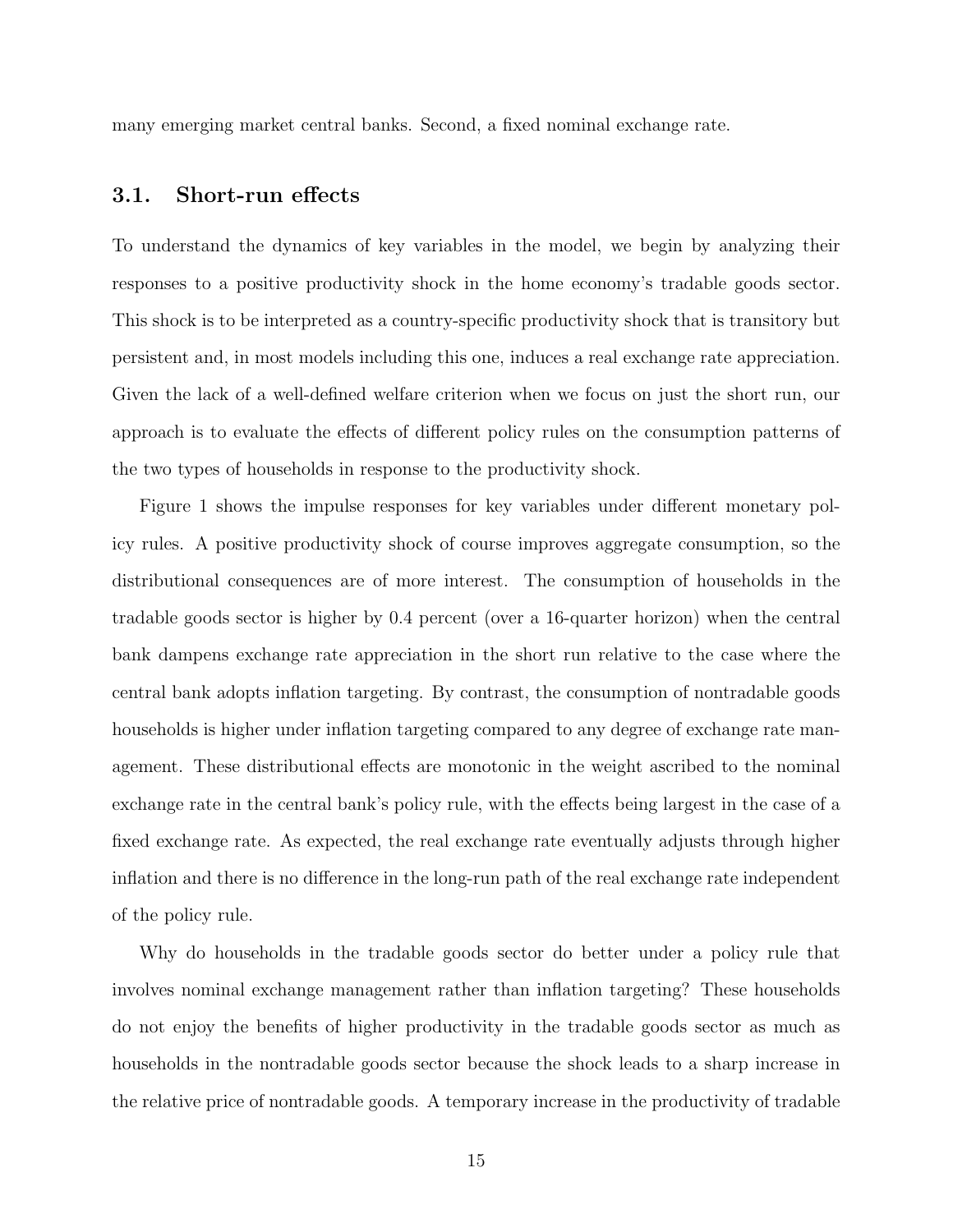many emerging market central banks. Second, a fixed nominal exchange rate.

### 3.1. Short-run effects

To understand the dynamics of key variables in the model, we begin by analyzing their responses to a positive productivity shock in the home economy's tradable goods sector. This shock is to be interpreted as a country-specific productivity shock that is transitory but persistent and, in most models including this one, induces a real exchange rate appreciation. Given the lack of a well-defined welfare criterion when we focus on just the short run, our approach is to evaluate the effects of different policy rules on the consumption patterns of the two types of households in response to the productivity shock.

Figure 1 shows the impulse responses for key variables under different monetary policy rules. A positive productivity shock of course improves aggregate consumption, so the distributional consequences are of more interest. The consumption of households in the tradable goods sector is higher by 0.4 percent (over a 16-quarter horizon) when the central bank dampens exchange rate appreciation in the short run relative to the case where the central bank adopts inflation targeting. By contrast, the consumption of nontradable goods households is higher under inflation targeting compared to any degree of exchange rate management. These distributional effects are monotonic in the weight ascribed to the nominal exchange rate in the central bank's policy rule, with the effects being largest in the case of a fixed exchange rate. As expected, the real exchange rate eventually adjusts through higher inflation and there is no difference in the long-run path of the real exchange rate independent of the policy rule.

Why do households in the tradable goods sector do better under a policy rule that involves nominal exchange management rather than inflation targeting? These households do not enjoy the benefits of higher productivity in the tradable goods sector as much as households in the nontradable goods sector because the shock leads to a sharp increase in the relative price of nontradable goods. A temporary increase in the productivity of tradable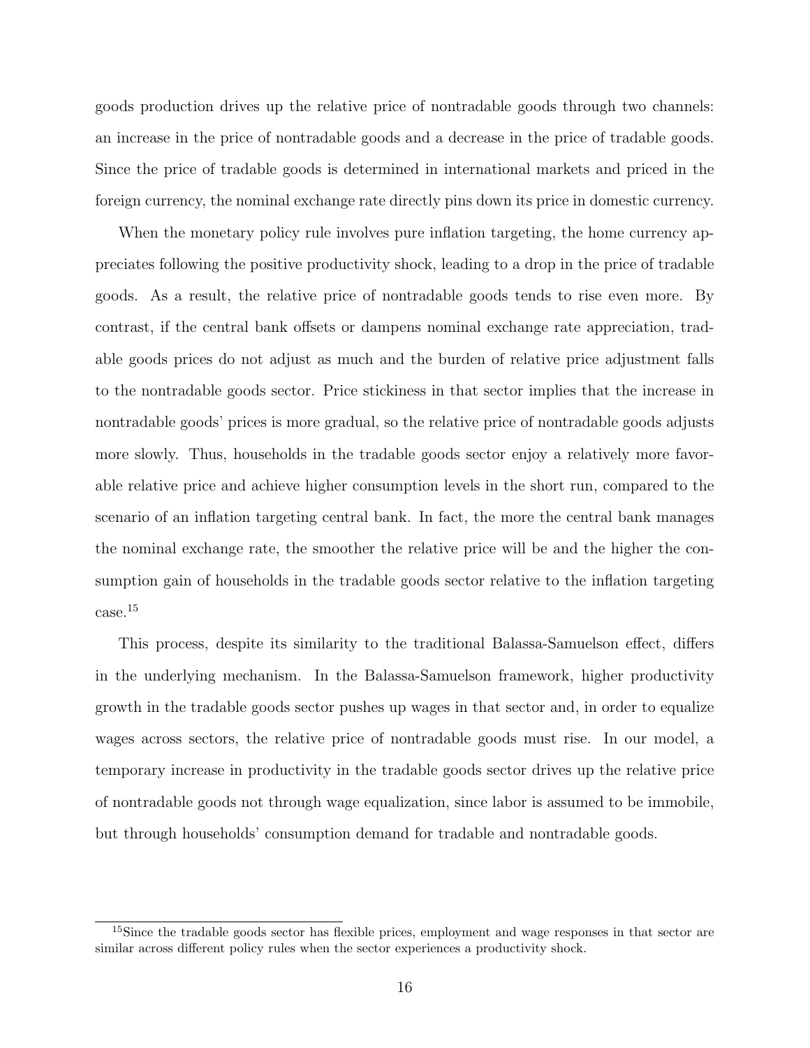goods production drives up the relative price of nontradable goods through two channels: an increase in the price of nontradable goods and a decrease in the price of tradable goods. Since the price of tradable goods is determined in international markets and priced in the foreign currency, the nominal exchange rate directly pins down its price in domestic currency.

When the monetary policy rule involves pure inflation targeting, the home currency appreciates following the positive productivity shock, leading to a drop in the price of tradable goods. As a result, the relative price of nontradable goods tends to rise even more. By contrast, if the central bank offsets or dampens nominal exchange rate appreciation, tradable goods prices do not adjust as much and the burden of relative price adjustment falls to the nontradable goods sector. Price stickiness in that sector implies that the increase in nontradable goods' prices is more gradual, so the relative price of nontradable goods adjusts more slowly. Thus, households in the tradable goods sector enjoy a relatively more favorable relative price and achieve higher consumption levels in the short run, compared to the scenario of an inflation targeting central bank. In fact, the more the central bank manages the nominal exchange rate, the smoother the relative price will be and the higher the consumption gain of households in the tradable goods sector relative to the inflation targeting case.[15]

This process, despite its similarity to the traditional Balassa-Samuelson effect, differs in the underlying mechanism. In the Balassa-Samuelson framework, higher productivity growth in the tradable goods sector pushes up wages in that sector and, in order to equalize wages across sectors, the relative price of nontradable goods must rise. In our model, a temporary increase in productivity in the tradable goods sector drives up the relative price of nontradable goods not through wage equalization, since labor is assumed to be immobile, but through households' consumption demand for tradable and nontradable goods.

[15] Since the tradable goods sector has flexible prices, employment and wage responses in that sector are similar across different policy rules when the sector experiences a productivity shock.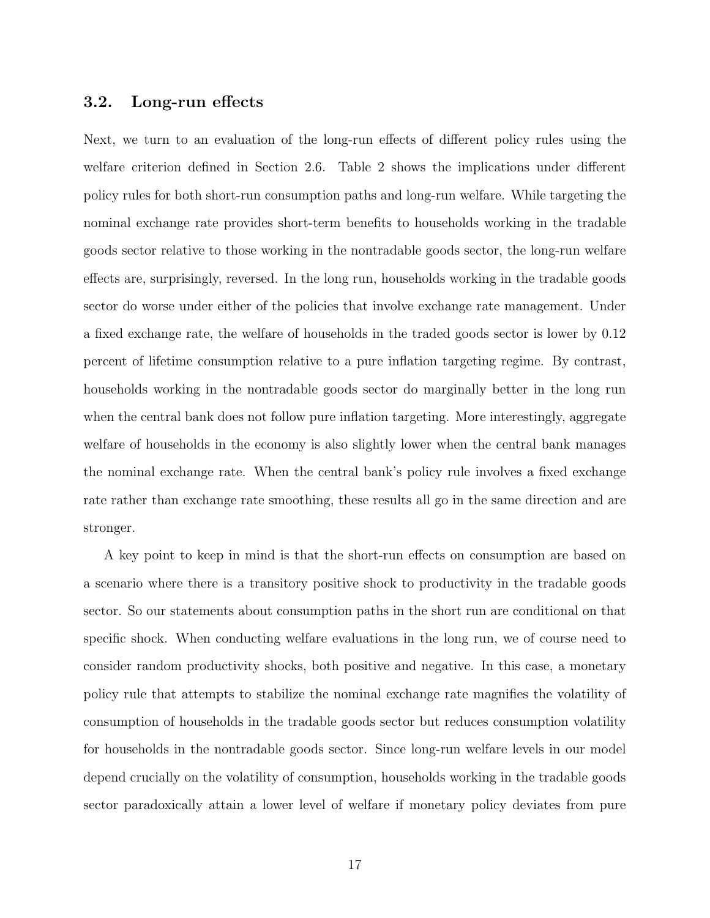### 3.2. Long-run effects

Next, we turn to an evaluation of the long-run effects of different policy rules using the welfare criterion defined in Section 2.6. Table 2 shows the implications under different policy rules for both short-run consumption paths and long-run welfare. While targeting the nominal exchange rate provides short-term benefits to households working in the tradable goods sector relative to those working in the nontradable goods sector, the long-run welfare effects are, surprisingly, reversed. In the long run, households working in the tradable goods sector do worse under either of the policies that involve exchange rate management. Under a fixed exchange rate, the welfare of households in the traded goods sector is lower by 0.12 percent of lifetime consumption relative to a pure inflation targeting regime. By contrast, households working in the nontradable goods sector do marginally better in the long run when the central bank does not follow pure inflation targeting. More interestingly, aggregate welfare of households in the economy is also slightly lower when the central bank manages the nominal exchange rate. When the central bank's policy rule involves a fixed exchange rate rather than exchange rate smoothing, these results all go in the same direction and are stronger.

A key point to keep in mind is that the short-run effects on consumption are based on a scenario where there is a transitory positive shock to productivity in the tradable goods sector. So our statements about consumption paths in the short run are conditional on that specific shock. When conducting welfare evaluations in the long run, we of course need to consider random productivity shocks, both positive and negative. In this case, a monetary policy rule that attempts to stabilize the nominal exchange rate magnifies the volatility of consumption of households in the tradable goods sector but reduces consumption volatility for households in the nontradable goods sector. Since long-run welfare levels in our model depend crucially on the volatility of consumption, households working in the tradable goods sector paradoxically attain a lower level of welfare if monetary policy deviates from pure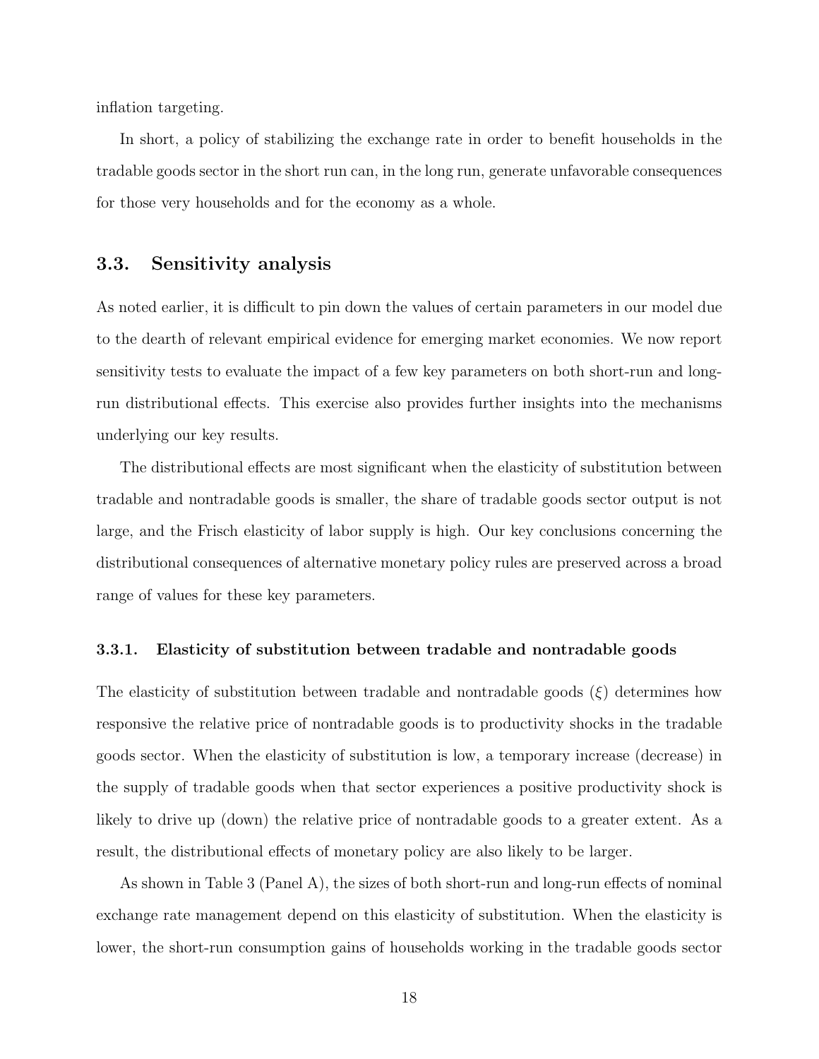inflation targeting.

In short, a policy of stabilizing the exchange rate in order to benefit households in the tradable goods sector in the short run can, in the long run, generate unfavorable consequences for those very households and for the economy as a whole.

## 3.3. Sensitivity analysis

As noted earlier, it is difficult to pin down the values of certain parameters in our model due to the dearth of relevant empirical evidence for emerging market economies. We now report sensitivity tests to evaluate the impact of a few key parameters on both short-run and long-run distributional effects. This exercise also provides further insights into the mechanisms underlying our key results.

The distributional effects are most significant when the elasticity of substitution between tradable and nontradable goods is smaller, the share of tradable goods sector output is not large, and the Frisch elasticity of labor supply is high. Our key conclusions concerning the distributional consequences of alternative monetary policy rules are preserved across a broad range of values for these key parameters.

### 3.3.1. Elasticity of substitution between tradable and nontradable goods

The elasticity of substitution between tradable and nontradable goods ($\xi$) determines how responsive the relative price of nontradable goods is to productivity shocks in the tradable goods sector. When the elasticity of substitution is low, a temporary increase (decrease) in the supply of tradable goods when that sector experiences a positive productivity shock is likely to drive up (down) the relative price of nontradable goods to a greater extent. As a result, the distributional effects of monetary policy are also likely to be larger.

As shown in Table 3 (Panel A), the sizes of both short-run and long-run effects of nominal exchange rate management depend on this elasticity of substitution. When the elasticity is lower, the short-run consumption gains of households working in the tradable goods sector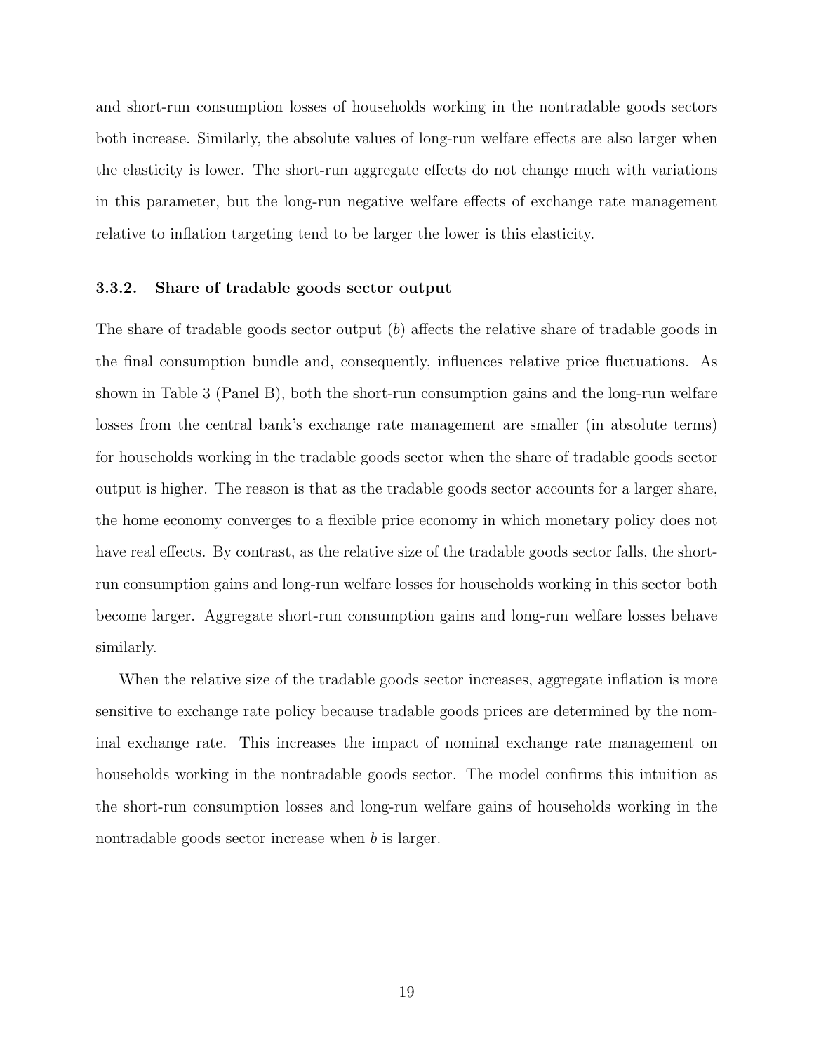and short-run consumption losses of households working in the nontradable goods sectors both increase. Similarly, the absolute values of long-run welfare effects are also larger when the elasticity is lower. The short-run aggregate effects do not change much with variations in this parameter, but the long-run negative welfare effects of exchange rate management relative to inflation targeting tend to be larger the lower is this elasticity.

### 3.3.2. Share of tradable goods sector output

The share of tradable goods sector output ($b$) affects the relative share of tradable goods in the final consumption bundle and, consequently, influences relative price fluctuations. As shown in Table 3 (Panel B), both the short-run consumption gains and the long-run welfare losses from the central bank's exchange rate management are smaller (in absolute terms) for households working in the tradable goods sector when the share of tradable goods sector output is higher. The reason is that as the tradable goods sector accounts for a larger share, the home economy converges to a flexible price economy in which monetary policy does not have real effects. By contrast, as the relative size of the tradable goods sector falls, the short-run consumption gains and long-run welfare losses for households working in this sector both become larger. Aggregate short-run consumption gains and long-run welfare losses behave similarly.

When the relative size of the tradable goods sector increases, aggregate inflation is more sensitive to exchange rate policy because tradable goods prices are determined by the nominal exchange rate. This increases the impact of nominal exchange rate management on households working in the nontradable goods sector. The model confirms this intuition as the short-run consumption losses and long-run welfare gains of households working in the nontradable goods sector increase when $b$ is larger.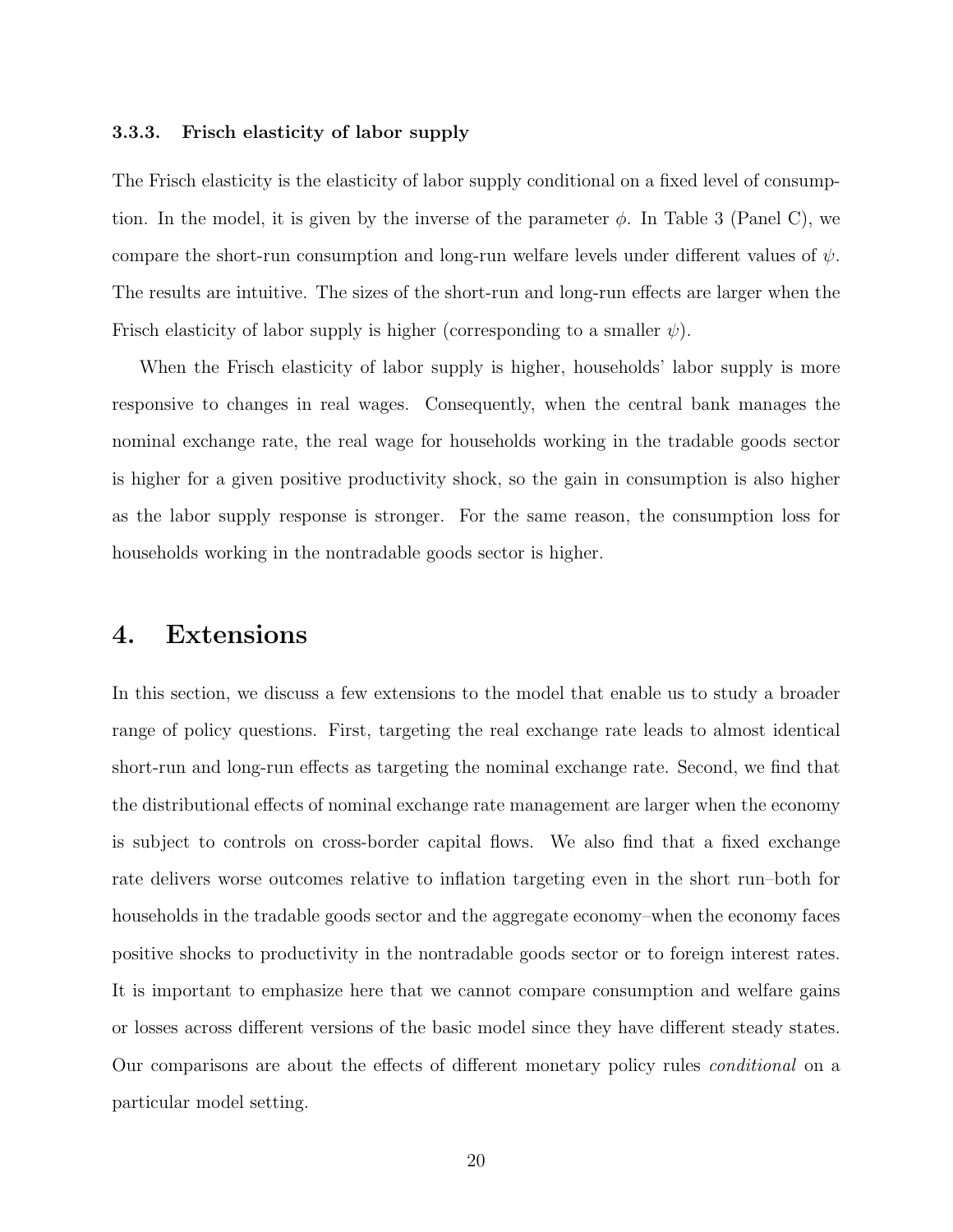### 3.3.3. Frisch elasticity of labor supply

The Frisch elasticity is the elasticity of labor supply conditional on a fixed level of consumption. In the model, it is given by the inverse of the parameter $\phi$. In Table 3 (Panel C), we compare the short-run consumption and long-run welfare levels under different values of $\psi$. The results are intuitive. The sizes of the short-run and long-run effects are larger when the Frisch elasticity of labor supply is higher (corresponding to a smaller $\psi$).

When the Frisch elasticity of labor supply is higher, households' labor supply is more responsive to changes in real wages. Consequently, when the central bank manages the nominal exchange rate, the real wage for households working in the tradable goods sector is higher for a given positive productivity shock, so the gain in consumption is also higher as the labor supply response is stronger. For the same reason, the consumption loss for households working in the nontradable goods sector is higher.

# 4. Extensions

In this section, we discuss a few extensions to the model that enable us to study a broader range of policy questions. First, targeting the real exchange rate leads to almost identical short-run and long-run effects as targeting the nominal exchange rate. Second, we find that the distributional effects of nominal exchange rate management are larger when the economy is subject to controls on cross-border capital flows. We also find that a fixed exchange rate delivers worse outcomes relative to inflation targeting even in the short run–both for households in the tradable goods sector and the aggregate economy–when the economy faces positive shocks to productivity in the nontradable goods sector or to foreign interest rates. It is important to emphasize here that we cannot compare consumption and welfare gains or losses across different versions of the basic model since they have different steady states. Our comparisons are about the effects of different monetary policy rules *conditional* on a particular model setting.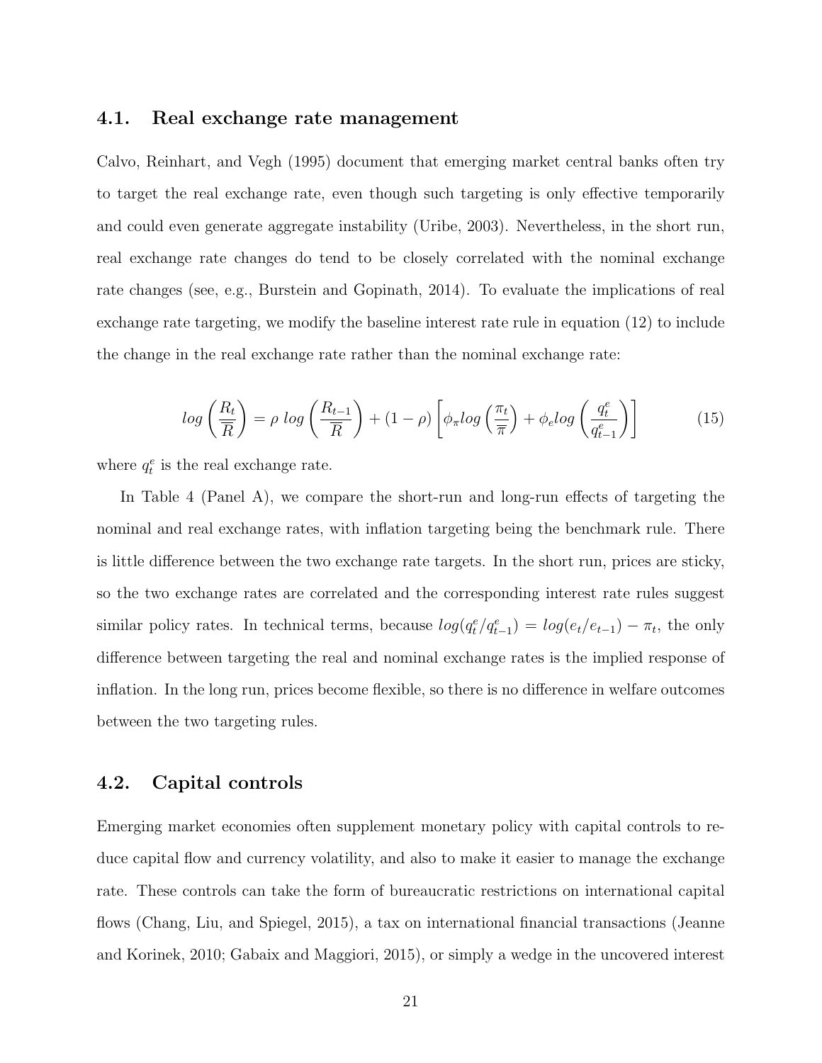### 4.1. Real exchange rate management

Calvo, Reinhart, and Vegh (1995) document that emerging market central banks often try to target the real exchange rate, even though such targeting is only effective temporarily and could even generate aggregate instability (Uribe, 2003). Nevertheless, in the short run, real exchange rate changes do tend to be closely correlated with the nominal exchange rate changes (see, e.g., Burstein and Gopinath, 2014). To evaluate the implications of real exchange rate targeting, we modify the baseline interest rate rule in equation (12) to include the change in the real exchange rate rather than the nominal exchange rate:

$$log\left(\frac{R_t}{\overline{R}}\right) = \rho \; log\left(\frac{R_{t-1}}{\overline{R}}\right) + (1-\rho)\left[\phi_\pi log\left(\frac{\pi_t}{\overline{\pi}}\right) + \phi_e log\left(\frac{q_t^e}{q_{t-1}^e}\right)\right] \tag{15}$$

where $q_t^e$ is the real exchange rate.

In Table 4 (Panel A), we compare the short-run and long-run effects of targeting the nominal and real exchange rates, with inflation targeting being the benchmark rule. There is little difference between the two exchange rate targets. In the short run, prices are sticky, so the two exchange rates are correlated and the corresponding interest rate rules suggest similar policy rates. In technical terms, because $log(q_t^e/q_{t-1}^e) = log(e_t/e_{t-1}) - \pi_t$, the only difference between targeting the real and nominal exchange rates is the implied response of inflation. In the long run, prices become flexible, so there is no difference in welfare outcomes between the two targeting rules.

### 4.2. Capital controls

Emerging market economies often supplement monetary policy with capital controls to reduce capital flow and currency volatility, and also to make it easier to manage the exchange rate. These controls can take the form of bureaucratic restrictions on international capital flows (Chang, Liu, and Spiegel, 2015), a tax on international financial transactions (Jeanne and Korinek, 2010; Gabaix and Maggiori, 2015), or simply a wedge in the uncovered interest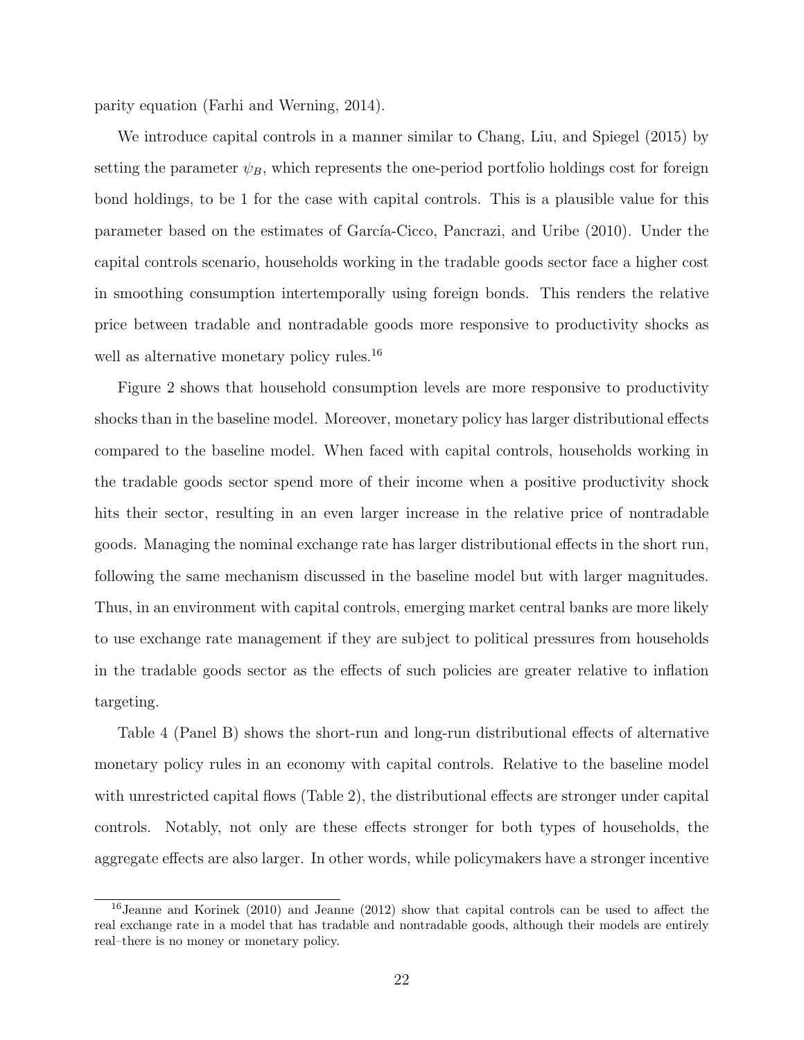parity equation (Farhi and Werning, 2014).

We introduce capital controls in a manner similar to Chang, Liu, and Spiegel (2015) by setting the parameter $\psi_B$, which represents the one-period portfolio holdings cost for foreign bond holdings, to be 1 for the case with capital controls. This is a plausible value for this parameter based on the estimates of García-Cicco, Pancrazi, and Uribe (2010). Under the capital controls scenario, households working in the tradable goods sector face a higher cost in smoothing consumption intertemporally using foreign bonds. This renders the relative price between tradable and nontradable goods more responsive to productivity shocks as well as alternative monetary policy rules.[16]

Figure 2 shows that household consumption levels are more responsive to productivity shocks than in the baseline model. Moreover, monetary policy has larger distributional effects compared to the baseline model. When faced with capital controls, households working in the tradable goods sector spend more of their income when a positive productivity shock hits their sector, resulting in an even larger increase in the relative price of nontradable goods. Managing the nominal exchange rate has larger distributional effects in the short run, following the same mechanism discussed in the baseline model but with larger magnitudes. Thus, in an environment with capital controls, emerging market central banks are more likely to use exchange rate management if they are subject to political pressures from households in the tradable goods sector as the effects of such policies are greater relative to inflation targeting.

Table 4 (Panel B) shows the short-run and long-run distributional effects of alternative monetary policy rules in an economy with capital controls. Relative to the baseline model with unrestricted capital flows (Table 2), the distributional effects are stronger under capital controls. Notably, not only are these effects stronger for both types of households, the aggregate effects are also larger. In other words, while policymakers have a stronger incentive

[16] Jeanne and Korinek (2010) and Jeanne (2012) show that capital controls can be used to affect the real exchange rate in a model that has tradable and nontradable goods, although their models are entirely real–there is no money or monetary policy.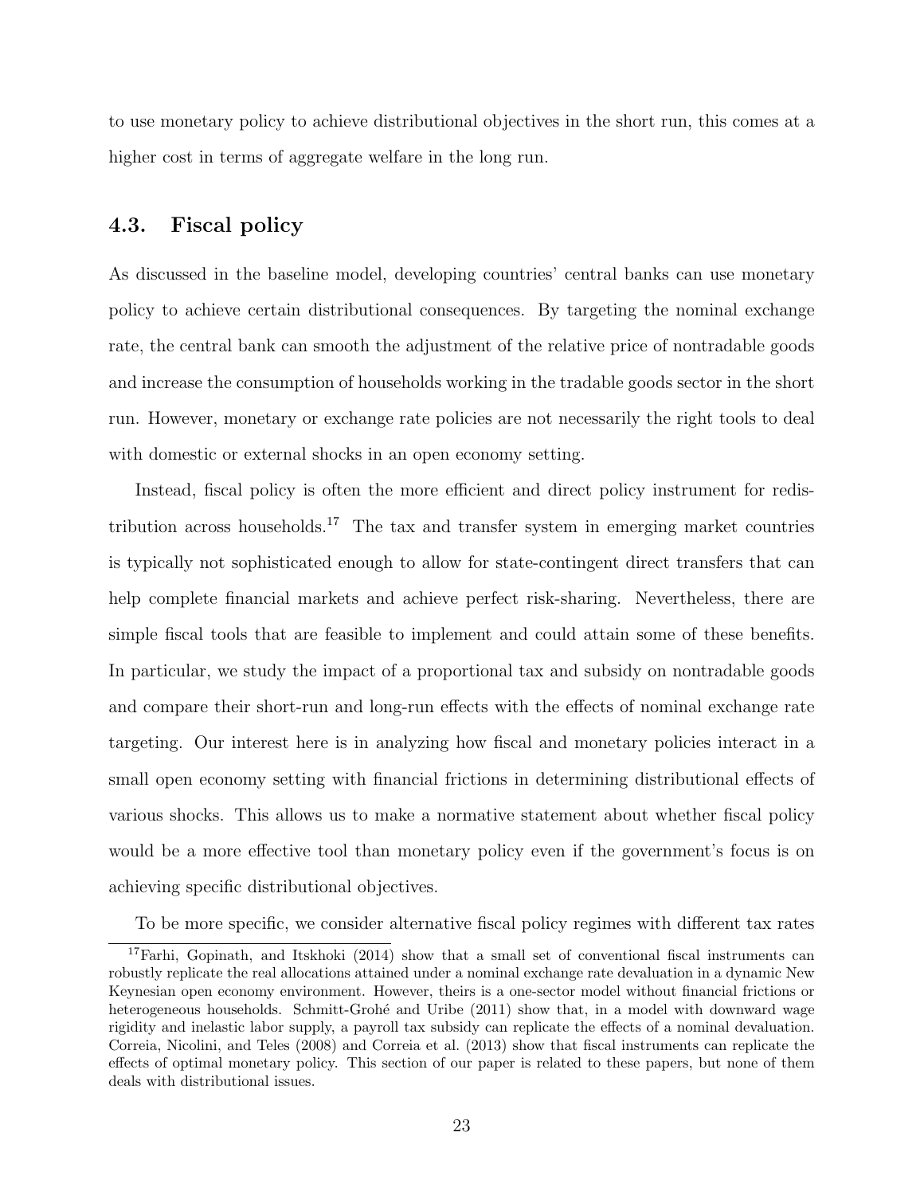to use monetary policy to achieve distributional objectives in the short run, this comes at a higher cost in terms of aggregate welfare in the long run.

### 4.3. Fiscal policy

As discussed in the baseline model, developing countries' central banks can use monetary policy to achieve certain distributional consequences. By targeting the nominal exchange rate, the central bank can smooth the adjustment of the relative price of nontradable goods and increase the consumption of households working in the tradable goods sector in the short run. However, monetary or exchange rate policies are not necessarily the right tools to deal with domestic or external shocks in an open economy setting.

Instead, fiscal policy is often the more efficient and direct policy instrument for redistribution across households.[17] The tax and transfer system in emerging market countries is typically not sophisticated enough to allow for state-contingent direct transfers that can help complete financial markets and achieve perfect risk-sharing. Nevertheless, there are simple fiscal tools that are feasible to implement and could attain some of these benefits. In particular, we study the impact of a proportional tax and subsidy on nontradable goods and compare their short-run and long-run effects with the effects of nominal exchange rate targeting. Our interest here is in analyzing how fiscal and monetary policies interact in a small open economy setting with financial frictions in determining distributional effects of various shocks. This allows us to make a normative statement about whether fiscal policy would be a more effective tool than monetary policy even if the government's focus is on achieving specific distributional objectives.

To be more specific, we consider alternative fiscal policy regimes with different tax rates

[17] Farhi, Gopinath, and Itskhoki (2014) show that a small set of conventional fiscal instruments can robustly replicate the real allocations attained under a nominal exchange rate devaluation in a dynamic New Keynesian open economy environment. However, theirs is a one-sector model without financial frictions or heterogeneous households. Schmitt-Grohé and Uribe (2011) show that, in a model with downward wage rigidity and inelastic labor supply, a payroll tax subsidy can replicate the effects of a nominal devaluation. Correia, Nicolini, and Teles (2008) and Correia et al. (2013) show that fiscal instruments can replicate the effects of optimal monetary policy. This section of our paper is related to these papers, but none of them deals with distributional issues.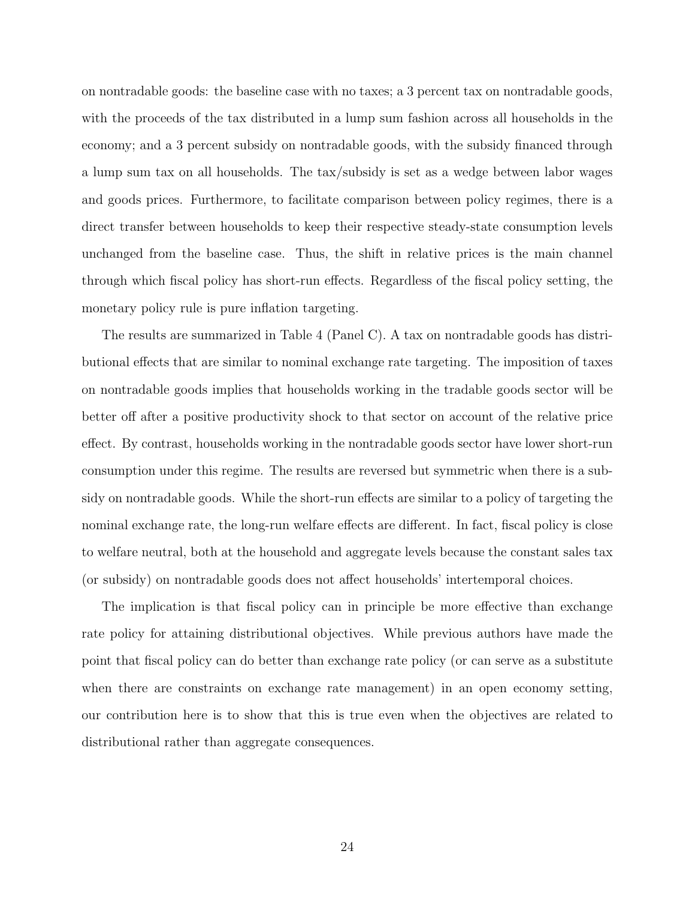on nontradable goods: the baseline case with no taxes; a 3 percent tax on nontradable goods, with the proceeds of the tax distributed in a lump sum fashion across all households in the economy; and a 3 percent subsidy on nontradable goods, with the subsidy financed through a lump sum tax on all households. The tax/subsidy is set as a wedge between labor wages and goods prices. Furthermore, to facilitate comparison between policy regimes, there is a direct transfer between households to keep their respective steady-state consumption levels unchanged from the baseline case. Thus, the shift in relative prices is the main channel through which fiscal policy has short-run effects. Regardless of the fiscal policy setting, the monetary policy rule is pure inflation targeting.

The results are summarized in Table 4 (Panel C). A tax on nontradable goods has distributional effects that are similar to nominal exchange rate targeting. The imposition of taxes on nontradable goods implies that households working in the tradable goods sector will be better off after a positive productivity shock to that sector on account of the relative price effect. By contrast, households working in the nontradable goods sector have lower short-run consumption under this regime. The results are reversed but symmetric when there is a subsidy on nontradable goods. While the short-run effects are similar to a policy of targeting the nominal exchange rate, the long-run welfare effects are different. In fact, fiscal policy is close to welfare neutral, both at the household and aggregate levels because the constant sales tax (or subsidy) on nontradable goods does not affect households' intertemporal choices.

The implication is that fiscal policy can in principle be more effective than exchange rate policy for attaining distributional objectives. While previous authors have made the point that fiscal policy can do better than exchange rate policy (or can serve as a substitute when there are constraints on exchange rate management) in an open economy setting, our contribution here is to show that this is true even when the objectives are related to distributional rather than aggregate consequences.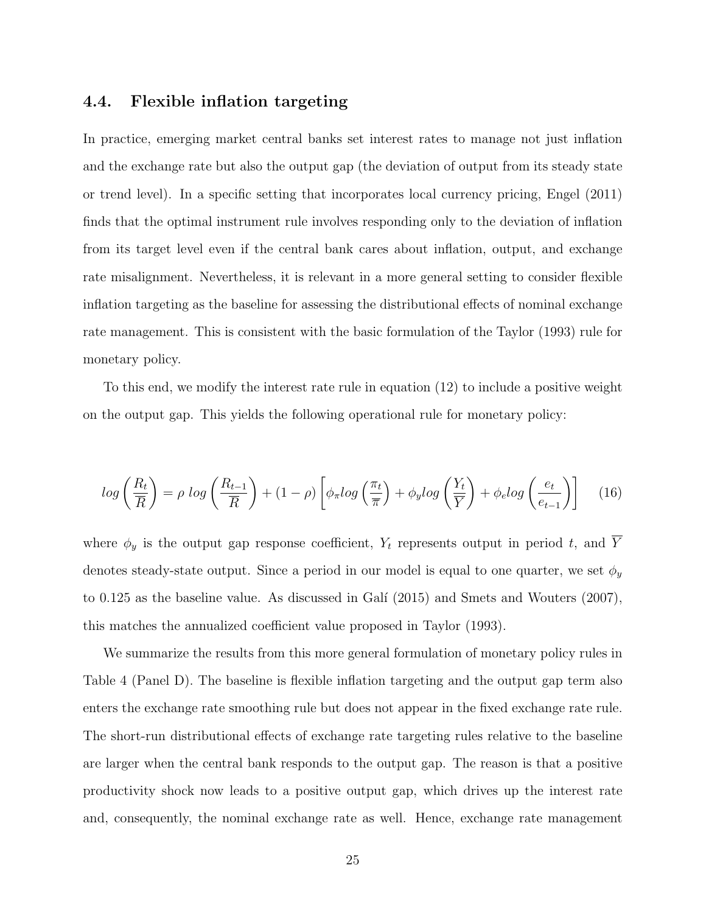### 4.4. Flexible inflation targeting

In practice, emerging market central banks set interest rates to manage not just inflation and the exchange rate but also the output gap (the deviation of output from its steady state or trend level). In a specific setting that incorporates local currency pricing, Engel (2011) finds that the optimal instrument rule involves responding only to the deviation of inflation from its target level even if the central bank cares about inflation, output, and exchange rate misalignment. Nevertheless, it is relevant in a more general setting to consider flexible inflation targeting as the baseline for assessing the distributional effects of nominal exchange rate management. This is consistent with the basic formulation of the Taylor (1993) rule for monetary policy.

To this end, we modify the interest rate rule in equation (12) to include a positive weight on the output gap. This yields the following operational rule for monetary policy:

$$log\left(\frac{R_t}{\overline{R}}\right) = \rho \; log\left(\frac{R_{t-1}}{\overline{R}}\right) + (1-\rho)\left[\phi_\pi log\left(\frac{\pi_t}{\overline{\pi}}\right) + \phi_y log\left(\frac{Y_t}{\overline{Y}}\right) + \phi_e log\left(\frac{e_t}{e_{t-1}}\right)\right] \tag{16}$$

where $\phi_y$ is the output gap response coefficient, $Y_t$ represents output in period $t$, and $\overline{Y}$ denotes steady-state output. Since a period in our model is equal to one quarter, we set $\phi_y$ to 0.125 as the baseline value. As discussed in Galí (2015) and Smets and Wouters (2007), this matches the annualized coefficient value proposed in Taylor (1993).

We summarize the results from this more general formulation of monetary policy rules in Table 4 (Panel D). The baseline is flexible inflation targeting and the output gap term also enters the exchange rate smoothing rule but does not appear in the fixed exchange rate rule. The short-run distributional effects of exchange rate targeting rules relative to the baseline are larger when the central bank responds to the output gap. The reason is that a positive productivity shock now leads to a positive output gap, which drives up the interest rate and, consequently, the nominal exchange rate as well. Hence, exchange rate management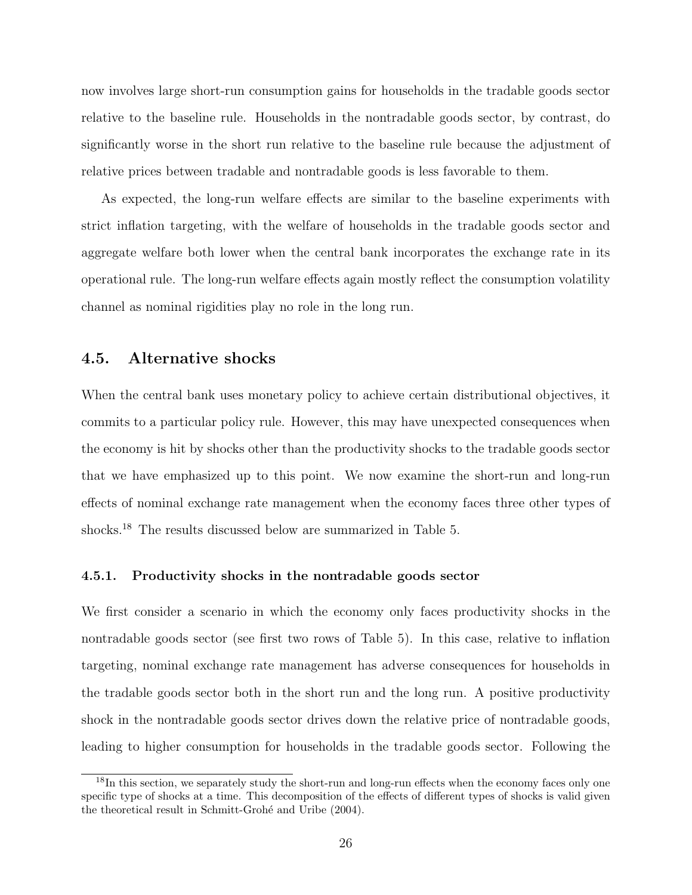now involves large short-run consumption gains for households in the tradable goods sector relative to the baseline rule. Households in the nontradable goods sector, by contrast, do significantly worse in the short run relative to the baseline rule because the adjustment of relative prices between tradable and nontradable goods is less favorable to them.

As expected, the long-run welfare effects are similar to the baseline experiments with strict inflation targeting, with the welfare of households in the tradable goods sector and aggregate welfare both lower when the central bank incorporates the exchange rate in its operational rule. The long-run welfare effects again mostly reflect the consumption volatility channel as nominal rigidities play no role in the long run.

## 4.5. Alternative shocks

When the central bank uses monetary policy to achieve certain distributional objectives, it commits to a particular policy rule. However, this may have unexpected consequences when the economy is hit by shocks other than the productivity shocks to the tradable goods sector that we have emphasized up to this point. We now examine the short-run and long-run effects of nominal exchange rate management when the economy faces three other types of shocks.[18] The results discussed below are summarized in Table 5.

### 4.5.1. Productivity shocks in the nontradable goods sector

We first consider a scenario in which the economy only faces productivity shocks in the nontradable goods sector (see first two rows of Table 5). In this case, relative to inflation targeting, nominal exchange rate management has adverse consequences for households in the tradable goods sector both in the short run and the long run. A positive productivity shock in the nontradable goods sector drives down the relative price of nontradable goods, leading to higher consumption for households in the tradable goods sector. Following the

[18] In this section, we separately study the short-run and long-run effects when the economy faces only one specific type of shocks at a time. This decomposition of the effects of different types of shocks is valid given the theoretical result in Schmitt-Grohé and Uribe (2004).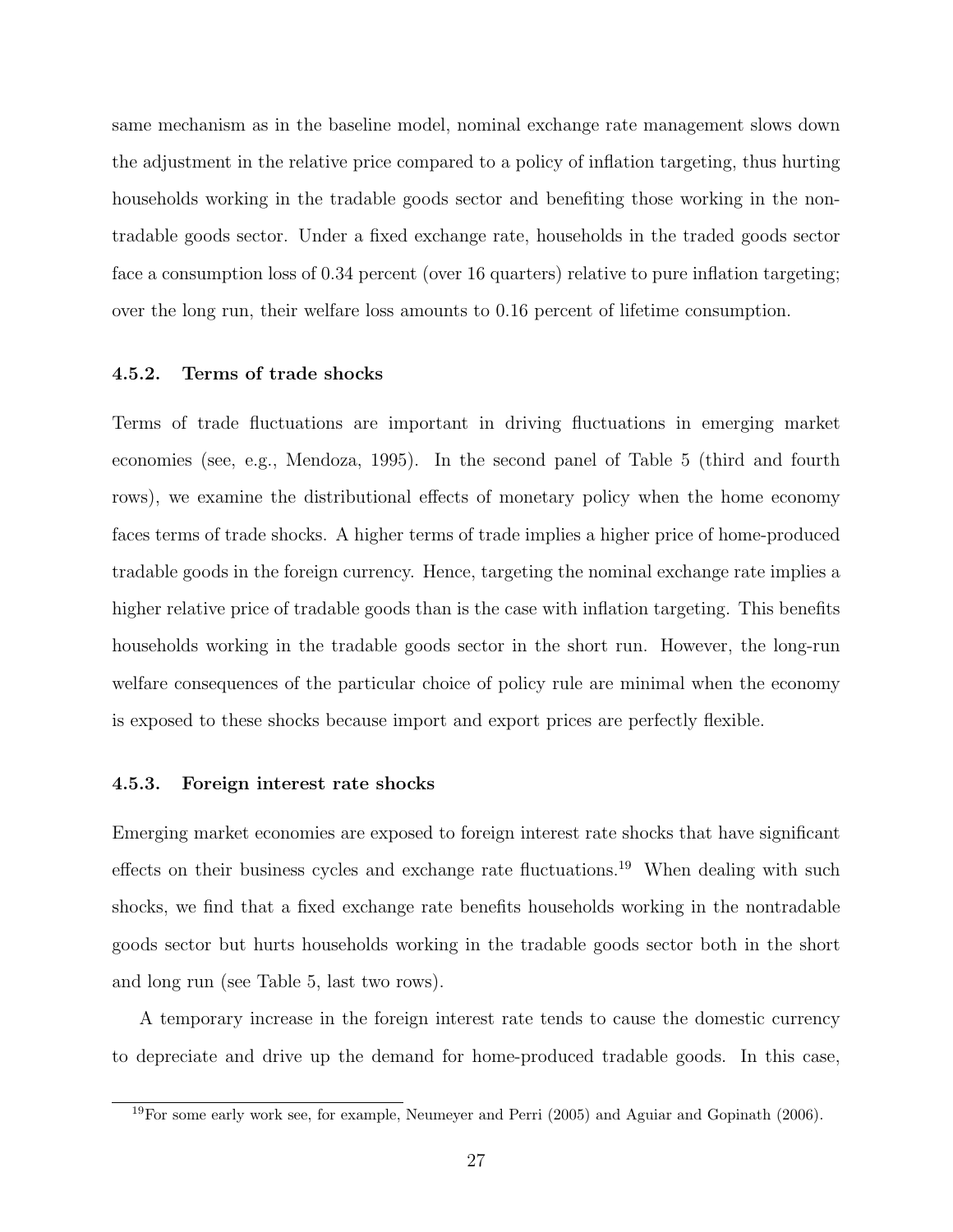same mechanism as in the baseline model, nominal exchange rate management slows down the adjustment in the relative price compared to a policy of inflation targeting, thus hurting households working in the tradable goods sector and benefiting those working in the non-tradable goods sector. Under a fixed exchange rate, households in the traded goods sector face a consumption loss of 0.34 percent (over 16 quarters) relative to pure inflation targeting; over the long run, their welfare loss amounts to 0.16 percent of lifetime consumption.

### 4.5.2. Terms of trade shocks

Terms of trade fluctuations are important in driving fluctuations in emerging market economies (see, e.g., Mendoza, 1995). In the second panel of Table 5 (third and fourth rows), we examine the distributional effects of monetary policy when the home economy faces terms of trade shocks. A higher terms of trade implies a higher price of home-produced tradable goods in the foreign currency. Hence, targeting the nominal exchange rate implies a higher relative price of tradable goods than is the case with inflation targeting. This benefits households working in the tradable goods sector in the short run. However, the long-run welfare consequences of the particular choice of policy rule are minimal when the economy is exposed to these shocks because import and export prices are perfectly flexible.

### 4.5.3. Foreign interest rate shocks

Emerging market economies are exposed to foreign interest rate shocks that have significant effects on their business cycles and exchange rate fluctuations.[19] When dealing with such shocks, we find that a fixed exchange rate benefits households working in the nontradable goods sector but hurts households working in the tradable goods sector both in the short and long run (see Table 5, last two rows).

A temporary increase in the foreign interest rate tends to cause the domestic currency to depreciate and drive up the demand for home-produced tradable goods. In this case,

[19] For some early work see, for example, Neumeyer and Perri (2005) and Aguiar and Gopinath (2006).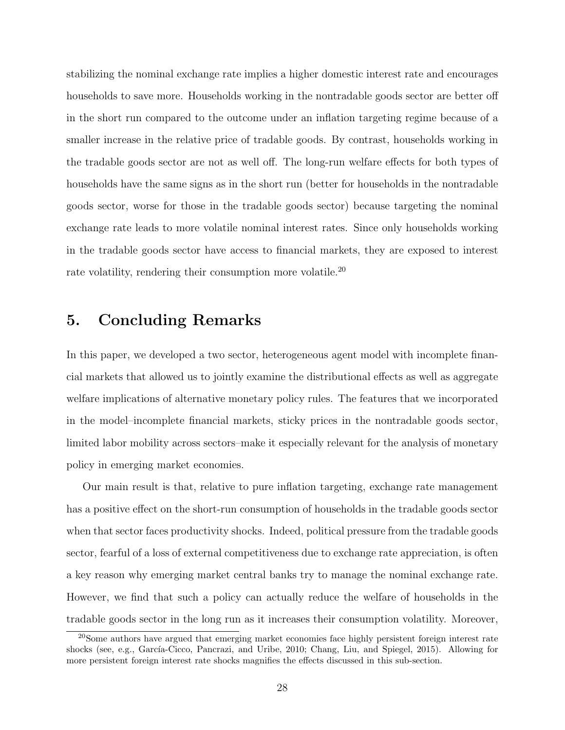stabilizing the nominal exchange rate implies a higher domestic interest rate and encourages households to save more. Households working in the nontradable goods sector are better off in the short run compared to the outcome under an inflation targeting regime because of a smaller increase in the relative price of tradable goods. By contrast, households working in the tradable goods sector are not as well off. The long-run welfare effects for both types of households have the same signs as in the short run (better for households in the nontradable goods sector, worse for those in the tradable goods sector) because targeting the nominal exchange rate leads to more volatile nominal interest rates. Since only households working in the tradable goods sector have access to financial markets, they are exposed to interest rate volatility, rendering their consumption more volatile.[20]

## 5. Concluding Remarks

In this paper, we developed a two sector, heterogeneous agent model with incomplete financial markets that allowed us to jointly examine the distributional effects as well as aggregate welfare implications of alternative monetary policy rules. The features that we incorporated in the model–incomplete financial markets, sticky prices in the nontradable goods sector, limited labor mobility across sectors–make it especially relevant for the analysis of monetary policy in emerging market economies.

Our main result is that, relative to pure inflation targeting, exchange rate management has a positive effect on the short-run consumption of households in the tradable goods sector when that sector faces productivity shocks. Indeed, political pressure from the tradable goods sector, fearful of a loss of external competitiveness due to exchange rate appreciation, is often a key reason why emerging market central banks try to manage the nominal exchange rate. However, we find that such a policy can actually reduce the welfare of households in the tradable goods sector in the long run as it increases their consumption volatility. Moreover,

[20] Some authors have argued that emerging market economies face highly persistent foreign interest rate shocks (see, e.g., García-Cicco, Pancrazi, and Uribe, 2010; Chang, Liu, and Spiegel, 2015). Allowing for more persistent foreign interest rate shocks magnifies the effects discussed in this sub-section.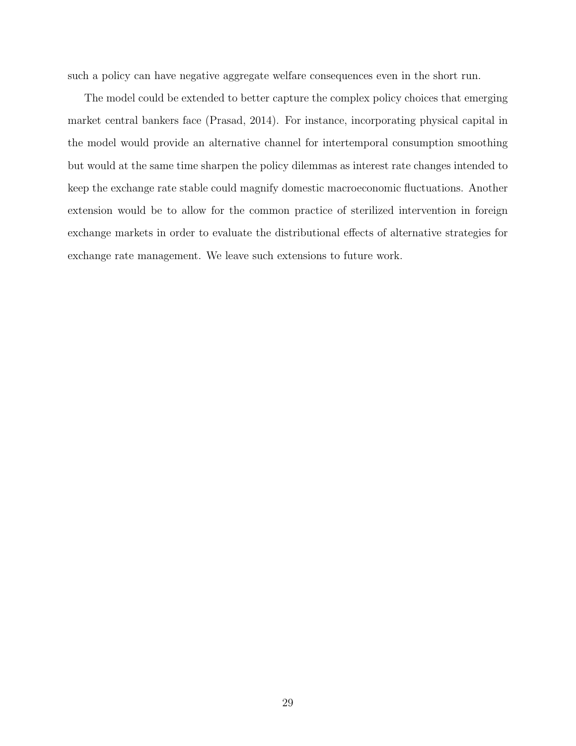such a policy can have negative aggregate welfare consequences even in the short run.

The model could be extended to better capture the complex policy choices that emerging market central bankers face (Prasad, 2014). For instance, incorporating physical capital in the model would provide an alternative channel for intertemporal consumption smoothing but would at the same time sharpen the policy dilemmas as interest rate changes intended to keep the exchange rate stable could magnify domestic macroeconomic fluctuations. Another extension would be to allow for the common practice of sterilized intervention in foreign exchange markets in order to evaluate the distributional effects of alternative strategies for exchange rate management. We leave such extensions to future work.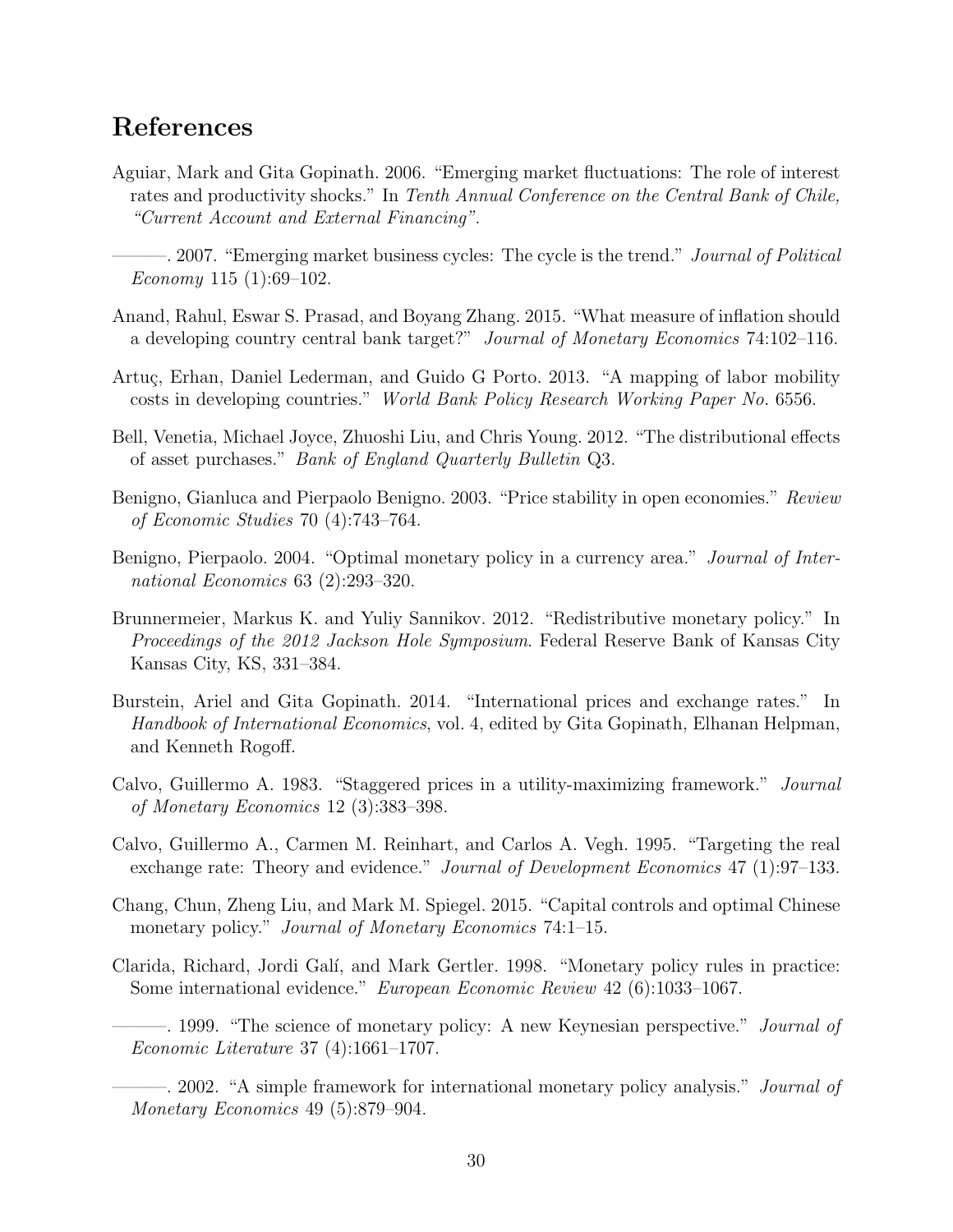## References

Aguiar, Mark and Gita Gopinath. 2006. "Emerging market fluctuations: The role of interest rates and productivity shocks." In *Tenth Annual Conference on the Central Bank of Chile, "Current Account and External Financing"*.

———. 2007. "Emerging market business cycles: The cycle is the trend." *Journal of Political Economy* 115 (1):69–102.

Anand, Rahul, Eswar S. Prasad, and Boyang Zhang. 2015. "What measure of inflation should a developing country central bank target?" *Journal of Monetary Economics* 74:102–116.

Artuç, Erhan, Daniel Lederman, and Guido G Porto. 2013. "A mapping of labor mobility costs in developing countries." *World Bank Policy Research Working Paper No.* 6556.

Bell, Venetia, Michael Joyce, Zhuoshi Liu, and Chris Young. 2012. "The distributional effects of asset purchases." *Bank of England Quarterly Bulletin* Q3.

Benigno, Gianluca and Pierpaolo Benigno. 2003. "Price stability in open economies." *Review of Economic Studies* 70 (4):743–764.

Benigno, Pierpaolo. 2004. "Optimal monetary policy in a currency area." *Journal of International Economics* 63 (2):293–320.

Brunnermeier, Markus K. and Yuliy Sannikov. 2012. "Redistributive monetary policy." In *Proceedings of the 2012 Jackson Hole Symposium*. Federal Reserve Bank of Kansas City Kansas City, KS, 331–384.

Burstein, Ariel and Gita Gopinath. 2014. "International prices and exchange rates." In *Handbook of International Economics*, vol. 4, edited by Gita Gopinath, Elhanan Helpman, and Kenneth Rogoff.

Calvo, Guillermo A. 1983. "Staggered prices in a utility-maximizing framework." *Journal of Monetary Economics* 12 (3):383–398.

Calvo, Guillermo A., Carmen M. Reinhart, and Carlos A. Vegh. 1995. "Targeting the real exchange rate: Theory and evidence." *Journal of Development Economics* 47 (1):97–133.

Chang, Chun, Zheng Liu, and Mark M. Spiegel. 2015. "Capital controls and optimal Chinese monetary policy." *Journal of Monetary Economics* 74:1–15.

Clarida, Richard, Jordi Galí, and Mark Gertler. 1998. "Monetary policy rules in practice: Some international evidence." *European Economic Review* 42 (6):1033–1067.

———. 1999. "The science of monetary policy: A new Keynesian perspective." *Journal of Economic Literature* 37 (4):1661–1707.

———. 2002. "A simple framework for international monetary policy analysis." *Journal of Monetary Economics* 49 (5):879–904.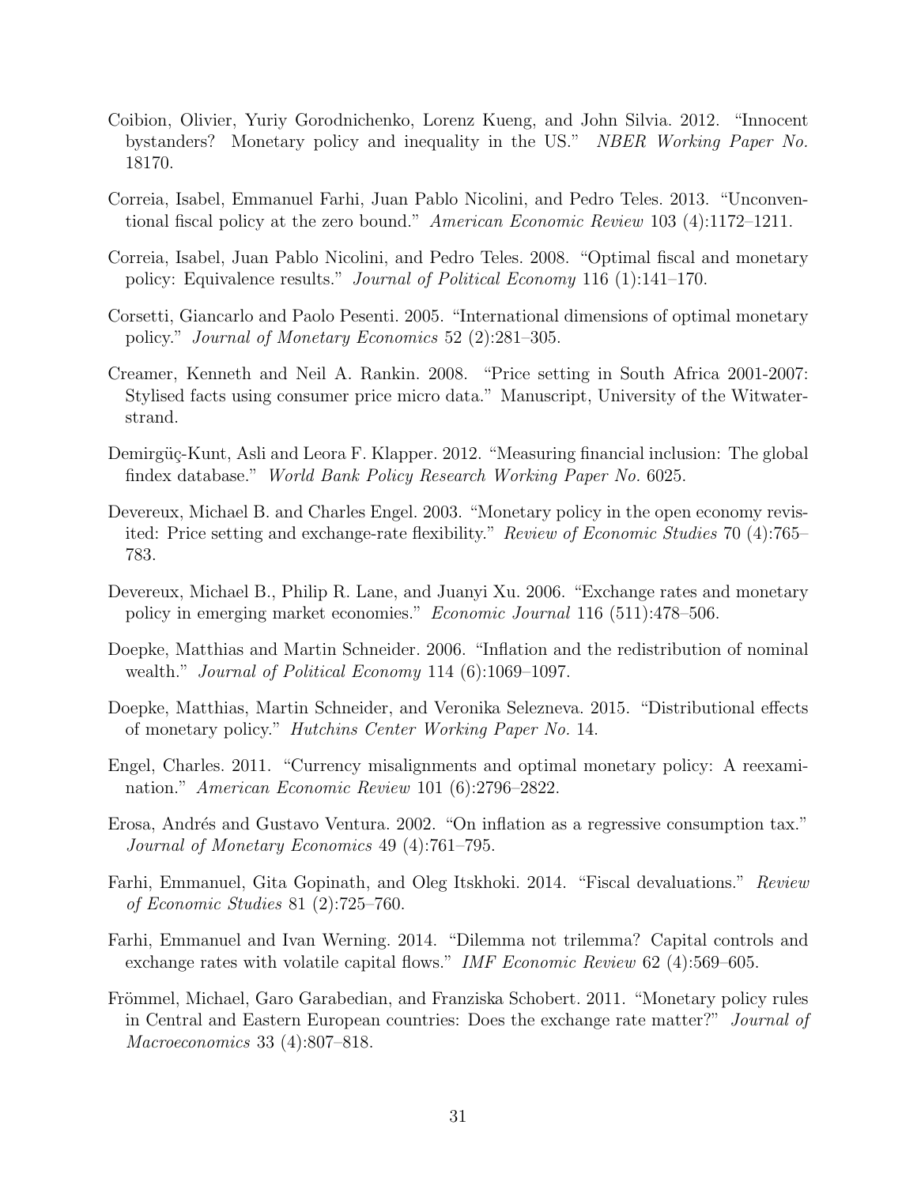Coibion, Olivier, Yuriy Gorodnichenko, Lorenz Kueng, and John Silvia. 2012. "Innocent bystanders? Monetary policy and inequality in the US." *NBER Working Paper No.* 18170.

Correia, Isabel, Emmanuel Farhi, Juan Pablo Nicolini, and Pedro Teles. 2013. "Unconventional fiscal policy at the zero bound." *American Economic Review* 103 (4):1172–1211.

Correia, Isabel, Juan Pablo Nicolini, and Pedro Teles. 2008. "Optimal fiscal and monetary policy: Equivalence results." *Journal of Political Economy* 116 (1):141–170.

Corsetti, Giancarlo and Paolo Pesenti. 2005. "International dimensions of optimal monetary policy." *Journal of Monetary Economics* 52 (2):281–305.

Creamer, Kenneth and Neil A. Rankin. 2008. "Price setting in South Africa 2001-2007: Stylised facts using consumer price micro data." Manuscript, University of the Witwatersrand.

Demirgüç-Kunt, Asli and Leora F. Klapper. 2012. "Measuring financial inclusion: The global findex database." *World Bank Policy Research Working Paper No.* 6025.

Devereux, Michael B. and Charles Engel. 2003. "Monetary policy in the open economy revisited: Price setting and exchange-rate flexibility." *Review of Economic Studies* 70 (4):765–783.

Devereux, Michael B., Philip R. Lane, and Juanyi Xu. 2006. "Exchange rates and monetary policy in emerging market economies." *Economic Journal* 116 (511):478–506.

Doepke, Matthias and Martin Schneider. 2006. "Inflation and the redistribution of nominal wealth." *Journal of Political Economy* 114 (6):1069–1097.

Doepke, Matthias, Martin Schneider, and Veronika Selezneva. 2015. "Distributional effects of monetary policy." *Hutchins Center Working Paper No.* 14.

Engel, Charles. 2011. "Currency misalignments and optimal monetary policy: A reexamination." *American Economic Review* 101 (6):2796–2822.

Erosa, Andrés and Gustavo Ventura. 2002. "On inflation as a regressive consumption tax." *Journal of Monetary Economics* 49 (4):761–795.

Farhi, Emmanuel, Gita Gopinath, and Oleg Itskhoki. 2014. "Fiscal devaluations." *Review of Economic Studies* 81 (2):725–760.

Farhi, Emmanuel and Ivan Werning. 2014. "Dilemma not trilemma? Capital controls and exchange rates with volatile capital flows." *IMF Economic Review* 62 (4):569–605.

Frömmel, Michael, Garo Garabedian, and Franziska Schobert. 2011. "Monetary policy rules in Central and Eastern European countries: Does the exchange rate matter?" *Journal of Macroeconomics* 33 (4):807–818.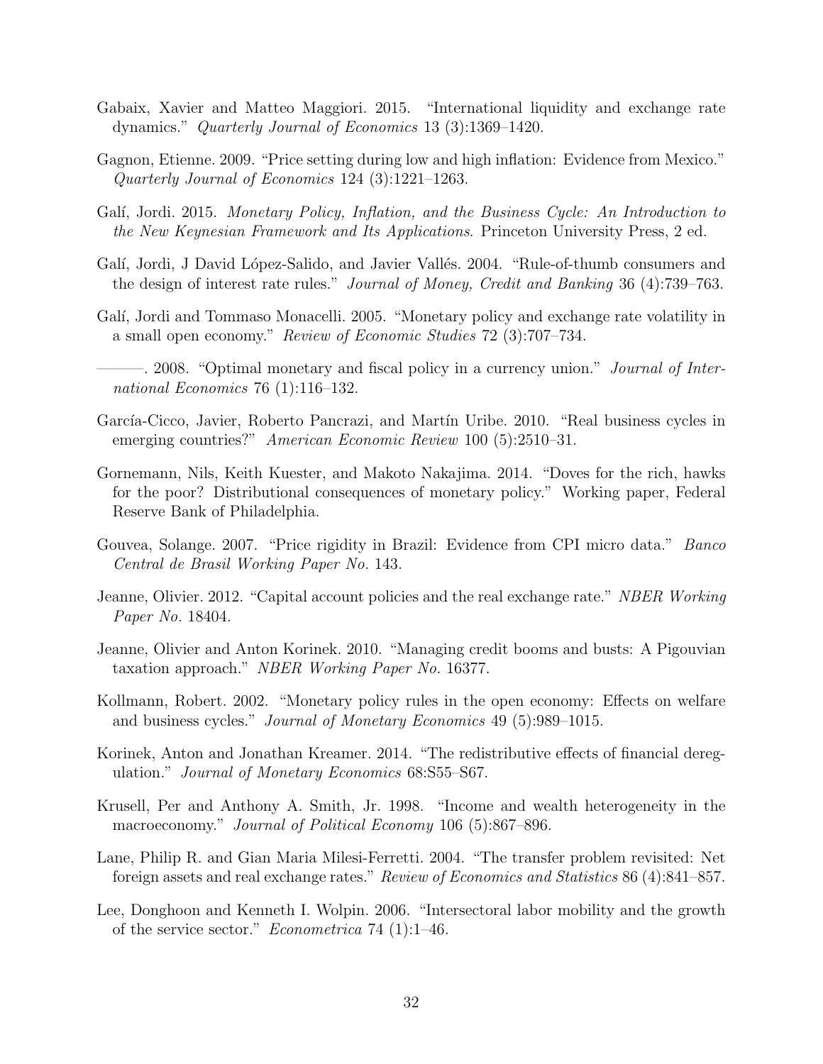Gabaix, Xavier and Matteo Maggiori. 2015. "International liquidity and exchange rate dynamics." *Quarterly Journal of Economics* 13 (3):1369–1420.

Gagnon, Etienne. 2009. "Price setting during low and high inflation: Evidence from Mexico." *Quarterly Journal of Economics* 124 (3):1221–1263.

Galí, Jordi. 2015. *Monetary Policy, Inflation, and the Business Cycle: An Introduction to the New Keynesian Framework and Its Applications*. Princeton University Press, 2 ed.

Galí, Jordi, J David López-Salido, and Javier Vallés. 2004. "Rule-of-thumb consumers and the design of interest rate rules." *Journal of Money, Credit and Banking* 36 (4):739–763.

Galí, Jordi and Tommaso Monacelli. 2005. "Monetary policy and exchange rate volatility in a small open economy." *Review of Economic Studies* 72 (3):707–734.

———. 2008. "Optimal monetary and fiscal policy in a currency union." *Journal of International Economics* 76 (1):116–132.

García-Cicco, Javier, Roberto Pancrazi, and Martín Uribe. 2010. "Real business cycles in emerging countries?" *American Economic Review* 100 (5):2510–31.

Gornemann, Nils, Keith Kuester, and Makoto Nakajima. 2014. "Doves for the rich, hawks for the poor? Distributional consequences of monetary policy." Working paper, Federal Reserve Bank of Philadelphia.

Gouvea, Solange. 2007. "Price rigidity in Brazil: Evidence from CPI micro data." *Banco Central de Brasil Working Paper No.* 143.

Jeanne, Olivier. 2012. "Capital account policies and the real exchange rate." *NBER Working Paper No.* 18404.

Jeanne, Olivier and Anton Korinek. 2010. "Managing credit booms and busts: A Pigouvian taxation approach." *NBER Working Paper No.* 16377.

Kollmann, Robert. 2002. "Monetary policy rules in the open economy: Effects on welfare and business cycles." *Journal of Monetary Economics* 49 (5):989–1015.

Korinek, Anton and Jonathan Kreamer. 2014. "The redistributive effects of financial deregulation." *Journal of Monetary Economics* 68:S55–S67.

Krusell, Per and Anthony A. Smith, Jr. 1998. "Income and wealth heterogeneity in the macroeconomy." *Journal of Political Economy* 106 (5):867–896.

Lane, Philip R. and Gian Maria Milesi-Ferretti. 2004. "The transfer problem revisited: Net foreign assets and real exchange rates." *Review of Economics and Statistics* 86 (4):841–857.

Lee, Donghoon and Kenneth I. Wolpin. 2006. "Intersectoral labor mobility and the growth of the service sector." *Econometrica* 74 (1):1–46.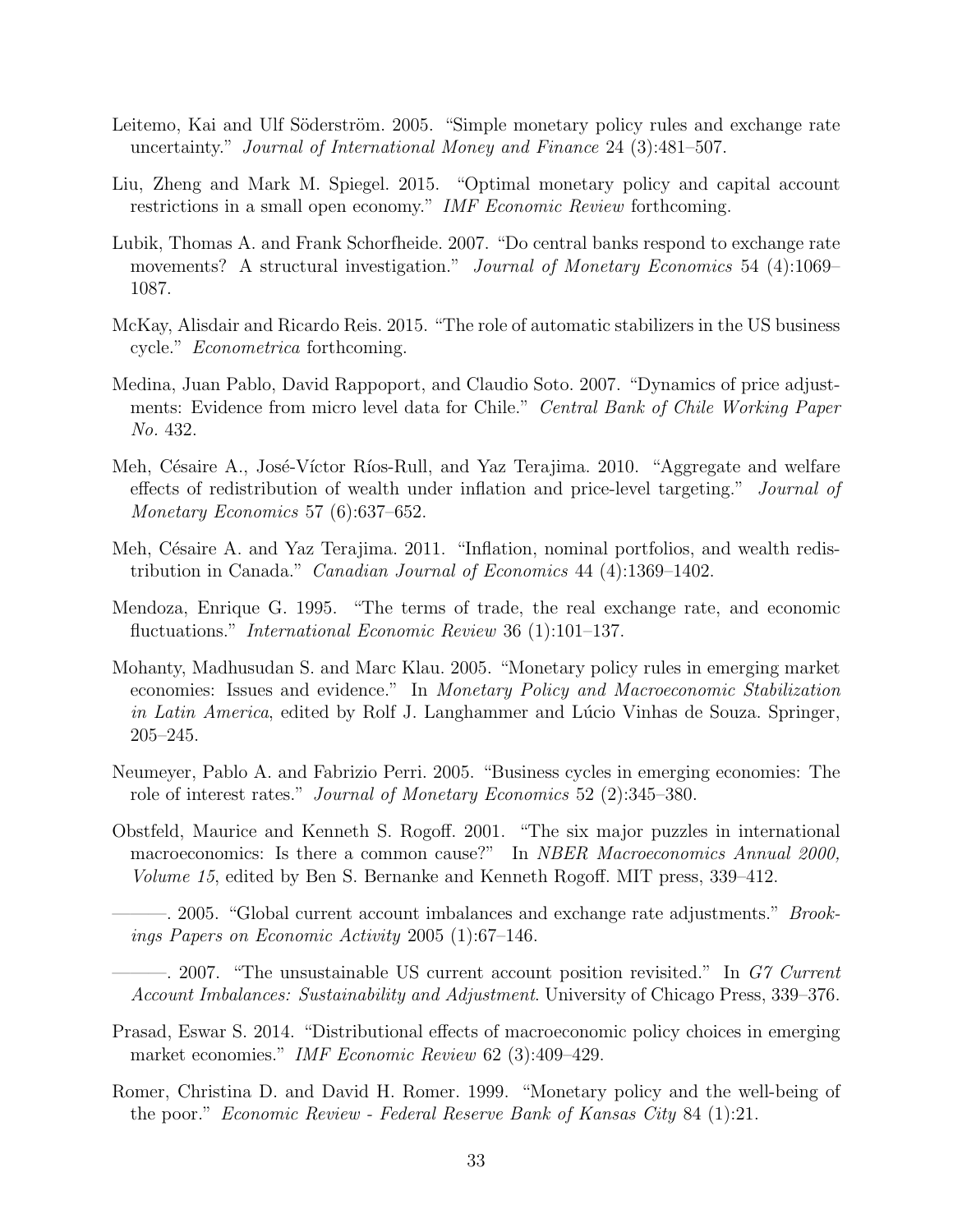Leitemo, Kai and Ulf Söderström. 2005. "Simple monetary policy rules and exchange rate uncertainty." *Journal of International Money and Finance* 24 (3):481–507.

Liu, Zheng and Mark M. Spiegel. 2015. "Optimal monetary policy and capital account restrictions in a small open economy." *IMF Economic Review* forthcoming.

Lubik, Thomas A. and Frank Schorfheide. 2007. "Do central banks respond to exchange rate movements? A structural investigation." *Journal of Monetary Economics* 54 (4):1069–1087.

McKay, Alisdair and Ricardo Reis. 2015. "The role of automatic stabilizers in the US business cycle." *Econometrica* forthcoming.

Medina, Juan Pablo, David Rappoport, and Claudio Soto. 2007. "Dynamics of price adjustments: Evidence from micro level data for Chile." *Central Bank of Chile Working Paper No.* 432.

Meh, Césaire A., José-Víctor Ríos-Rull, and Yaz Terajima. 2010. "Aggregate and welfare effects of redistribution of wealth under inflation and price-level targeting." *Journal of Monetary Economics* 57 (6):637–652.

Meh, Césaire A. and Yaz Terajima. 2011. "Inflation, nominal portfolios, and wealth redistribution in Canada." *Canadian Journal of Economics* 44 (4):1369–1402.

Mendoza, Enrique G. 1995. "The terms of trade, the real exchange rate, and economic fluctuations." *International Economic Review* 36 (1):101–137.

Mohanty, Madhusudan S. and Marc Klau. 2005. "Monetary policy rules in emerging market economies: Issues and evidence." In *Monetary Policy and Macroeconomic Stabilization in Latin America*, edited by Rolf J. Langhammer and Lúcio Vinhas de Souza. Springer, 205–245.

Neumeyer, Pablo A. and Fabrizio Perri. 2005. "Business cycles in emerging economies: The role of interest rates." *Journal of Monetary Economics* 52 (2):345–380.

Obstfeld, Maurice and Kenneth S. Rogoff. 2001. "The six major puzzles in international macroeconomics: Is there a common cause?" In *NBER Macroeconomics Annual 2000, Volume 15*, edited by Ben S. Bernanke and Kenneth Rogoff. MIT press, 339–412.

———. 2005. "Global current account imbalances and exchange rate adjustments." *Brookings Papers on Economic Activity* 2005 (1):67–146.

———. 2007. "The unsustainable US current account position revisited." In *G7 Current Account Imbalances: Sustainability and Adjustment*. University of Chicago Press, 339–376.

Prasad, Eswar S. 2014. "Distributional effects of macroeconomic policy choices in emerging market economies." *IMF Economic Review* 62 (3):409–429.

Romer, Christina D. and David H. Romer. 1999. "Monetary policy and the well-being of the poor." *Economic Review - Federal Reserve Bank of Kansas City* 84 (1):21.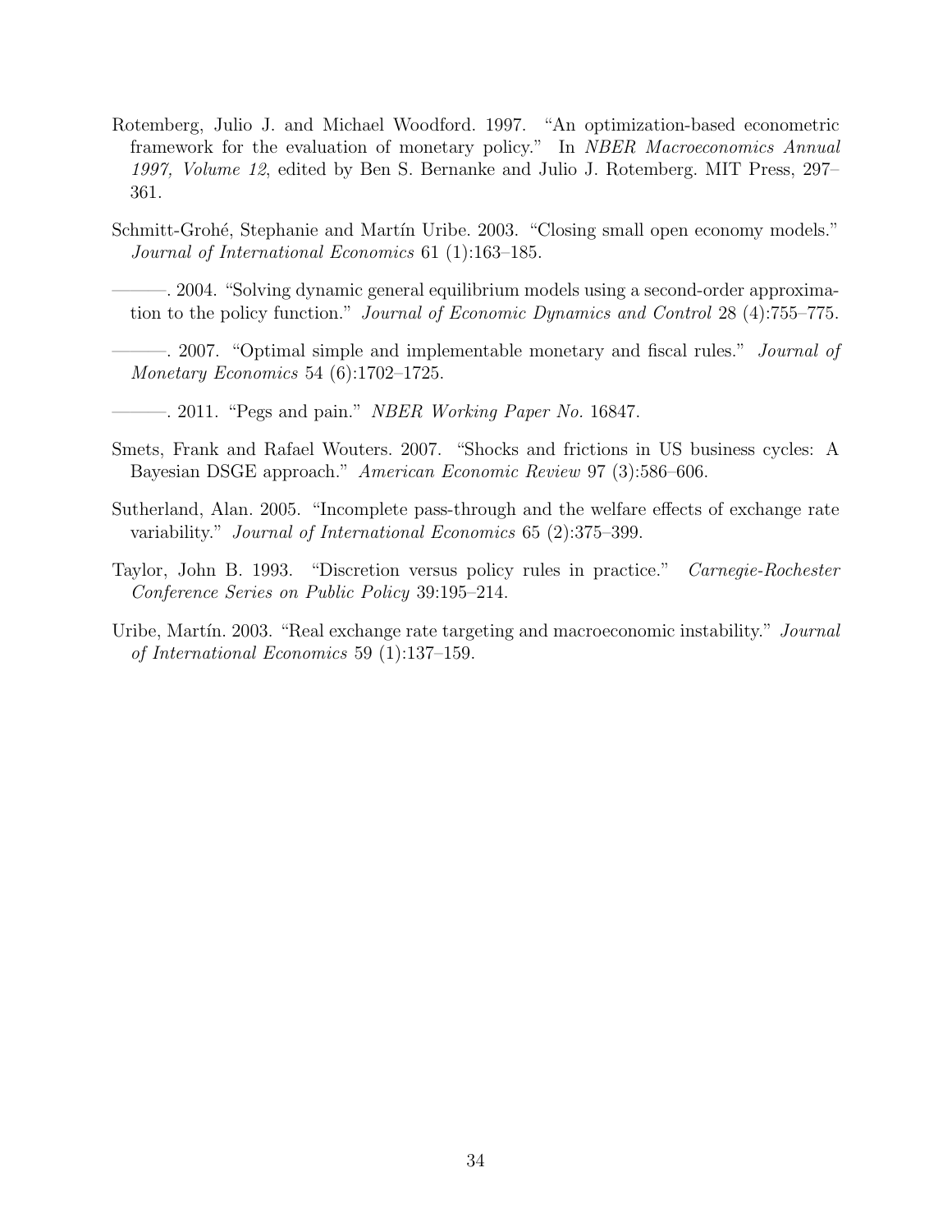Rotemberg, Julio J. and Michael Woodford. 1997. "An optimization-based econometric framework for the evaluation of monetary policy." In *NBER Macroeconomics Annual 1997, Volume 12*, edited by Ben S. Bernanke and Julio J. Rotemberg. MIT Press, 297–361.

Schmitt-Grohé, Stephanie and Martín Uribe. 2003. "Closing small open economy models." *Journal of International Economics* 61 (1):163–185.

———. 2004. "Solving dynamic general equilibrium models using a second-order approximation to the policy function." *Journal of Economic Dynamics and Control* 28 (4):755–775.

———. 2007. "Optimal simple and implementable monetary and fiscal rules." *Journal of Monetary Economics* 54 (6):1702–1725.

———. 2011. "Pegs and pain." *NBER Working Paper No.* 16847.

Smets, Frank and Rafael Wouters. 2007. "Shocks and frictions in US business cycles: A Bayesian DSGE approach." *American Economic Review* 97 (3):586–606.

Sutherland, Alan. 2005. "Incomplete pass-through and the welfare effects of exchange rate variability." *Journal of International Economics* 65 (2):375–399.

Taylor, John B. 1993. "Discretion versus policy rules in practice." *Carnegie-Rochester Conference Series on Public Policy* 39:195–214.

Uribe, Martín. 2003. "Real exchange rate targeting and macroeconomic instability." *Journal of International Economics* 59 (1):137–159.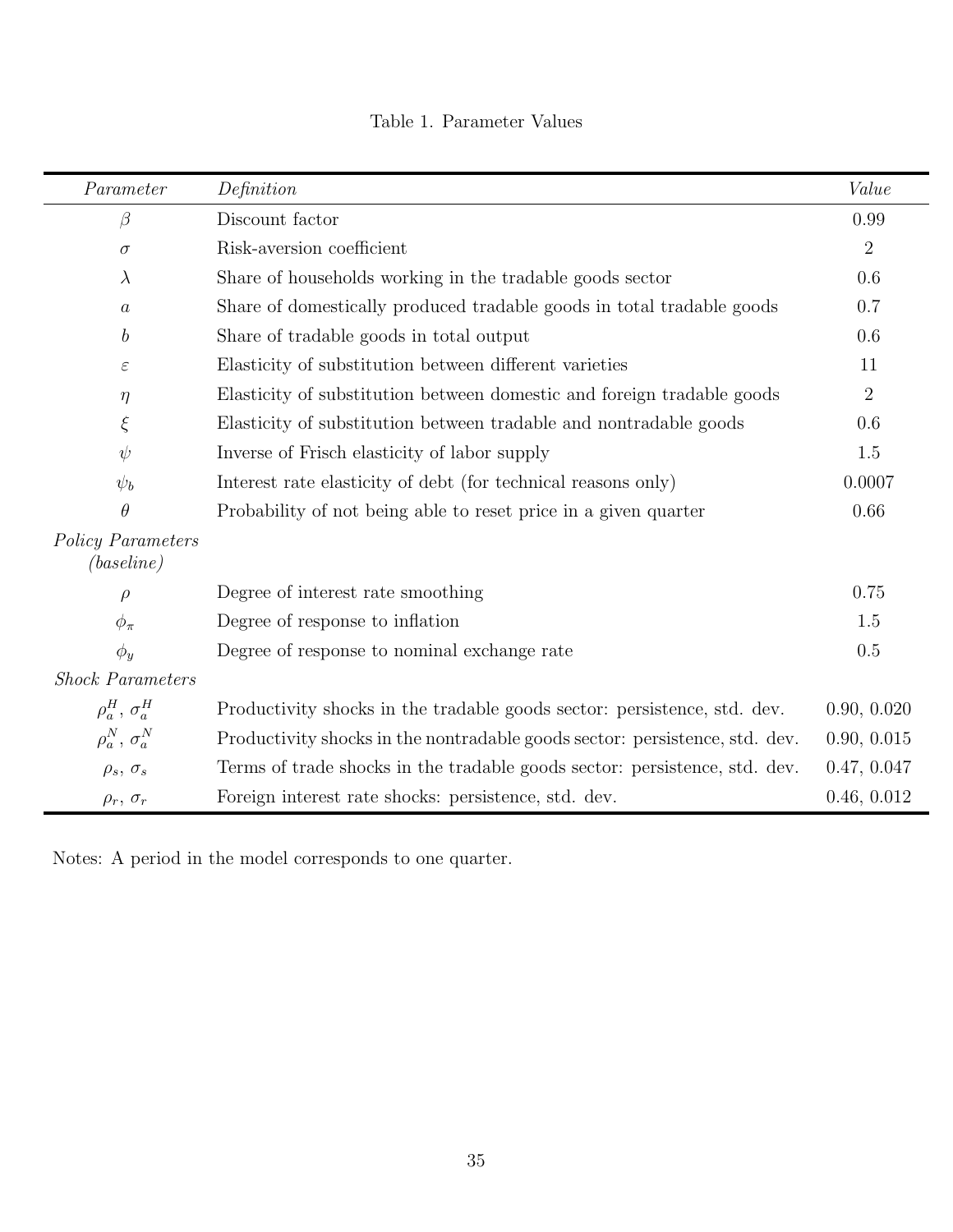Table 1. Parameter Values

| *Parameter* | *Definition* | *Value* |
|---|---|---|
| $\beta$ | Discount factor | 0.99 |
| $\sigma$ | Risk-aversion coefficient | 2 |
| $\lambda$ | Share of households working in the tradable goods sector | 0.6 |
| $a$ | Share of domestically produced tradable goods in total tradable goods | 0.7 |
| $b$ | Share of tradable goods in total output | 0.6 |
| $\varepsilon$ | Elasticity of substitution between different varieties | 11 |
| $\eta$ | Elasticity of substitution between domestic and foreign tradable goods | 2 |
| $\xi$ | Elasticity of substitution between tradable and nontradable goods | 0.6 |
| $\psi$ | Inverse of Frisch elasticity of labor supply | 1.5 |
| $\psi_b$ | Interest rate elasticity of debt (for technical reasons only) | 0.0007 |
| $\theta$ | Probability of not being able to reset price in a given quarter | 0.66 |
| *Policy Parameters (baseline)* | | |
| $\rho$ | Degree of interest rate smoothing | 0.75 |
| $\phi_\pi$ | Degree of response to inflation | 1.5 |
| $\phi_y$ | Degree of response to nominal exchange rate | 0.5 |
| *Shock Parameters* | | |
| $\rho_a^H$, $\sigma_a^H$ | Productivity shocks in the tradable goods sector: persistence, std. dev. | 0.90, 0.020 |
| $\rho_a^N$, $\sigma_a^N$ | Productivity shocks in the nontradable goods sector: persistence, std. dev. | 0.90, 0.015 |
| $\rho_s$, $\sigma_s$ | Terms of trade shocks in the tradable goods sector: persistence, std. dev. | 0.47, 0.047 |
| $\rho_r$, $\sigma_r$ | Foreign interest rate shocks: persistence, std. dev. | 0.46, 0.012 |

Notes: A period in the model corresponds to one quarter.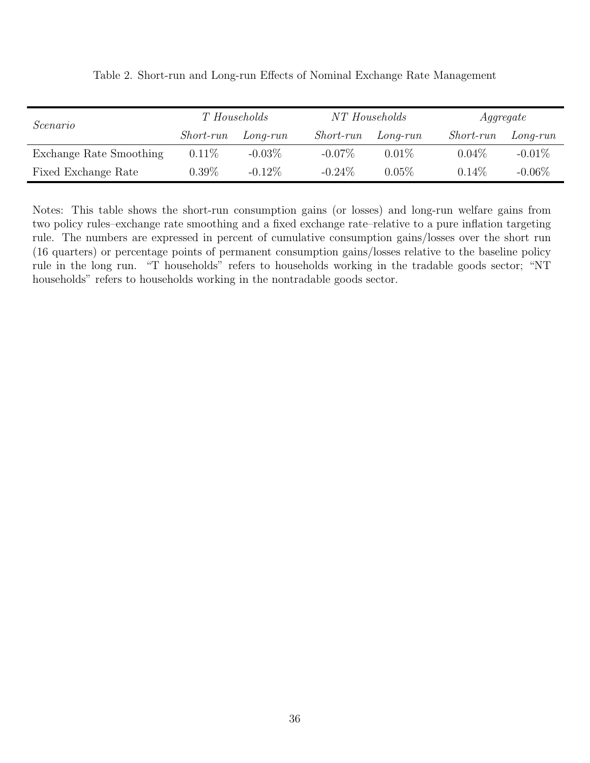Table 2. Short-run and Long-run Effects of Nominal Exchange Rate Management

| *Scenario* | *T Households* | | *NT Households* | | *Aggregate* | |
|---|---|---|---|---|---|---|
| | *Short-run* | *Long-run* | *Short-run* | *Long-run* | *Short-run* | *Long-run* |
| Exchange Rate Smoothing | 0.11% | -0.03% | -0.07% | 0.01% | 0.04% | -0.01% |
| Fixed Exchange Rate | 0.39% | -0.12% | -0.24% | 0.05% | 0.14% | -0.06% |

Notes: This table shows the short-run consumption gains (or losses) and long-run welfare gains from two policy rules–exchange rate smoothing and a fixed exchange rate–relative to a pure inflation targeting rule. The numbers are expressed in percent of cumulative consumption gains/losses over the short run (16 quarters) or percentage points of permanent consumption gains/losses relative to the baseline policy rule in the long run. "T households" refers to households working in the tradable goods sector; "NT households" refers to households working in the nontradable goods sector.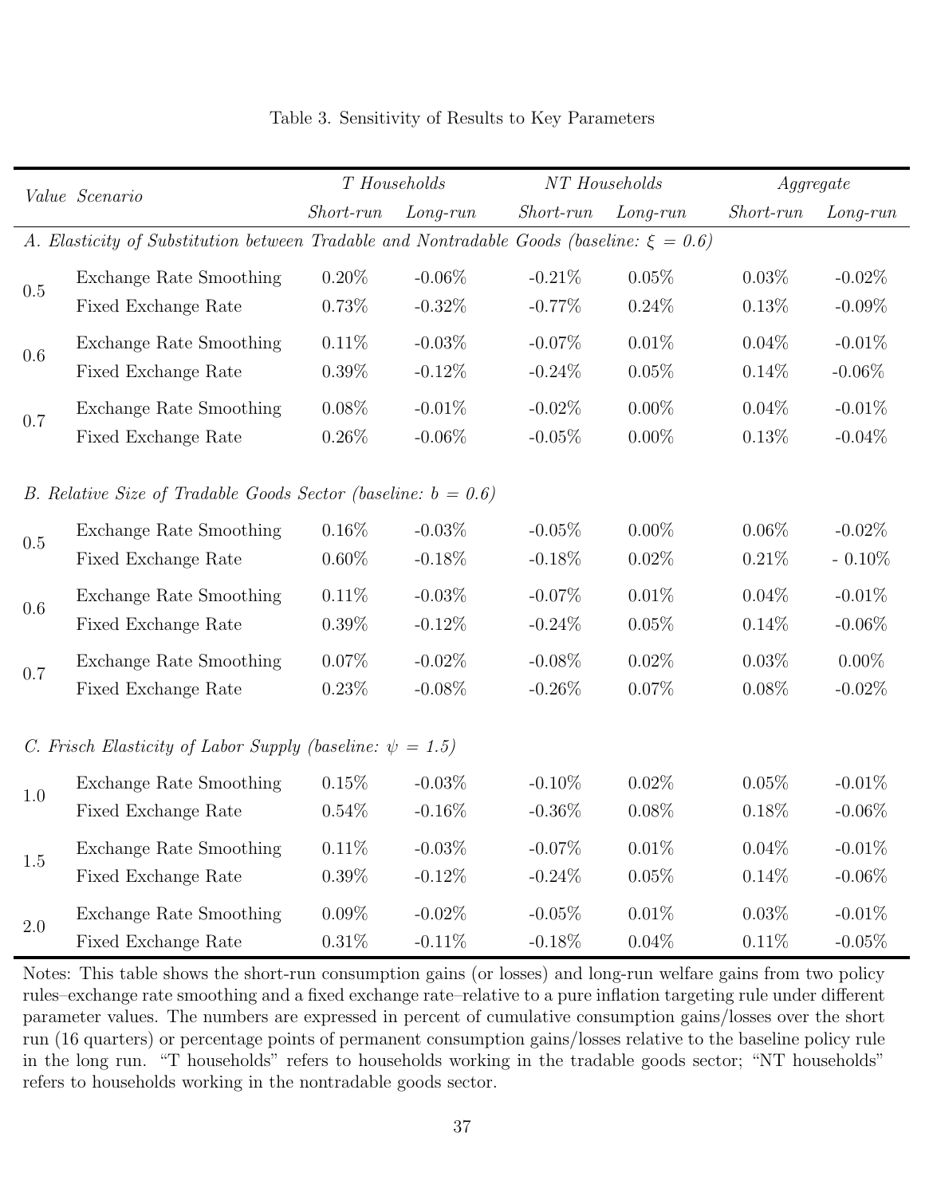Table 3. Sensitivity of Results to Key Parameters

| *Value* | *Scenario* | *T Households* | | *NT Households* | | *Aggregate* | |
|---|---|---|---|---|---|---|---|
| | | *Short-run* | *Long-run* | *Short-run* | *Long-run* | *Short-run* | *Long-run* |
| *A. Elasticity of Substitution between Tradable and Nontradable Goods (baseline: $\xi$ = 0.6)* | | | | | | | |
| 0.5 | Exchange Rate Smoothing | 0.20% | -0.06% | -0.21% | 0.05% | 0.03% | -0.02% |
| | Fixed Exchange Rate | 0.73% | -0.32% | -0.77% | 0.24% | 0.13% | -0.09% |
| 0.6 | Exchange Rate Smoothing | 0.11% | -0.03% | -0.07% | 0.01% | 0.04% | -0.01% |
| | Fixed Exchange Rate | 0.39% | -0.12% | -0.24% | 0.05% | 0.14% | -0.06% |
| 0.7 | Exchange Rate Smoothing | 0.08% | -0.01% | -0.02% | 0.00% | 0.04% | -0.01% |
| | Fixed Exchange Rate | 0.26% | -0.06% | -0.05% | 0.00% | 0.13% | -0.04% |
| *B. Relative Size of Tradable Goods Sector (baseline: b = 0.6)* | | | | | | | |
| 0.5 | Exchange Rate Smoothing | 0.16% | -0.03% | -0.05% | 0.00% | 0.06% | -0.02% |
| | Fixed Exchange Rate | 0.60% | -0.18% | -0.18% | 0.02% | 0.21% | - 0.10% |
| 0.6 | Exchange Rate Smoothing | 0.11% | -0.03% | -0.07% | 0.01% | 0.04% | -0.01% |
| | Fixed Exchange Rate | 0.39% | -0.12% | -0.24% | 0.05% | 0.14% | -0.06% |
| 0.7 | Exchange Rate Smoothing | 0.07% | -0.02% | -0.08% | 0.02% | 0.03% | 0.00% |
| | Fixed Exchange Rate | 0.23% | -0.08% | -0.26% | 0.07% | 0.08% | -0.02% |
| *C. Frisch Elasticity of Labor Supply (baseline: $\psi$ = 1.5)* | | | | | | | |
| 1.0 | Exchange Rate Smoothing | 0.15% | -0.03% | -0.10% | 0.02% | 0.05% | -0.01% |
| | Fixed Exchange Rate | 0.54% | -0.16% | -0.36% | 0.08% | 0.18% | -0.06% |
| 1.5 | Exchange Rate Smoothing | 0.11% | -0.03% | -0.07% | 0.01% | 0.04% | -0.01% |
| | Fixed Exchange Rate | 0.39% | -0.12% | -0.24% | 0.05% | 0.14% | -0.06% |
| 2.0 | Exchange Rate Smoothing | 0.09% | -0.02% | -0.05% | 0.01% | 0.03% | -0.01% |
| | Fixed Exchange Rate | 0.31% | -0.11% | -0.18% | 0.04% | 0.11% | -0.05% |

Notes: This table shows the short-run consumption gains (or losses) and long-run welfare gains from two policy rules–exchange rate smoothing and a fixed exchange rate–relative to a pure inflation targeting rule under different parameter values. The numbers are expressed in percent of cumulative consumption gains/losses over the short run (16 quarters) or percentage points of permanent consumption gains/losses relative to the baseline policy rule in the long run. "T households" refers to households working in the tradable goods sector; "NT households" refers to households working in the nontradable goods sector.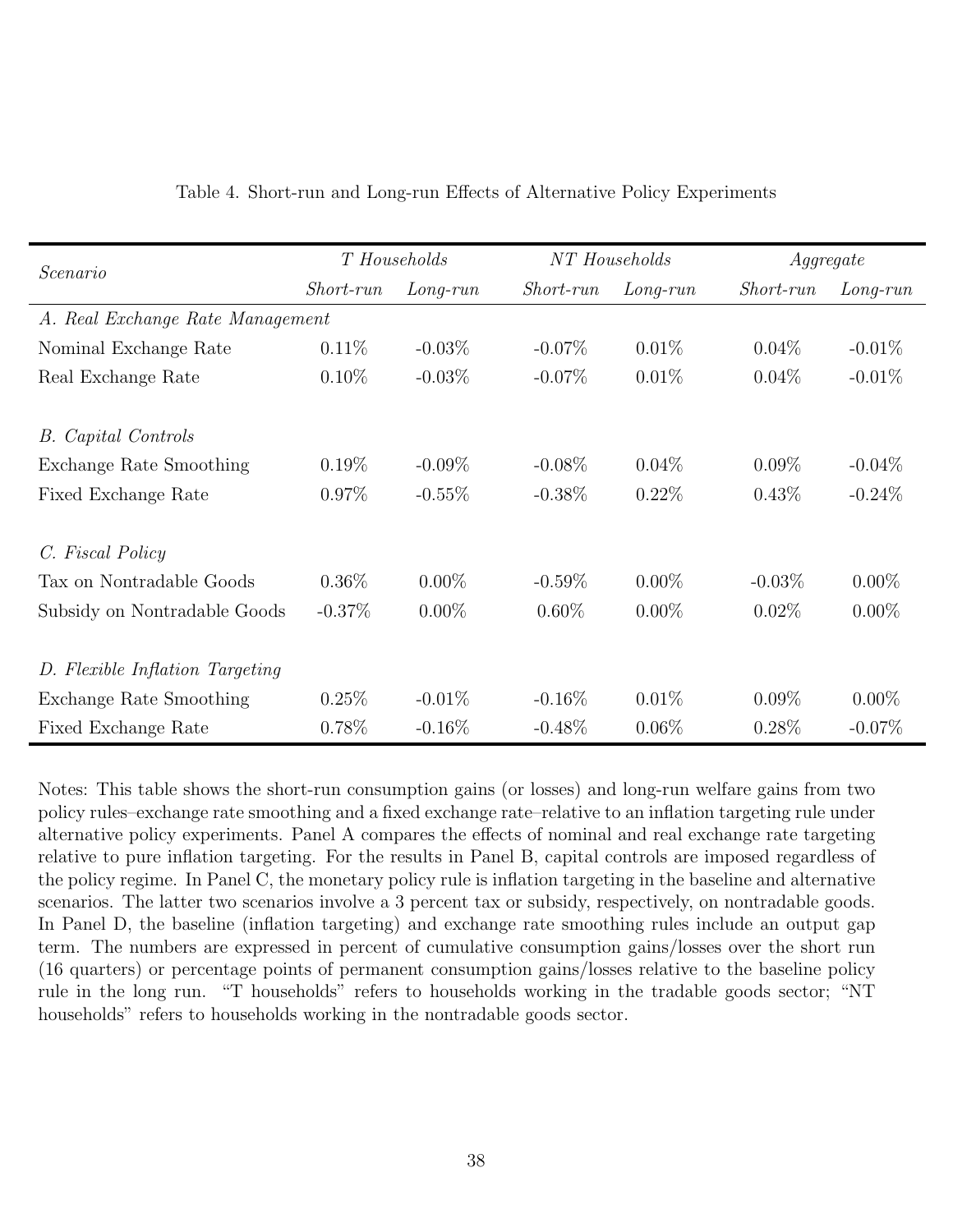Table 4. Short-run and Long-run Effects of Alternative Policy Experiments

| *Scenario* | *T Households* | | *NT Households* | | *Aggregate* | |
|---|---|---|---|---|---|---|
| | *Short-run* | *Long-run* | *Short-run* | *Long-run* | *Short-run* | *Long-run* |
| *A. Real Exchange Rate Management* | | | | | | |
| Nominal Exchange Rate | 0.11% | -0.03% | -0.07% | 0.01% | 0.04% | -0.01% |
| Real Exchange Rate | 0.10% | -0.03% | -0.07% | 0.01% | 0.04% | -0.01% |
| *B. Capital Controls* | | | | | | |
| Exchange Rate Smoothing | 0.19% | -0.09% | -0.08% | 0.04% | 0.09% | -0.04% |
| Fixed Exchange Rate | 0.97% | -0.55% | -0.38% | 0.22% | 0.43% | -0.24% |
| *C. Fiscal Policy* | | | | | | |
| Tax on Nontradable Goods | 0.36% | 0.00% | -0.59% | 0.00% | -0.03% | 0.00% |
| Subsidy on Nontradable Goods | -0.37% | 0.00% | 0.60% | 0.00% | 0.02% | 0.00% |
| *D. Flexible Inflation Targeting* | | | | | | |
| Exchange Rate Smoothing | 0.25% | -0.01% | -0.16% | 0.01% | 0.09% | 0.00% |
| Fixed Exchange Rate | 0.78% | -0.16% | -0.48% | 0.06% | 0.28% | -0.07% |

Notes: This table shows the short-run consumption gains (or losses) and long-run welfare gains from two policy rules–exchange rate smoothing and a fixed exchange rate–relative to an inflation targeting rule under alternative policy experiments. Panel A compares the effects of nominal and real exchange rate targeting relative to pure inflation targeting. For the results in Panel B, capital controls are imposed regardless of the policy regime. In Panel C, the monetary policy rule is inflation targeting in the baseline and alternative scenarios. The latter two scenarios involve a 3 percent tax or subsidy, respectively, on nontradable goods. In Panel D, the baseline (inflation targeting) and exchange rate smoothing rules include an output gap term. The numbers are expressed in percent of cumulative consumption gains/losses over the short run (16 quarters) or percentage points of permanent consumption gains/losses relative to the baseline policy rule in the long run. "T households" refers to households working in the tradable goods sector; "NT households" refers to households working in the nontradable goods sector.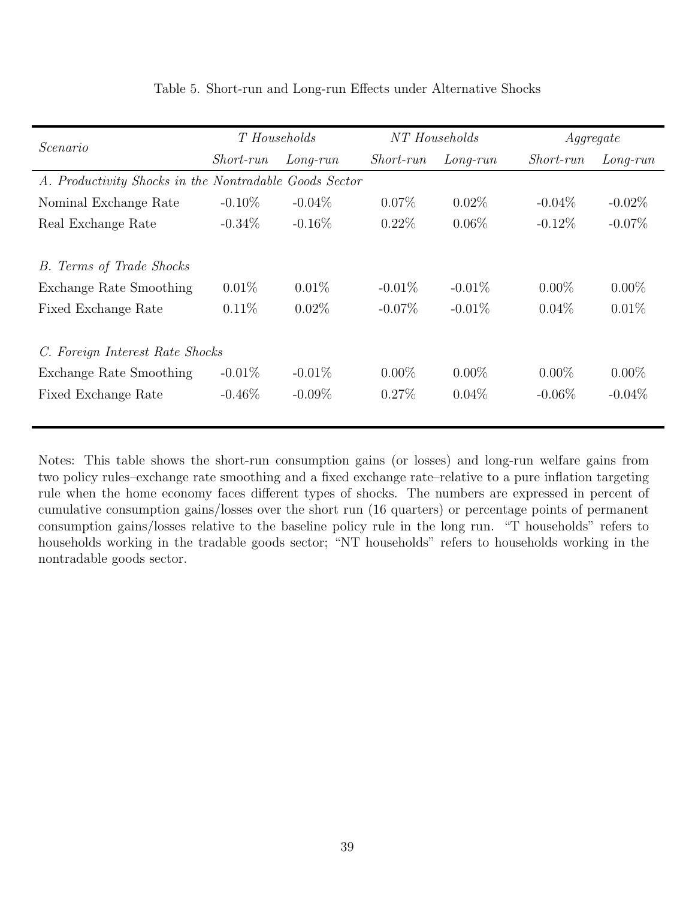Table 5. Short-run and Long-run Effects under Alternative Shocks

| *Scenario* | *T Households* | | *NT Households* | | *Aggregate* | |
|---|---|---|---|---|---|---|
| | *Short-run* | *Long-run* | *Short-run* | *Long-run* | *Short-run* | *Long-run* |
| *A. Productivity Shocks in the Nontradable Goods Sector* | | | | | | |
| Nominal Exchange Rate | -0.10% | -0.04% | 0.07% | 0.02% | -0.04% | -0.02% |
| Real Exchange Rate | -0.34% | -0.16% | 0.22% | 0.06% | -0.12% | -0.07% |
| *B. Terms of Trade Shocks* | | | | | | |
| Exchange Rate Smoothing | 0.01% | 0.01% | -0.01% | -0.01% | 0.00% | 0.00% |
| Fixed Exchange Rate | 0.11% | 0.02% | -0.07% | -0.01% | 0.04% | 0.01% |
| *C. Foreign Interest Rate Shocks* | | | | | | |
| Exchange Rate Smoothing | -0.01% | -0.01% | 0.00% | 0.00% | 0.00% | 0.00% |
| Fixed Exchange Rate | -0.46% | -0.09% | 0.27% | 0.04% | -0.06% | -0.04% |

Notes: This table shows the short-run consumption gains (or losses) and long-run welfare gains from two policy rules–exchange rate smoothing and a fixed exchange rate–relative to a pure inflation targeting rule when the home economy faces different types of shocks. The numbers are expressed in percent of cumulative consumption gains/losses over the short run (16 quarters) or percentage points of permanent consumption gains/losses relative to the baseline policy rule in the long run. "T households" refers to households working in the tradable goods sector; "NT households" refers to households working in the nontradable goods sector.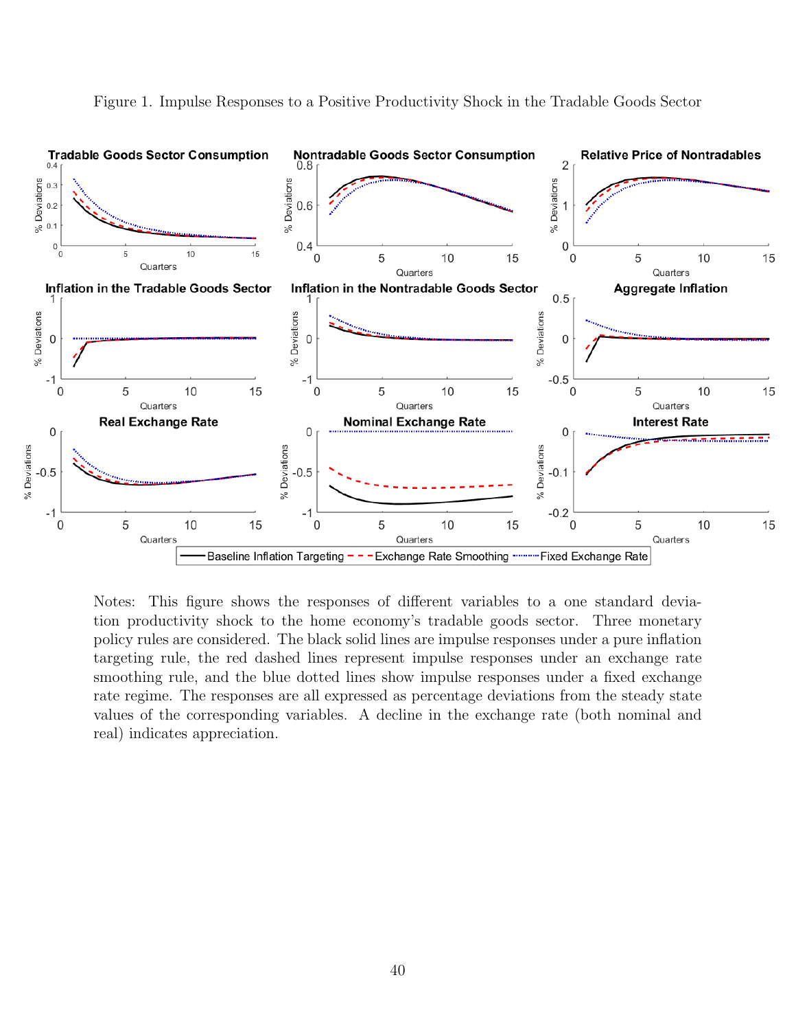Figure 1. Impulse Responses to a Positive Productivity Shock in the Tradable Goods Sector

Notes: This figure shows the responses of different variables to a one standard deviation productivity shock to the home economy's tradable goods sector. Three monetary policy rules are considered. The black solid lines are impulse responses under a pure inflation targeting rule, the red dashed lines represent impulse responses under an exchange rate smoothing rule, and the blue dotted lines show impulse responses under a fixed exchange rate regime. The responses are all expressed as percentage deviations from the steady state values of the corresponding variables. A decline in the exchange rate (both nominal and real) indicates appreciation.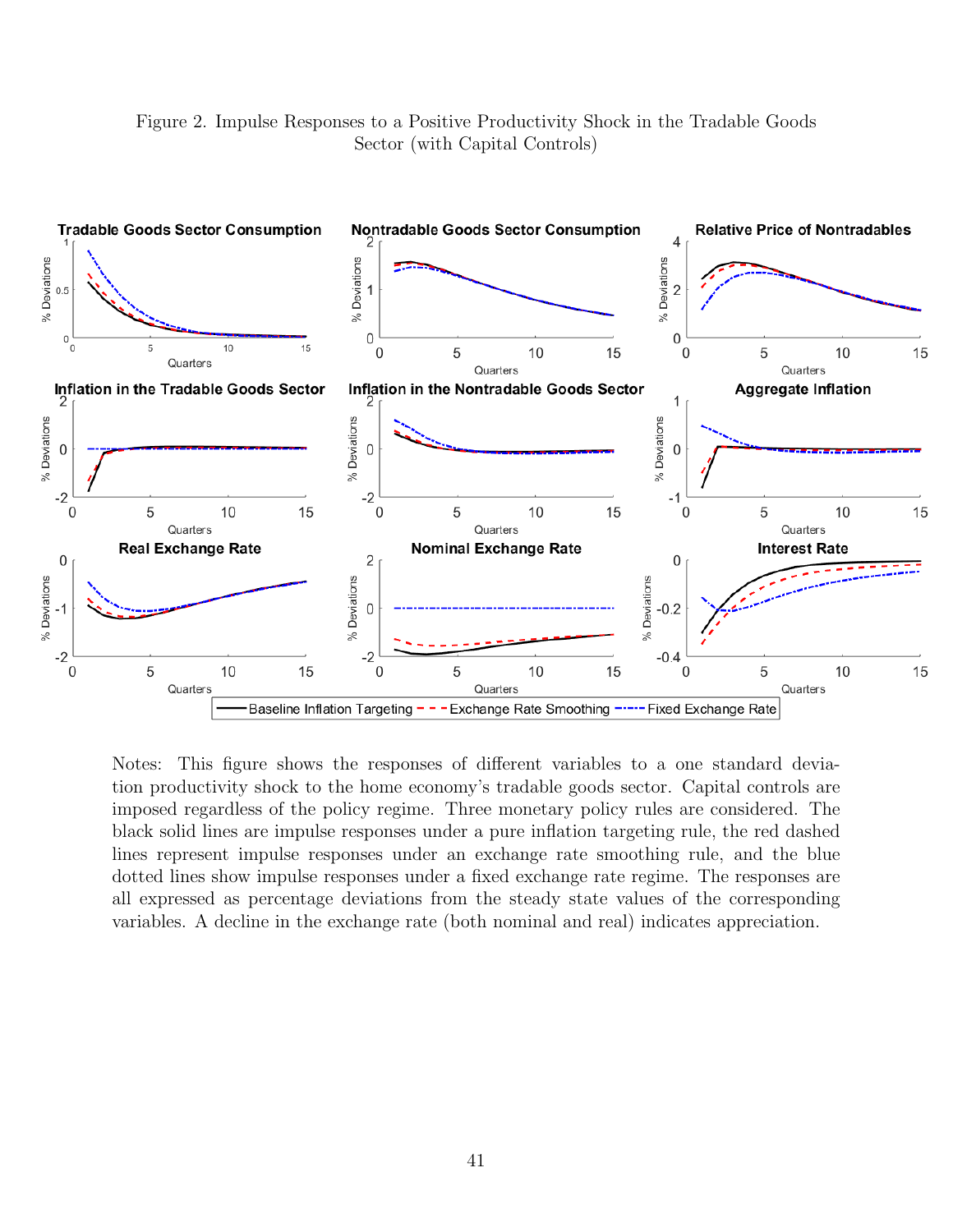Figure 2. Impulse Responses to a Positive Productivity Shock in the Tradable Goods Sector (with Capital Controls)

Notes: This figure shows the responses of different variables to a one standard deviation productivity shock to the home economy's tradable goods sector. Capital controls are imposed regardless of the policy regime. Three monetary policy rules are considered. The black solid lines are impulse responses under a pure inflation targeting rule, the red dashed lines represent impulse responses under an exchange rate smoothing rule, and the blue dotted lines show impulse responses under a fixed exchange rate regime. The responses are all expressed as percentage deviations from the steady state values of the corresponding variables. A decline in the exchange rate (both nominal and real) indicates appreciation.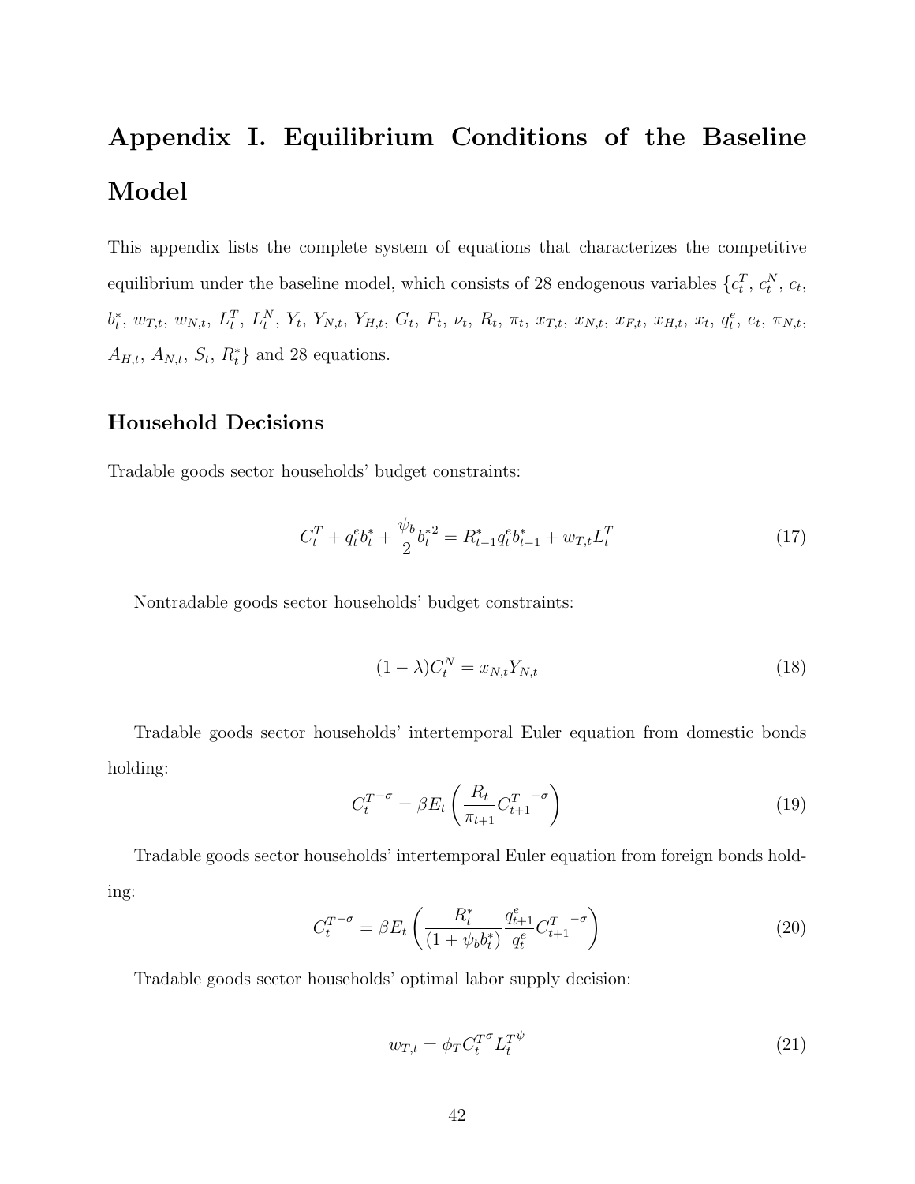# Appendix I. Equilibrium Conditions of the Baseline Model

This appendix lists the complete system of equations that characterizes the competitive equilibrium under the baseline model, which consists of 28 endogenous variables $\{c_t^T$, $c_t^N$, $c_t$, $b_t^*$, $w_{T,t}$, $w_{N,t}$, $L_t^T$, $L_t^N$, $Y_t$, $Y_{N,t}$, $Y_{H,t}$, $G_t$, $F_t$, $\nu_t$, $R_t$, $\pi_t$, $x_{T,t}$, $x_{N,t}$, $x_{F,t}$, $x_{H,t}$, $x_t$, $q_t^e$, $e_t$, $\pi_{N,t}$, $A_{H,t}$, $A_{N,t}$, $S_t$, $R_t^*\}$ and 28 equations.

### Household Decisions

Tradable goods sector households' budget constraints:

$$C_t^T + q_t^e b_t^* + \frac{\psi_b}{2} b_t^{*2} = R_{t-1}^* q_t^e b_{t-1}^* + w_{T,t} L_t^T \tag{17}$$

Nontradable goods sector households' budget constraints:

$$(1-\lambda) C_t^N = x_{N,t} Y_{N,t} \tag{18}$$

Tradable goods sector households' intertemporal Euler equation from domestic bonds holding:

$$C_t^{T^{-\sigma}} = \beta E_t \left( \frac{R_t}{\pi_{t+1}} C_{t+1}^{T^{\;-\sigma}} \right) \tag{19}$$

Tradable goods sector households' intertemporal Euler equation from foreign bonds holding:

$$C_t^{T^{-\sigma}} = \beta E_t \left( \frac{R_t^*}{(1+\psi_b b_t^*)} \frac{q_{t+1}^e}{q_t^e} C_{t+1}^{T^{\;-\sigma}} \right) \tag{20}$$

Tradable goods sector households' optimal labor supply decision:

$$w_{T,t} = \phi_T C_t^{T^{\sigma}} L_t^{T^{\psi}} \tag{21}$$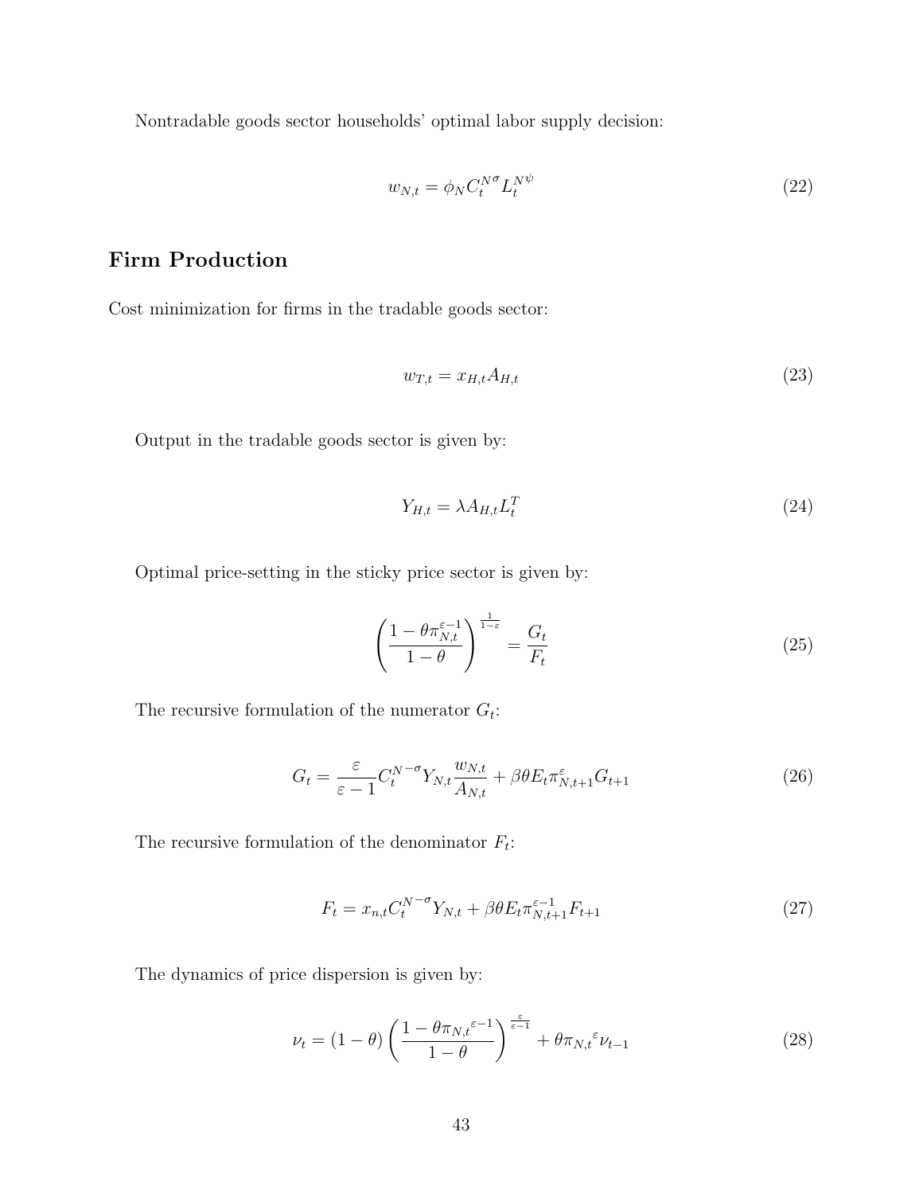Nontradable goods sector households' optimal labor supply decision:

$$w_{N,t} = \phi_N C_t^{N\sigma} L_t^{N\psi} \tag{22}$$

## Firm Production

Cost minimization for firms in the tradable goods sector:

$$w_{T,t} = x_{H,t} A_{H,t} \tag{23}$$

Output in the tradable goods sector is given by:

$$Y_{H,t} = \lambda A_{H,t} L_t^T \tag{24}$$

Optimal price-setting in the sticky price sector is given by:

$$\left( \frac{1 - \theta \pi_{N,t}^{\varepsilon - 1}}{1 - \theta} \right)^{\frac{1}{1-\varepsilon}} = \frac{G_t}{F_t} \tag{25}$$

The recursive formulation of the numerator $G_t$:

$$G_t = \frac{\varepsilon}{\varepsilon - 1} C_t^{N-\sigma} Y_{N,t} \frac{w_{N,t}}{A_{N,t}} + \beta \theta E_t \pi_{N,t+1}^{\varepsilon} G_{t+1} \tag{26}$$

The recursive formulation of the denominator $F_t$:

$$F_t = x_{n,t} C_t^{N-\sigma} Y_{N,t} + \beta \theta E_t \pi_{N,t+1}^{\varepsilon - 1} F_{t+1} \tag{27}$$

The dynamics of price dispersion is given by:

$$\nu_t = (1 - \theta) \left( \frac{1 - \theta {\pi_{N,t}}^{\varepsilon - 1}}{1 - \theta} \right)^{\frac{\varepsilon}{\varepsilon - 1}} + \theta {\pi_{N,t}}^{\varepsilon} \nu_{t-1} \tag{28}$$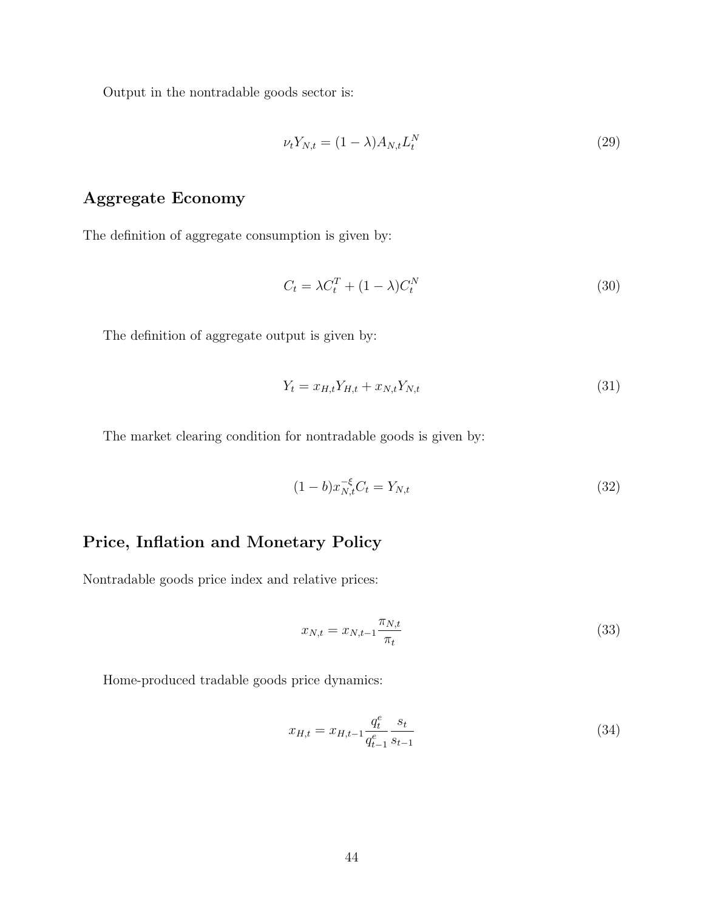Output in the nontradable goods sector is:

$$\nu_t Y_{N,t} = (1-\lambda) A_{N,t} L_t^N \tag{29}$$

## Aggregate Economy

The definition of aggregate consumption is given by:

$$C_t = \lambda C_t^T + (1-\lambda) C_t^N \tag{30}$$

The definition of aggregate output is given by:

$$Y_t = x_{H,t} Y_{H,t} + x_{N,t} Y_{N,t} \tag{31}$$

The market clearing condition for nontradable goods is given by:

$$(1-b) x_{N,t}^{-\xi} C_t = Y_{N,t} \tag{32}$$

## Price, Inflation and Monetary Policy

Nontradable goods price index and relative prices:

$$x_{N,t} = x_{N,t-1} \frac{\pi_{N,t}}{\pi_t} \tag{33}$$

Home-produced tradable goods price dynamics:

$$x_{H,t} = x_{H,t-1} \frac{q_t^e}{q_{t-1}^e} \frac{s_t}{s_{t-1}} \tag{34}$$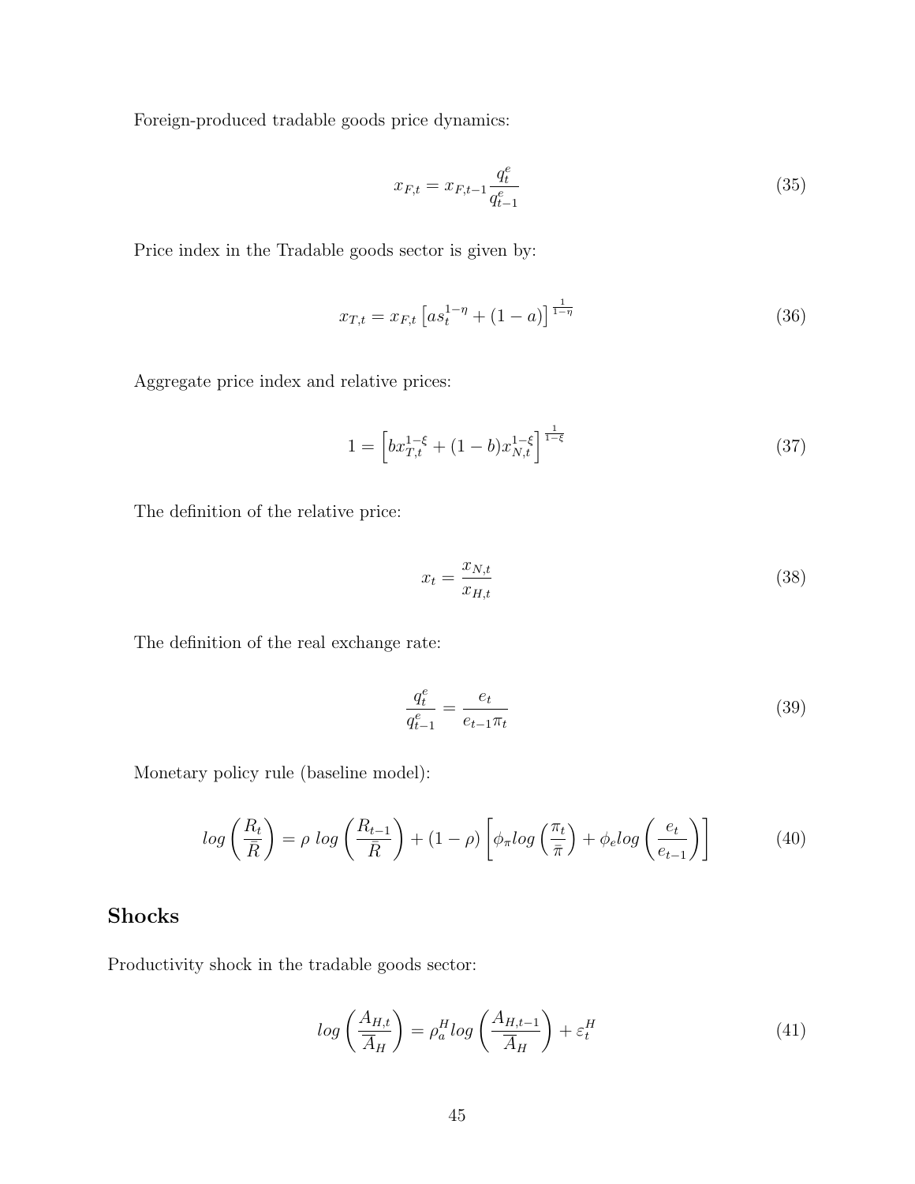Foreign-produced tradable goods price dynamics:

$$x_{F,t} = x_{F,t-1} \frac{q_t^e}{q_{t-1}^e} \tag{35}$$

Price index in the Tradable goods sector is given by:

$$x_{T,t} = x_{F,t} \left[ a s_t^{1-\eta} + (1-a) \right]^{\frac{1}{1-\eta}} \tag{36}$$

Aggregate price index and relative prices:

$$1 = \left[ b x_{T,t}^{1-\xi} + (1-b) x_{N,t}^{1-\xi} \right]^{\frac{1}{1-\xi}} \tag{37}$$

The definition of the relative price:

$$x_t = \frac{x_{N,t}}{x_{H,t}} \tag{38}$$

The definition of the real exchange rate:

$$\frac{q_t^e}{q_{t-1}^e} = \frac{e_t}{e_{t-1} \pi_t} \tag{39}$$

Monetary policy rule (baseline model):

$$log\left(\frac{R_t}{\bar{R}}\right) = \rho \; log\left(\frac{R_{t-1}}{\bar{R}}\right) + (1-\rho)\left[\phi_\pi log\left(\frac{\pi_t}{\bar{\pi}}\right) + \phi_e log\left(\frac{e_t}{e_{t-1}}\right)\right] \tag{40}$$

## Shocks

Productivity shock in the tradable goods sector:

$$log\left(\frac{A_{H,t}}{\overline{A}_H}\right) = \rho_a^H log\left(\frac{A_{H,t-1}}{\overline{A}_H}\right) + \varepsilon_t^H \tag{41}$$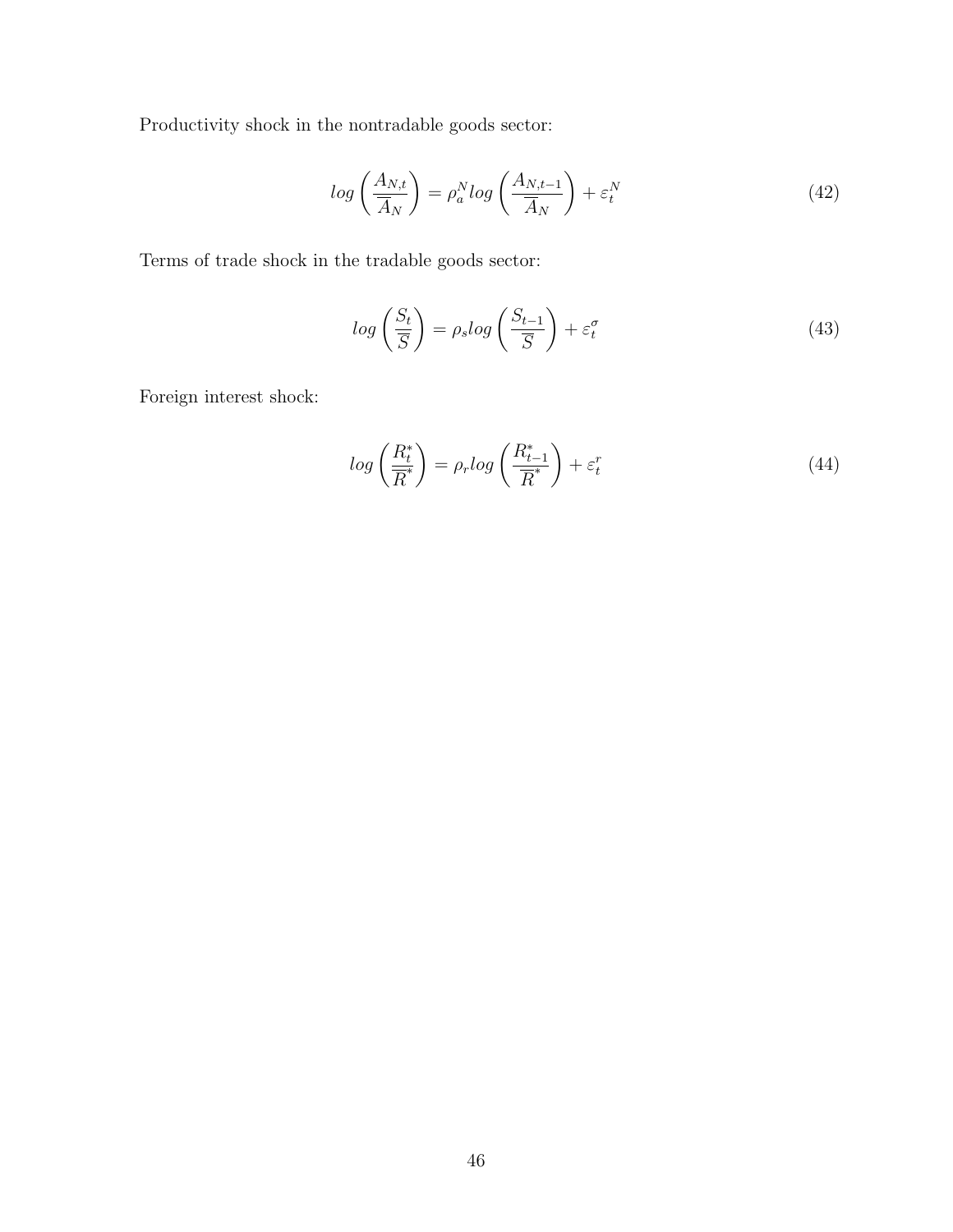Productivity shock in the nontradable goods sector:

$$log\left(\frac{A_{N,t}}{\overline{A}_N}\right) = \rho_a^N log\left(\frac{A_{N,t-1}}{\overline{A}_N}\right) + \varepsilon_t^N \tag{42}$$

Terms of trade shock in the tradable goods sector:

$$log\left(\frac{S_t}{\overline{S}}\right) = \rho_s log\left(\frac{S_{t-1}}{\overline{S}}\right) + \varepsilon_t^\sigma \tag{43}$$

Foreign interest shock:

$$log\left(\frac{R_t^*}{\overline{R}^*}\right) = \rho_r log\left(\frac{R_{t-1}^*}{\overline{R}^*}\right) + \varepsilon_t^r \tag{44}$$